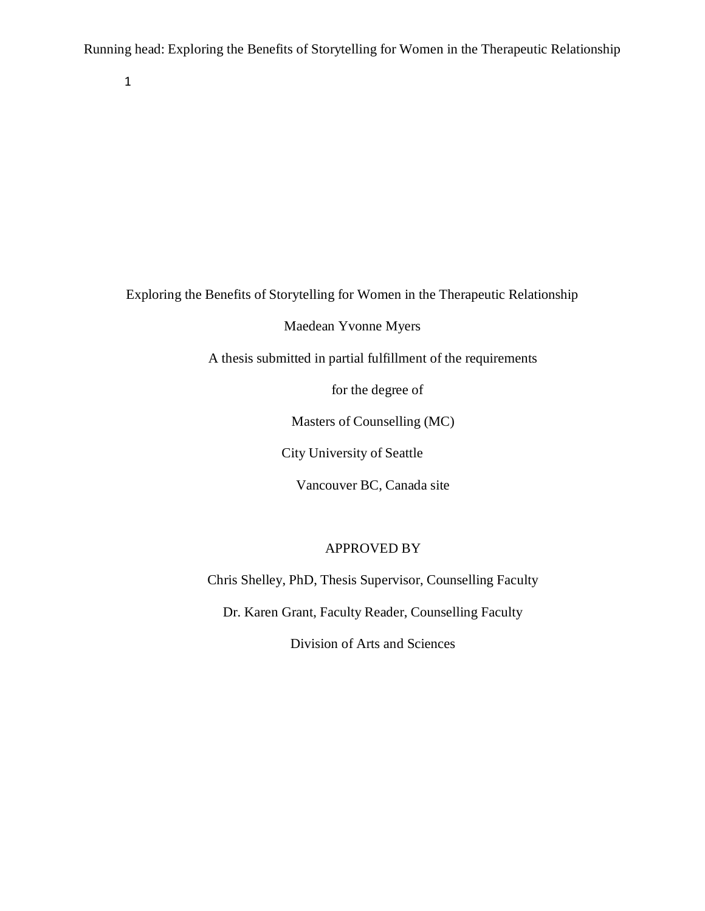# Exploring the Benefits of Storytelling for Women in the Therapeutic Relationship

Maedean Yvonne Myers

A thesis submitted in partial fulfillment of the requirements

for the degree of

Masters of Counselling (MC)

City University of Seattle

Vancouver BC, Canada site

APPROVED BY

Chris Shelley, PhD, Thesis Supervisor, Counselling Faculty

Dr. Karen Grant, Faculty Reader, Counselling Faculty

Division of Arts and Sciences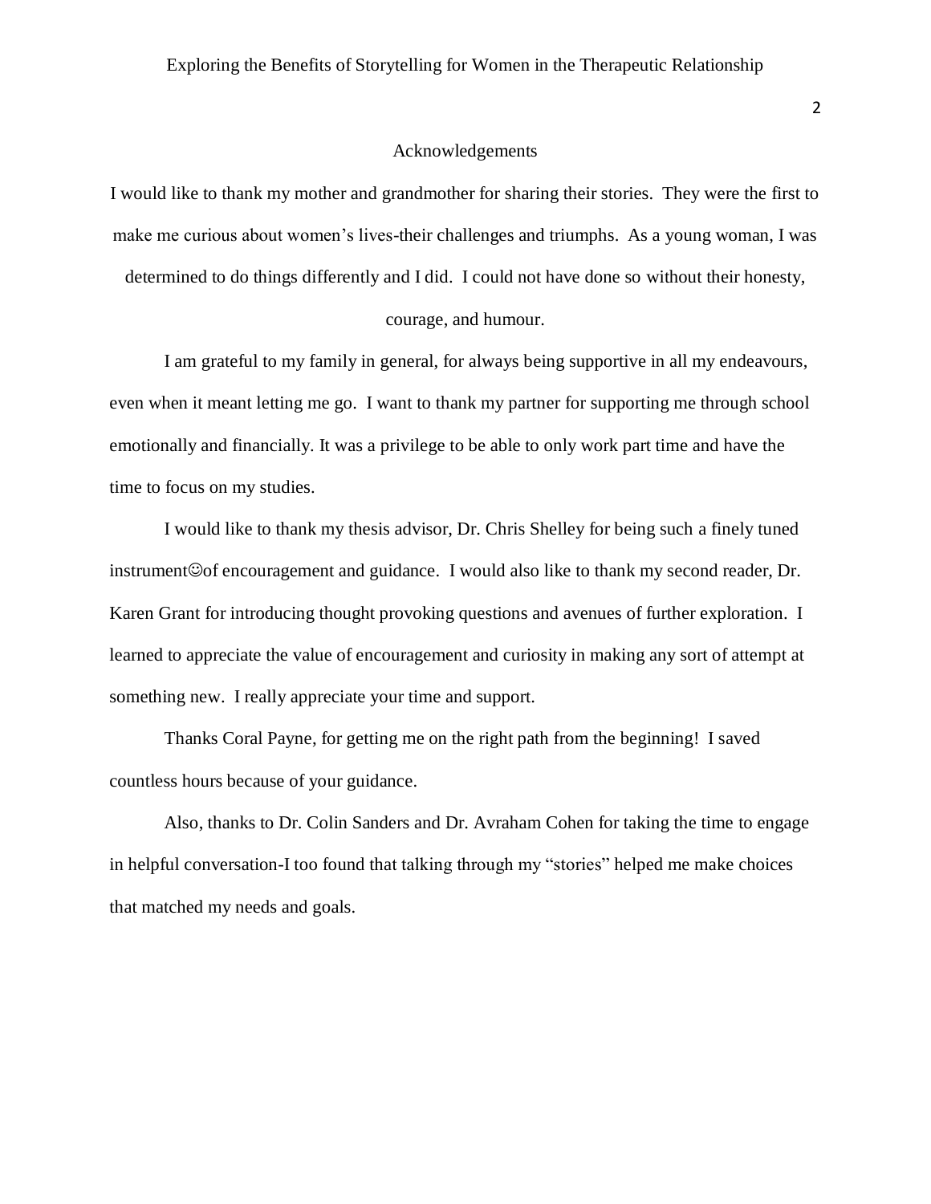## Acknowledgements

I would like to thank my mother and grandmother for sharing their stories. They were the first to make me curious about women's lives-their challenges and triumphs. As a young woman, I was determined to do things differently and I did. I could not have done so without their honesty, courage, and humour.

I am grateful to my family in general, for always being supportive in all my endeavours, even when it meant letting me go. I want to thank my partner for supporting me through school emotionally and financially. It was a privilege to be able to only work part time and have the time to focus on my studies.

I would like to thank my thesis advisor, Dr. Chris Shelley for being such a finely tuned instrument☺of encouragement and guidance. I would also like to thank my second reader, Dr. Karen Grant for introducing thought provoking questions and avenues of further exploration. I learned to appreciate the value of encouragement and curiosity in making any sort of attempt at something new. I really appreciate your time and support.

Thanks Coral Payne, for getting me on the right path from the beginning! I saved countless hours because of your guidance.

Also, thanks to Dr. Colin Sanders and Dr. Avraham Cohen for taking the time to engage in helpful conversation-I too found that talking through my "stories" helped me make choices that matched my needs and goals.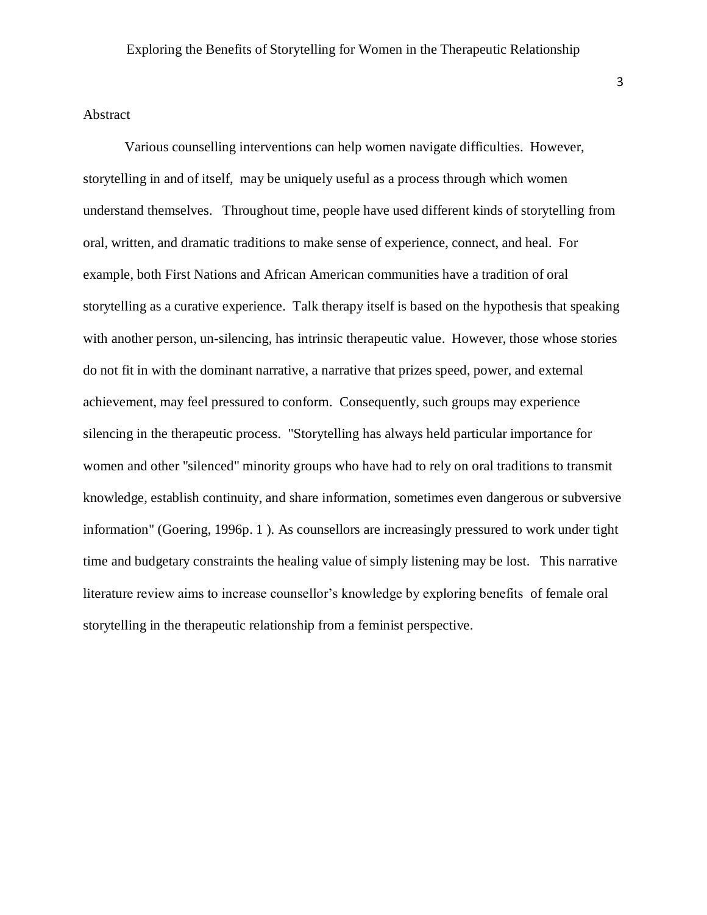## Abstract

Various counselling interventions can help women navigate difficulties. However, storytelling in and of itself, may be uniquely useful as a process through which women understand themselves. Throughout time, people have used different kinds of storytelling from oral, written, and dramatic traditions to make sense of experience, connect, and heal. For example, both First Nations and African American communities have a tradition of oral storytelling as a curative experience. Talk therapy itself is based on the hypothesis that speaking with another person, un-silencing, has intrinsic therapeutic value. However, those whose stories do not fit in with the dominant narrative, a narrative that prizes speed, power, and external achievement, may feel pressured to conform. Consequently, such groups may experience silencing in the therapeutic process. "Storytelling has always held particular importance for women and other "silenced" minority groups who have had to rely on oral traditions to transmit knowledge, establish continuity, and share information, sometimes even dangerous or subversive information" (Goering, 1996p. 1 ). As counsellors are increasingly pressured to work under tight time and budgetary constraints the healing value of simply listening may be lost. This narrative literature review aims to increase counsellor's knowledge by exploring benefits of female oral storytelling in the therapeutic relationship from a feminist perspective.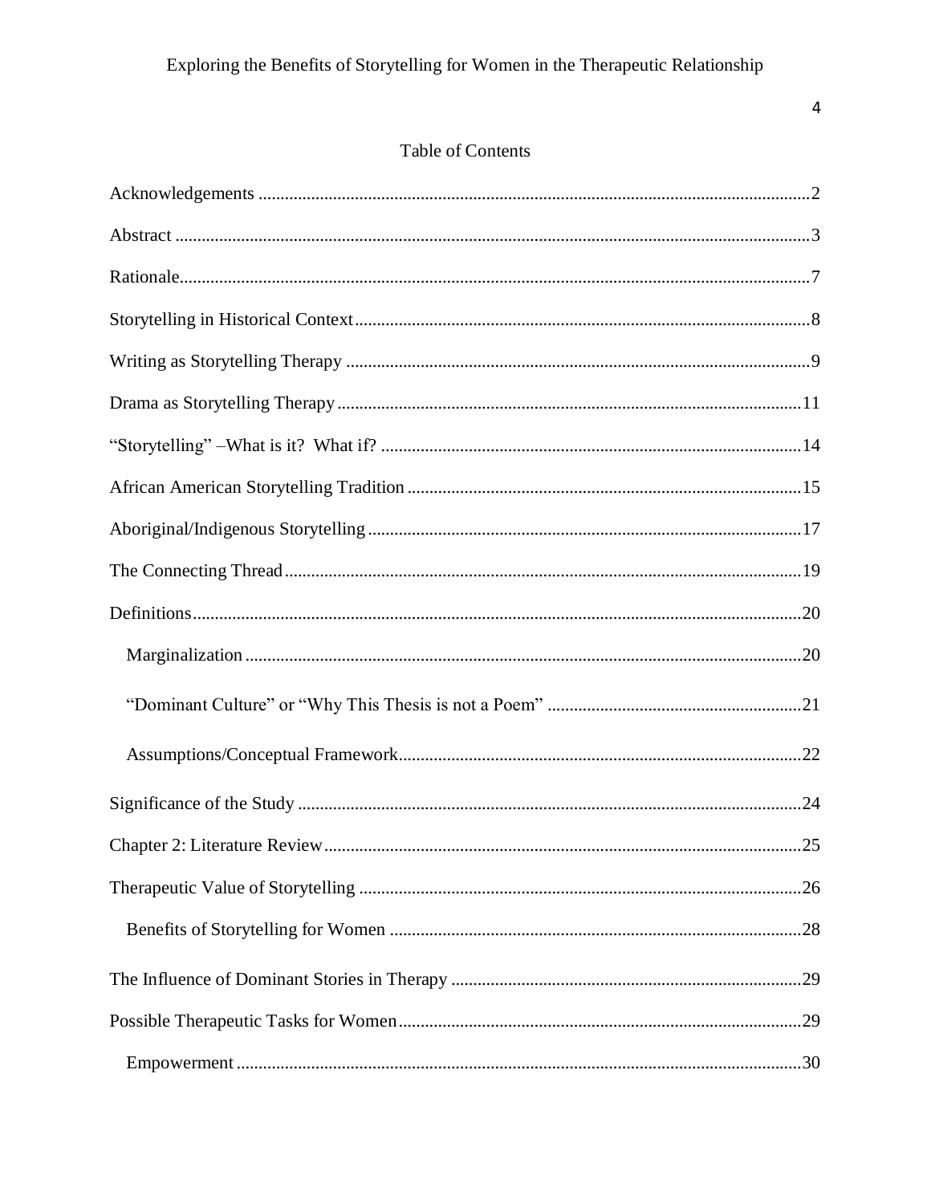## Table of Contents

Acknowledgements ........................................................................................................2

Abstract ........................................................................................................................3

Rationale.......................................................................................................................7

Storytelling in Historical Context ................................................................................8

Writing as Storytelling Therapy ...................................................................................9

Drama as Storytelling Therapy ...................................................................................11

"Storytelling" –What is it? What if? ..........................................................................14

African American Storytelling Tradition ...................................................................15

Aboriginal/Indigenous Storytelling ............................................................................17

The Connecting Thread ..............................................................................................19

Definitions ..................................................................................................................20

- Marginalization .......................................................................................................20
- "Dominant Culture" or "Why This Thesis is not a Poem" ......................................21
- Assumptions/Conceptual Framework......................................................................22

Significance of the Study ............................................................................................24

Chapter 2: Literature Review ......................................................................................25

Therapeutic Value of Storytelling ...............................................................................26

- Benefits of Storytelling for Women .........................................................................28

The Influence of Dominant Stories in Therapy ...........................................................29

Possible Therapeutic Tasks for Women .......................................................................29

- Empowerment ..........................................................................................................30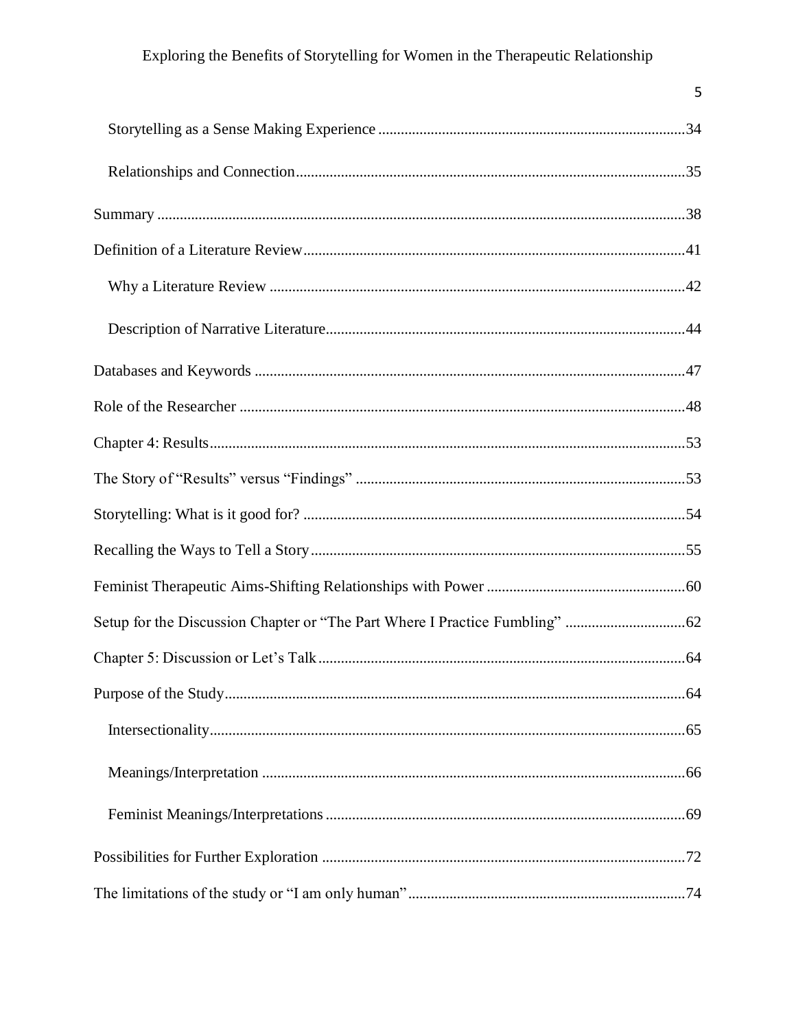- Storytelling as a Sense Making Experience ... 34
- Relationships and Connection ... 35

Summary ... 38

Definition of a Literature Review ... 41

- Why a Literature Review ... 42
- Description of Narrative Literature ... 44

Databases and Keywords ... 47

Role of the Researcher ... 48

Chapter 4: Results ... 53

The Story of "Results" versus "Findings" ... 53

Storytelling: What is it good for? ... 54

Recalling the Ways to Tell a Story ... 55

Feminist Therapeutic Aims-Shifting Relationships with Power ... 60

Setup for the Discussion Chapter or "The Part Where I Practice Fumbling" ... 62

Chapter 5: Discussion or Let's Talk ... 64

Purpose of the Study ... 64

- Intersectionality ... 65
- Meanings/Interpretation ... 66
- Feminist Meanings/Interpretations ... 69

Possibilities for Further Exploration ... 72

The limitations of the study or "I am only human" ... 74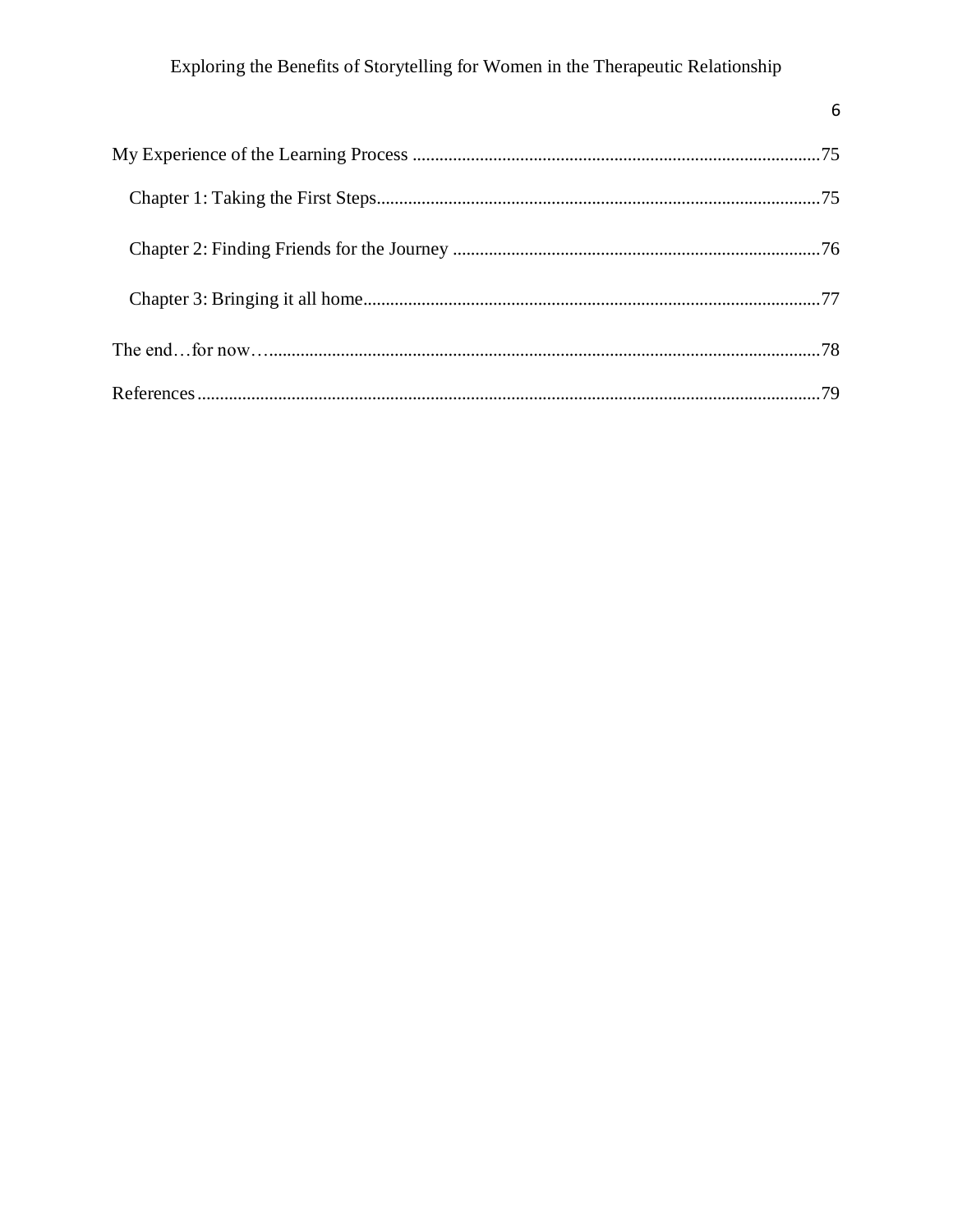My Experience of the Learning Process .......................................................................................... 75

  Chapter 1: Taking the First Steps.................................................................................................. 75

  Chapter 2: Finding Friends for the Journey .................................................................................. 76

  Chapter 3: Bringing it all home...................................................................................................... 77

The end…for now…......................................................................................................................... 78

References ......................................................................................................................................... 79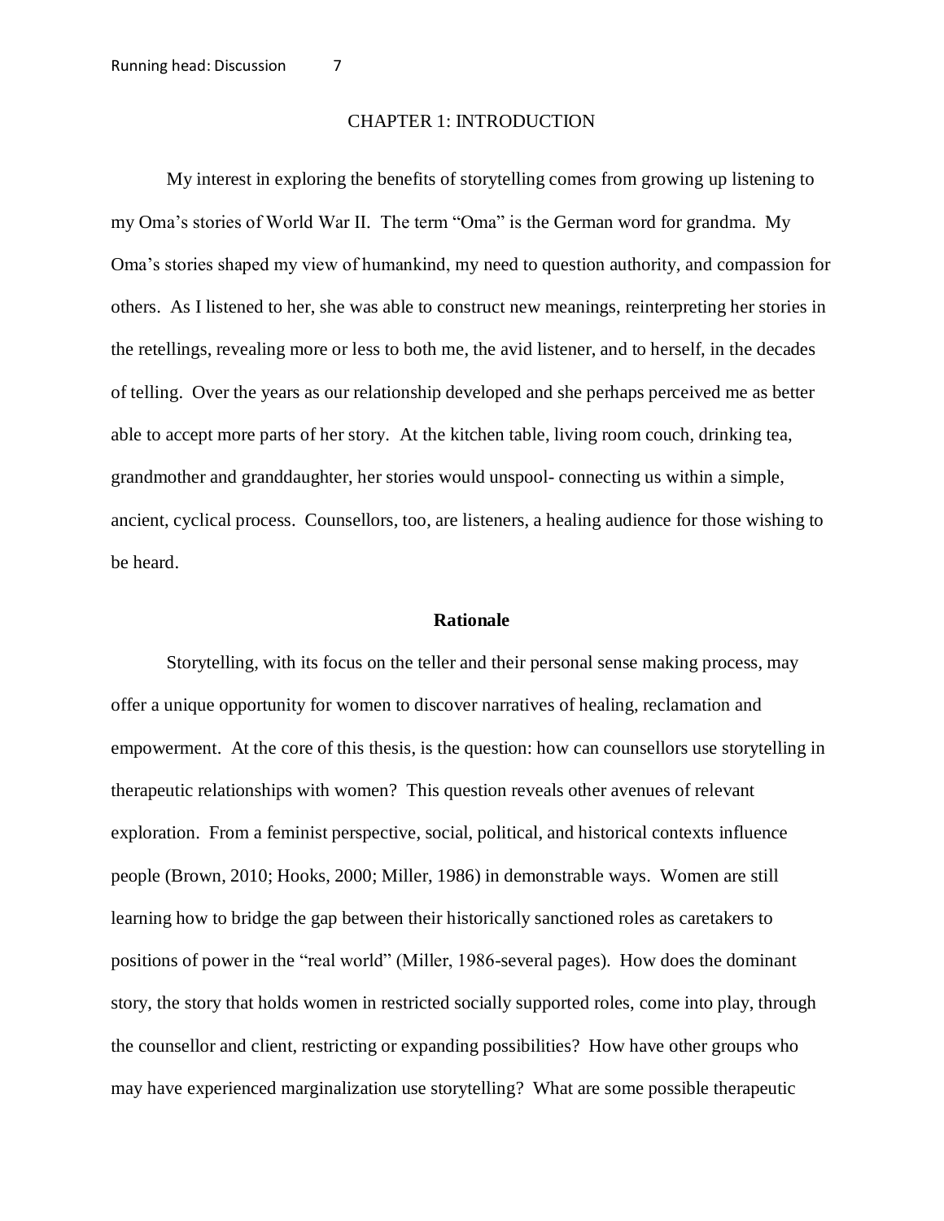# CHAPTER 1: INTRODUCTION

My interest in exploring the benefits of storytelling comes from growing up listening to my Oma's stories of World War II. The term "Oma" is the German word for grandma. My Oma's stories shaped my view of humankind, my need to question authority, and compassion for others. As I listened to her, she was able to construct new meanings, reinterpreting her stories in the retellings, revealing more or less to both me, the avid listener, and to herself, in the decades of telling. Over the years as our relationship developed and she perhaps perceived me as better able to accept more parts of her story. At the kitchen table, living room couch, drinking tea, grandmother and granddaughter, her stories would unspool- connecting us within a simple, ancient, cyclical process. Counsellors, too, are listeners, a healing audience for those wishing to be heard.

## Rationale

Storytelling, with its focus on the teller and their personal sense making process, may offer a unique opportunity for women to discover narratives of healing, reclamation and empowerment. At the core of this thesis, is the question: how can counsellors use storytelling in therapeutic relationships with women? This question reveals other avenues of relevant exploration. From a feminist perspective, social, political, and historical contexts influence people (Brown, 2010; Hooks, 2000; Miller, 1986) in demonstrable ways. Women are still learning how to bridge the gap between their historically sanctioned roles as caretakers to positions of power in the "real world" (Miller, 1986-several pages). How does the dominant story, the story that holds women in restricted socially supported roles, come into play, through the counsellor and client, restricting or expanding possibilities? How have other groups who may have experienced marginalization use storytelling? What are some possible therapeutic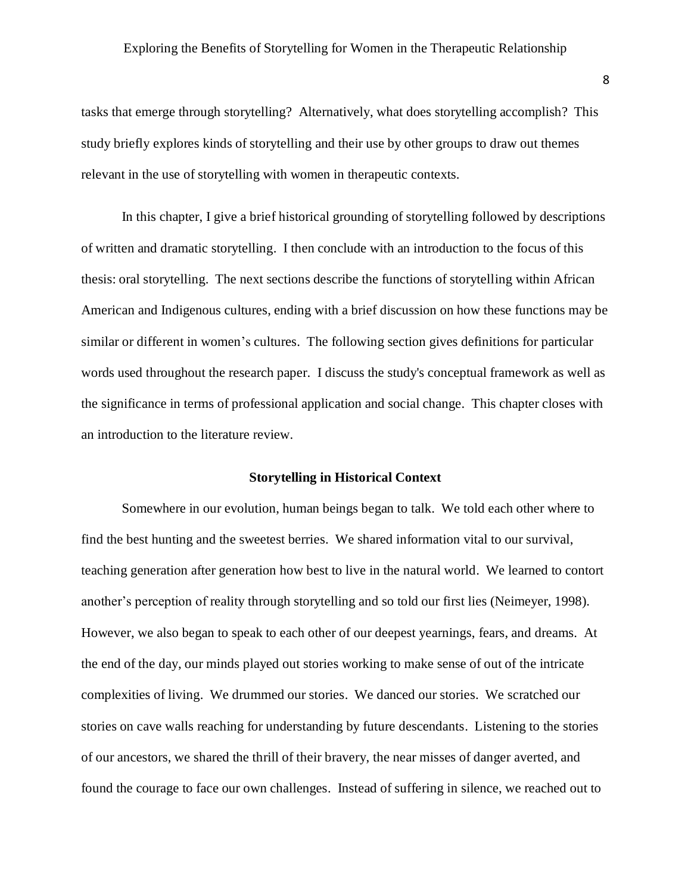tasks that emerge through storytelling? Alternatively, what does storytelling accomplish? This study briefly explores kinds of storytelling and their use by other groups to draw out themes relevant in the use of storytelling with women in therapeutic contexts.

In this chapter, I give a brief historical grounding of storytelling followed by descriptions of written and dramatic storytelling. I then conclude with an introduction to the focus of this thesis: oral storytelling. The next sections describe the functions of storytelling within African American and Indigenous cultures, ending with a brief discussion on how these functions may be similar or different in women's cultures. The following section gives definitions for particular words used throughout the research paper. I discuss the study's conceptual framework as well as the significance in terms of professional application and social change. This chapter closes with an introduction to the literature review.

## Storytelling in Historical Context

Somewhere in our evolution, human beings began to talk. We told each other where to find the best hunting and the sweetest berries. We shared information vital to our survival, teaching generation after generation how best to live in the natural world. We learned to contort another's perception of reality through storytelling and so told our first lies (Neimeyer, 1998). However, we also began to speak to each other of our deepest yearnings, fears, and dreams. At the end of the day, our minds played out stories working to make sense of out of the intricate complexities of living. We drummed our stories. We danced our stories. We scratched our stories on cave walls reaching for understanding by future descendants. Listening to the stories of our ancestors, we shared the thrill of their bravery, the near misses of danger averted, and found the courage to face our own challenges. Instead of suffering in silence, we reached out to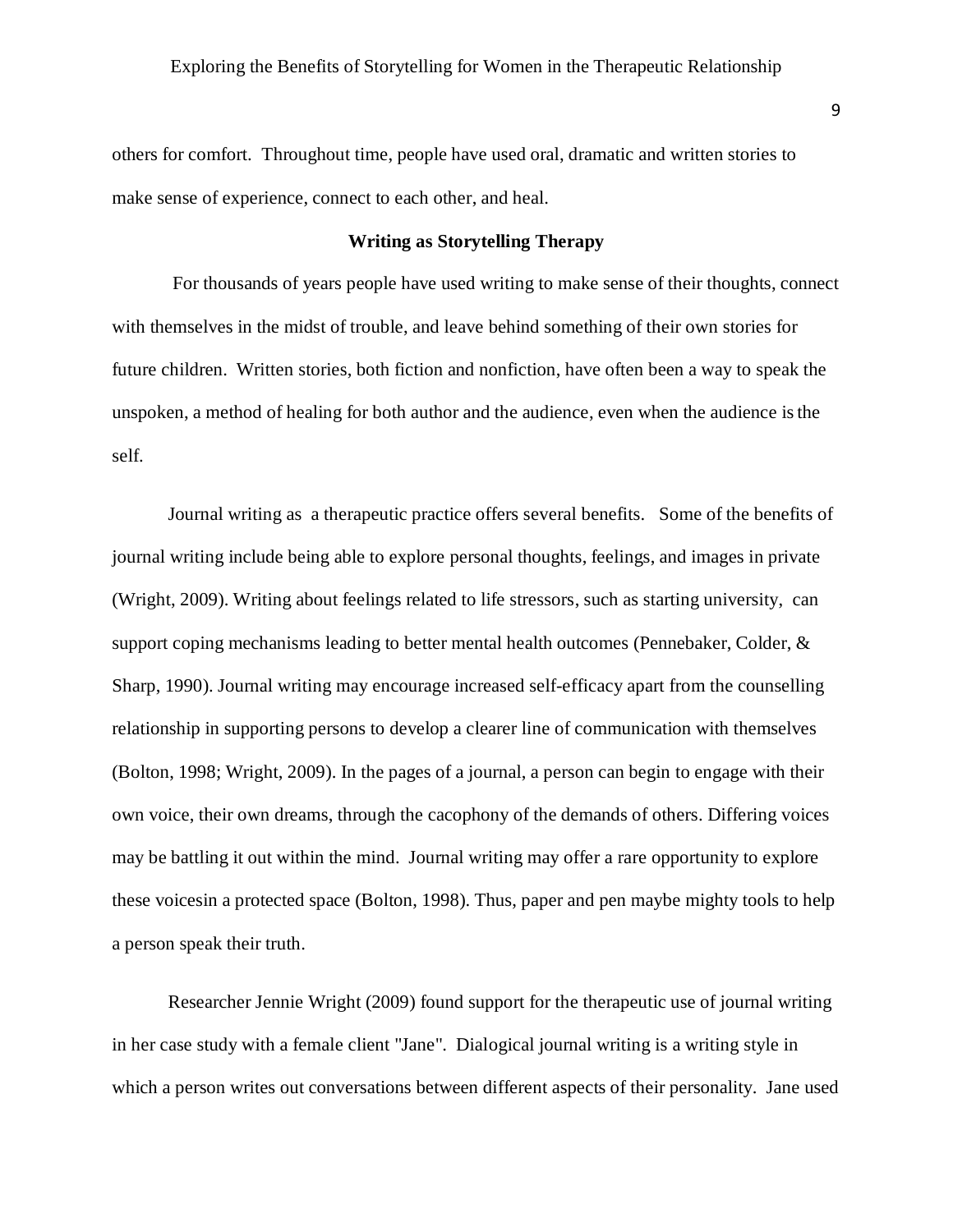others for comfort. Throughout time, people have used oral, dramatic and written stories to make sense of experience, connect to each other, and heal.

## Writing as Storytelling Therapy

For thousands of years people have used writing to make sense of their thoughts, connect with themselves in the midst of trouble, and leave behind something of their own stories for future children. Written stories, both fiction and nonfiction, have often been a way to speak the unspoken, a method of healing for both author and the audience, even when the audience is the self.

Journal writing as a therapeutic practice offers several benefits. Some of the benefits of journal writing include being able to explore personal thoughts, feelings, and images in private (Wright, 2009). Writing about feelings related to life stressors, such as starting university, can support coping mechanisms leading to better mental health outcomes (Pennebaker, Colder, & Sharp, 1990). Journal writing may encourage increased self-efficacy apart from the counselling relationship in supporting persons to develop a clearer line of communication with themselves (Bolton, 1998; Wright, 2009). In the pages of a journal, a person can begin to engage with their own voice, their own dreams, through the cacophony of the demands of others. Differing voices may be battling it out within the mind. Journal writing may offer a rare opportunity to explore these voicesin a protected space (Bolton, 1998). Thus, paper and pen maybe mighty tools to help a person speak their truth.

Researcher Jennie Wright (2009) found support for the therapeutic use of journal writing in her case study with a female client "Jane". Dialogical journal writing is a writing style in which a person writes out conversations between different aspects of their personality. Jane used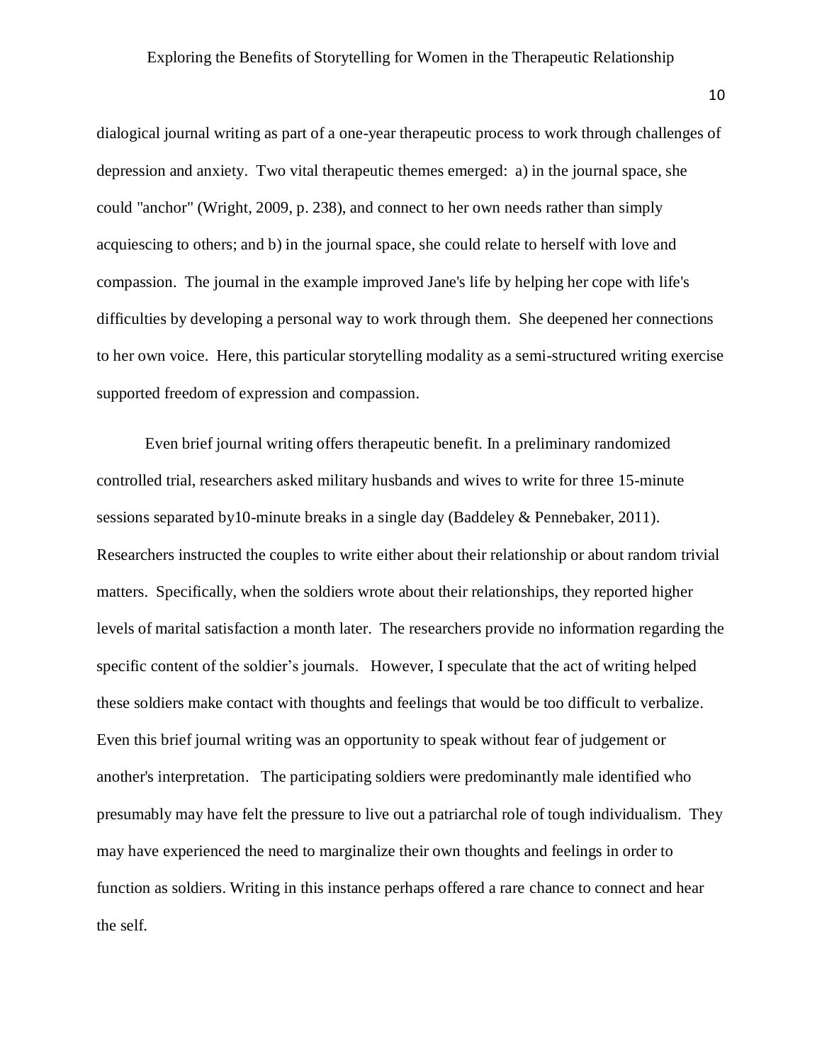dialogical journal writing as part of a one-year therapeutic process to work through challenges of depression and anxiety. Two vital therapeutic themes emerged: a) in the journal space, she could "anchor" (Wright, 2009, p. 238), and connect to her own needs rather than simply acquiescing to others; and b) in the journal space, she could relate to herself with love and compassion. The journal in the example improved Jane's life by helping her cope with life's difficulties by developing a personal way to work through them. She deepened her connections to her own voice. Here, this particular storytelling modality as a semi-structured writing exercise supported freedom of expression and compassion.

Even brief journal writing offers therapeutic benefit. In a preliminary randomized controlled trial, researchers asked military husbands and wives to write for three 15-minute sessions separated by10-minute breaks in a single day (Baddeley & Pennebaker, 2011). Researchers instructed the couples to write either about their relationship or about random trivial matters. Specifically, when the soldiers wrote about their relationships, they reported higher levels of marital satisfaction a month later. The researchers provide no information regarding the specific content of the soldier's journals. However, I speculate that the act of writing helped these soldiers make contact with thoughts and feelings that would be too difficult to verbalize. Even this brief journal writing was an opportunity to speak without fear of judgement or another's interpretation. The participating soldiers were predominantly male identified who presumably may have felt the pressure to live out a patriarchal role of tough individualism. They may have experienced the need to marginalize their own thoughts and feelings in order to function as soldiers. Writing in this instance perhaps offered a rare chance to connect and hear the self.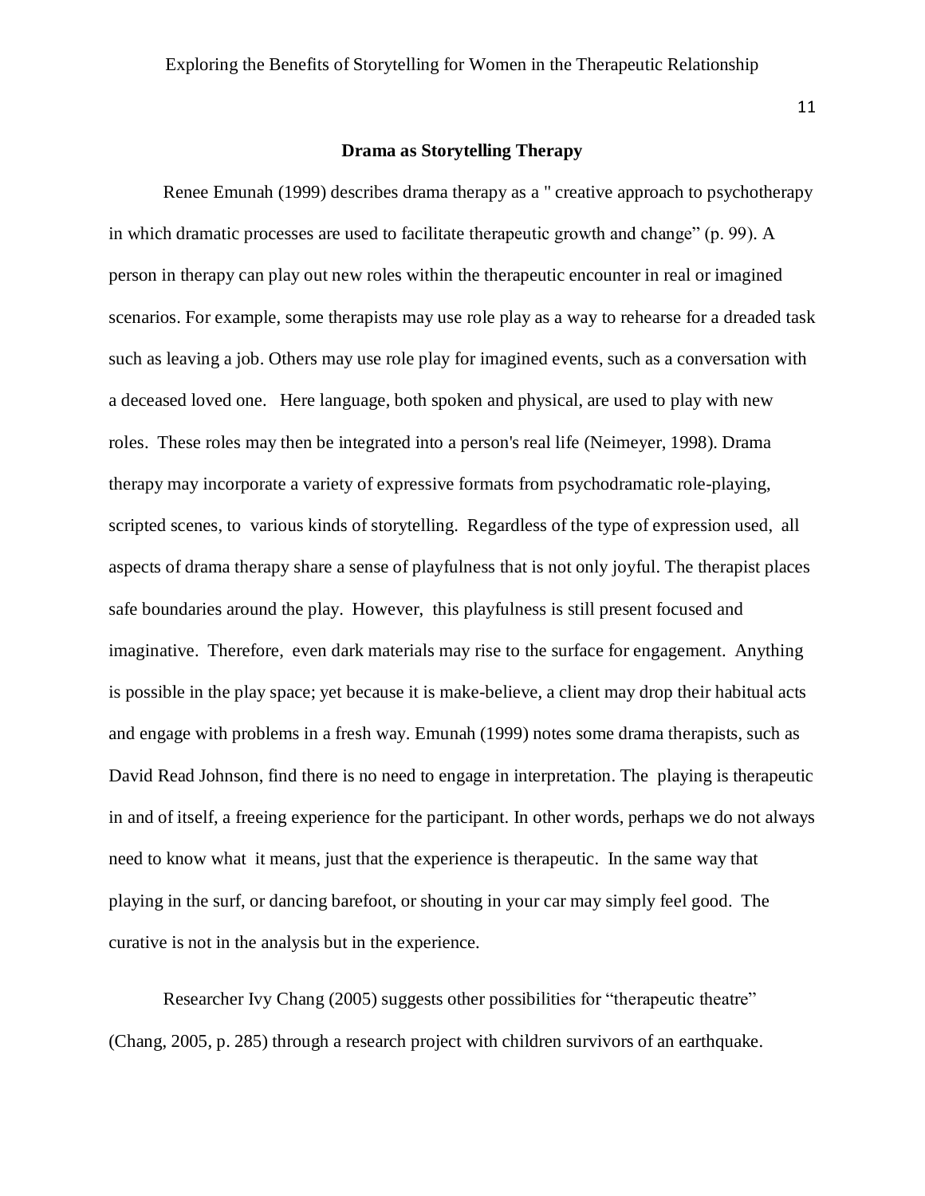## Drama as Storytelling Therapy

Renee Emunah (1999) describes drama therapy as a " creative approach to psychotherapy in which dramatic processes are used to facilitate therapeutic growth and change" (p. 99). A person in therapy can play out new roles within the therapeutic encounter in real or imagined scenarios. For example, some therapists may use role play as a way to rehearse for a dreaded task such as leaving a job. Others may use role play for imagined events, such as a conversation with a deceased loved one. Here language, both spoken and physical, are used to play with new roles. These roles may then be integrated into a person's real life (Neimeyer, 1998). Drama therapy may incorporate a variety of expressive formats from psychodramatic role-playing, scripted scenes, to various kinds of storytelling. Regardless of the type of expression used, all aspects of drama therapy share a sense of playfulness that is not only joyful. The therapist places safe boundaries around the play. However, this playfulness is still present focused and imaginative. Therefore, even dark materials may rise to the surface for engagement. Anything is possible in the play space; yet because it is make-believe, a client may drop their habitual acts and engage with problems in a fresh way. Emunah (1999) notes some drama therapists, such as David Read Johnson, find there is no need to engage in interpretation. The playing is therapeutic in and of itself, a freeing experience for the participant. In other words, perhaps we do not always need to know what it means, just that the experience is therapeutic. In the same way that playing in the surf, or dancing barefoot, or shouting in your car may simply feel good. The curative is not in the analysis but in the experience.

Researcher Ivy Chang (2005) suggests other possibilities for "therapeutic theatre" (Chang, 2005, p. 285) through a research project with children survivors of an earthquake.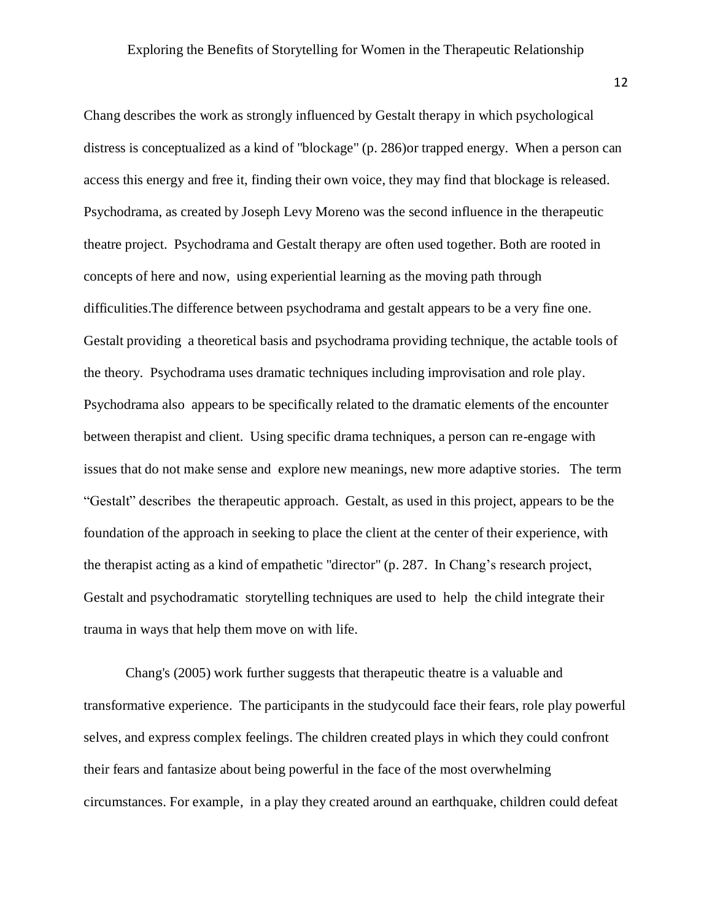Chang describes the work as strongly influenced by Gestalt therapy in which psychological distress is conceptualized as a kind of "blockage" (p. 286)or trapped energy. When a person can access this energy and free it, finding their own voice, they may find that blockage is released. Psychodrama, as created by Joseph Levy Moreno was the second influence in the therapeutic theatre project. Psychodrama and Gestalt therapy are often used together. Both are rooted in concepts of here and now, using experiential learning as the moving path through difficulities.The difference between psychodrama and gestalt appears to be a very fine one. Gestalt providing a theoretical basis and psychodrama providing technique, the actable tools of the theory. Psychodrama uses dramatic techniques including improvisation and role play. Psychodrama also appears to be specifically related to the dramatic elements of the encounter between therapist and client. Using specific drama techniques, a person can re-engage with issues that do not make sense and explore new meanings, new more adaptive stories. The term "Gestalt" describes the therapeutic approach. Gestalt, as used in this project, appears to be the foundation of the approach in seeking to place the client at the center of their experience, with the therapist acting as a kind of empathetic "director" (p. 287. In Chang's research project, Gestalt and psychodramatic storytelling techniques are used to help the child integrate their trauma in ways that help them move on with life.

Chang's (2005) work further suggests that therapeutic theatre is a valuable and transformative experience. The participants in the studycould face their fears, role play powerful selves, and express complex feelings. The children created plays in which they could confront their fears and fantasize about being powerful in the face of the most overwhelming circumstances. For example, in a play they created around an earthquake, children could defeat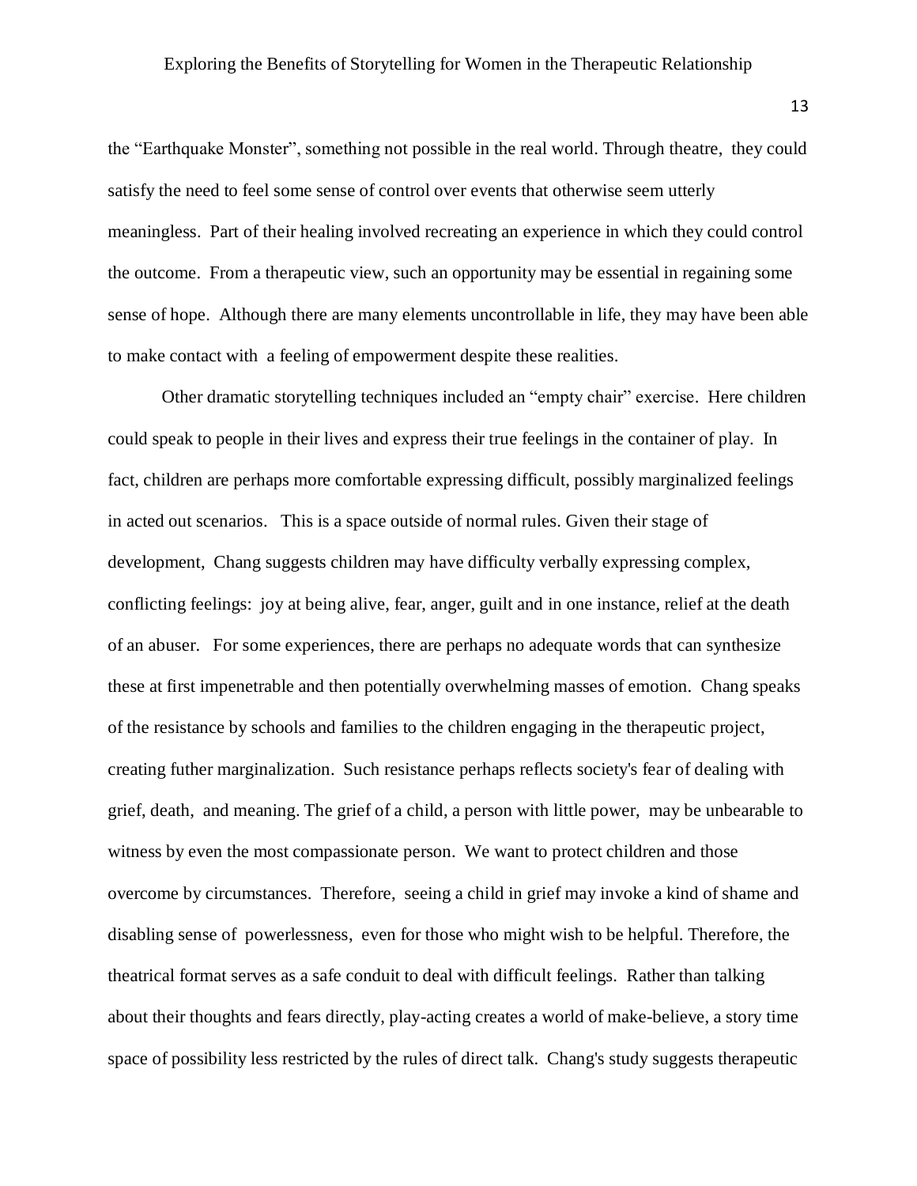the "Earthquake Monster", something not possible in the real world. Through theatre, they could satisfy the need to feel some sense of control over events that otherwise seem utterly meaningless. Part of their healing involved recreating an experience in which they could control the outcome. From a therapeutic view, such an opportunity may be essential in regaining some sense of hope. Although there are many elements uncontrollable in life, they may have been able to make contact with a feeling of empowerment despite these realities.

Other dramatic storytelling techniques included an "empty chair" exercise. Here children could speak to people in their lives and express their true feelings in the container of play. In fact, children are perhaps more comfortable expressing difficult, possibly marginalized feelings in acted out scenarios. This is a space outside of normal rules. Given their stage of development, Chang suggests children may have difficulty verbally expressing complex, conflicting feelings: joy at being alive, fear, anger, guilt and in one instance, relief at the death of an abuser. For some experiences, there are perhaps no adequate words that can synthesize these at first impenetrable and then potentially overwhelming masses of emotion. Chang speaks of the resistance by schools and families to the children engaging in the therapeutic project, creating futher marginalization. Such resistance perhaps reflects society's fear of dealing with grief, death, and meaning. The grief of a child, a person with little power, may be unbearable to witness by even the most compassionate person. We want to protect children and those overcome by circumstances. Therefore, seeing a child in grief may invoke a kind of shame and disabling sense of powerlessness, even for those who might wish to be helpful. Therefore, the theatrical format serves as a safe conduit to deal with difficult feelings. Rather than talking about their thoughts and fears directly, play-acting creates a world of make-believe, a story time space of possibility less restricted by the rules of direct talk. Chang's study suggests therapeutic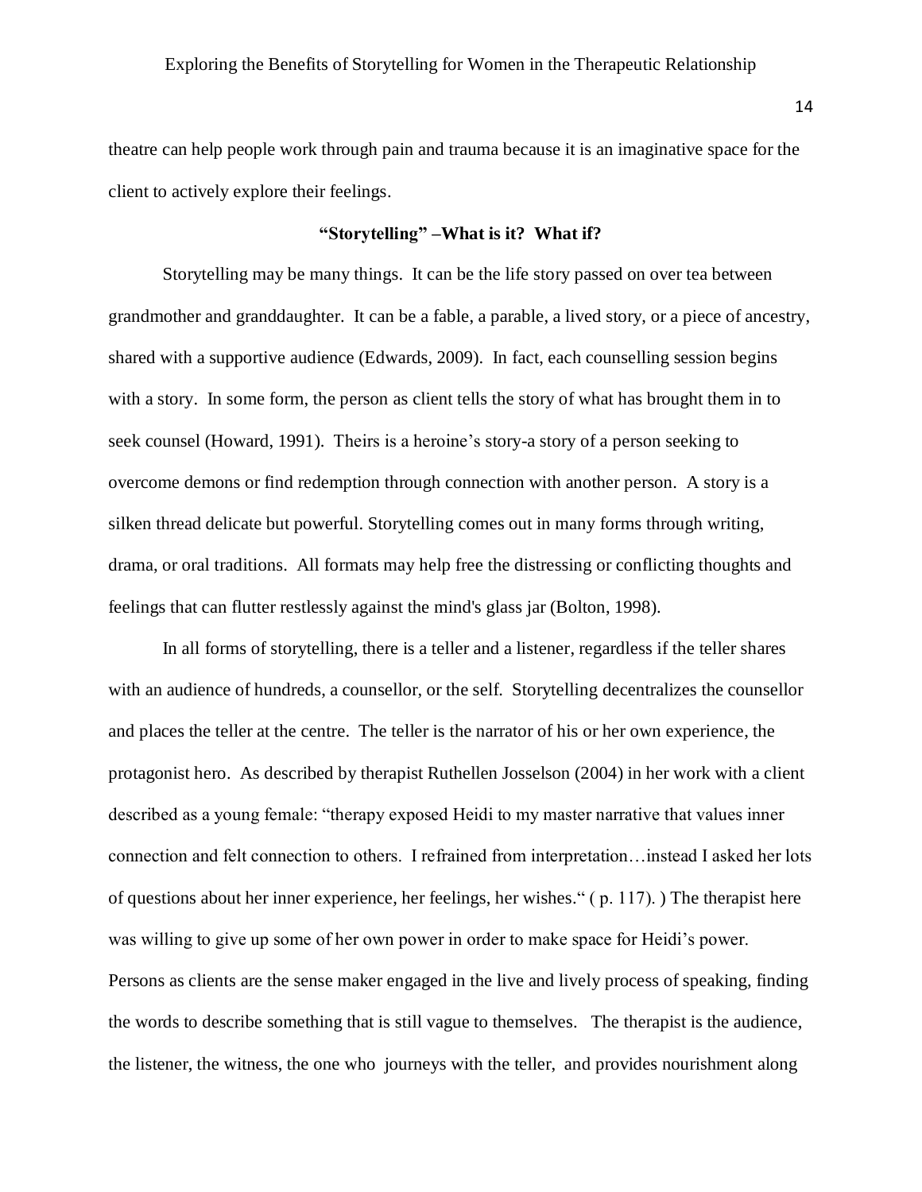theatre can help people work through pain and trauma because it is an imaginative space for the client to actively explore their feelings.

### "Storytelling" –What is it? What if?

Storytelling may be many things. It can be the life story passed on over tea between grandmother and granddaughter. It can be a fable, a parable, a lived story, or a piece of ancestry, shared with a supportive audience (Edwards, 2009). In fact, each counselling session begins with a story. In some form, the person as client tells the story of what has brought them in to seek counsel (Howard, 1991). Theirs is a heroine's story-a story of a person seeking to overcome demons or find redemption through connection with another person. A story is a silken thread delicate but powerful. Storytelling comes out in many forms through writing, drama, or oral traditions. All formats may help free the distressing or conflicting thoughts and feelings that can flutter restlessly against the mind's glass jar (Bolton, 1998).

In all forms of storytelling, there is a teller and a listener, regardless if the teller shares with an audience of hundreds, a counsellor, or the self. Storytelling decentralizes the counsellor and places the teller at the centre. The teller is the narrator of his or her own experience, the protagonist hero. As described by therapist Ruthellen Josselson (2004) in her work with a client described as a young female: "therapy exposed Heidi to my master narrative that values inner connection and felt connection to others. I refrained from interpretation…instead I asked her lots of questions about her inner experience, her feelings, her wishes." ( p. 117). ) The therapist here was willing to give up some of her own power in order to make space for Heidi's power. Persons as clients are the sense maker engaged in the live and lively process of speaking, finding the words to describe something that is still vague to themselves. The therapist is the audience, the listener, the witness, the one who journeys with the teller, and provides nourishment along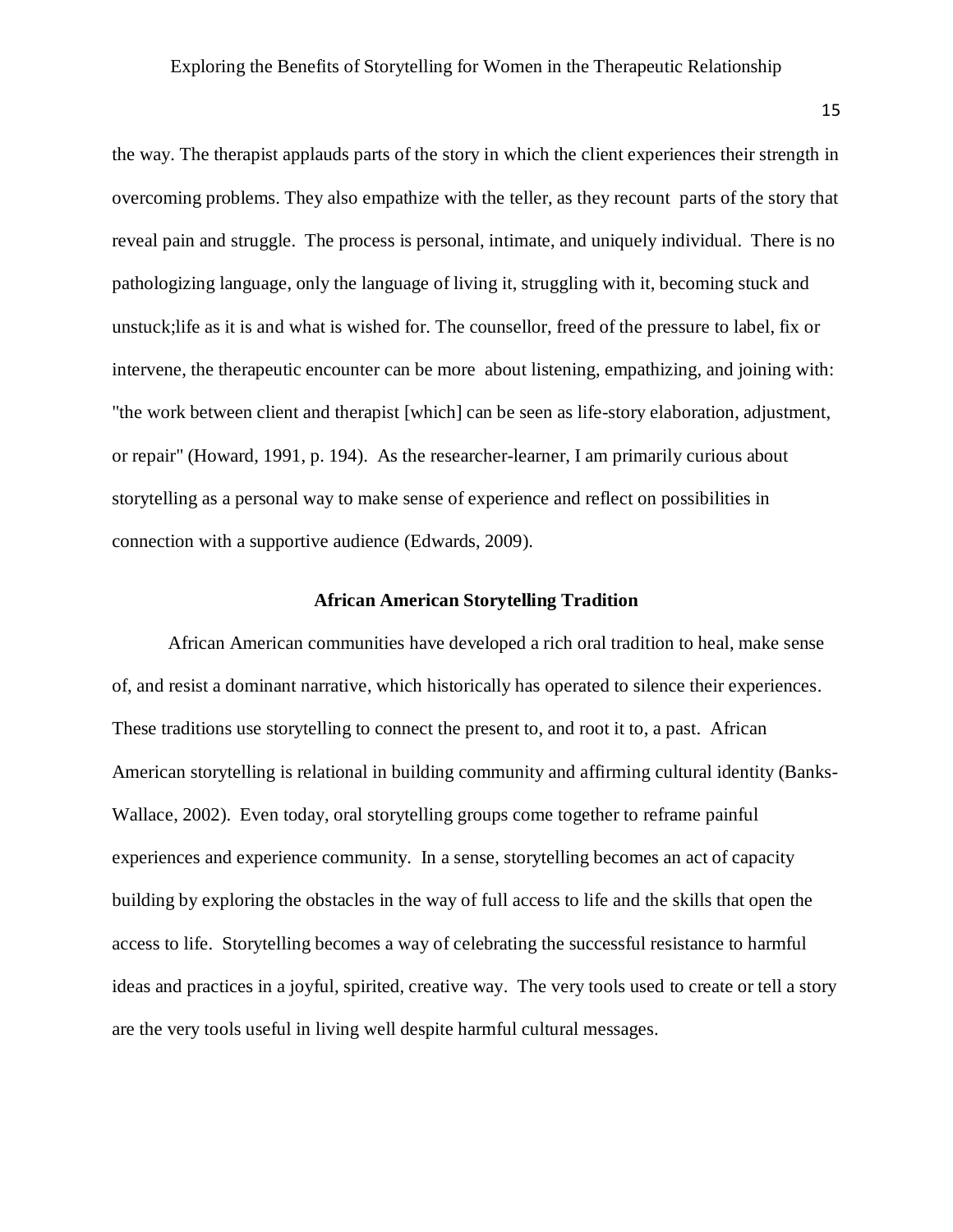the way. The therapist applauds parts of the story in which the client experiences their strength in overcoming problems. They also empathize with the teller, as they recount parts of the story that reveal pain and struggle. The process is personal, intimate, and uniquely individual. There is no pathologizing language, only the language of living it, struggling with it, becoming stuck and unstuck;life as it is and what is wished for. The counsellor, freed of the pressure to label, fix or intervene, the therapeutic encounter can be more about listening, empathizing, and joining with: "the work between client and therapist [which] can be seen as life-story elaboration, adjustment, or repair" (Howard, 1991, p. 194). As the researcher-learner, I am primarily curious about storytelling as a personal way to make sense of experience and reflect on possibilities in connection with a supportive audience (Edwards, 2009).

## African American Storytelling Tradition

African American communities have developed a rich oral tradition to heal, make sense of, and resist a dominant narrative, which historically has operated to silence their experiences. These traditions use storytelling to connect the present to, and root it to, a past. African American storytelling is relational in building community and affirming cultural identity (Banks-Wallace, 2002). Even today, oral storytelling groups come together to reframe painful experiences and experience community. In a sense, storytelling becomes an act of capacity building by exploring the obstacles in the way of full access to life and the skills that open the access to life. Storytelling becomes a way of celebrating the successful resistance to harmful ideas and practices in a joyful, spirited, creative way. The very tools used to create or tell a story are the very tools useful in living well despite harmful cultural messages.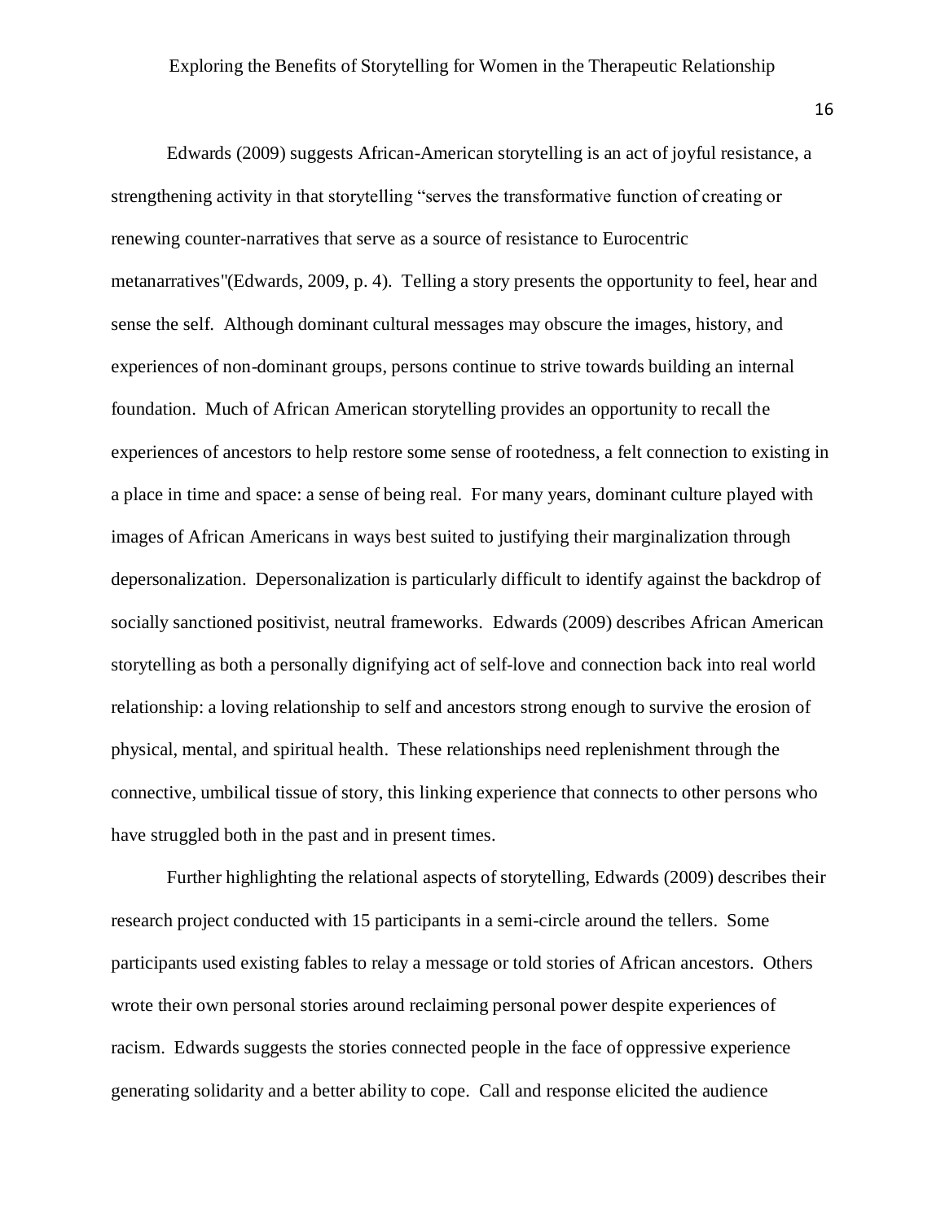Edwards (2009) suggests African-American storytelling is an act of joyful resistance, a strengthening activity in that storytelling "serves the transformative function of creating or renewing counter-narratives that serve as a source of resistance to Eurocentric metanarratives"(Edwards, 2009, p. 4). Telling a story presents the opportunity to feel, hear and sense the self. Although dominant cultural messages may obscure the images, history, and experiences of non-dominant groups, persons continue to strive towards building an internal foundation. Much of African American storytelling provides an opportunity to recall the experiences of ancestors to help restore some sense of rootedness, a felt connection to existing in a place in time and space: a sense of being real. For many years, dominant culture played with images of African Americans in ways best suited to justifying their marginalization through depersonalization. Depersonalization is particularly difficult to identify against the backdrop of socially sanctioned positivist, neutral frameworks. Edwards (2009) describes African American storytelling as both a personally dignifying act of self-love and connection back into real world relationship: a loving relationship to self and ancestors strong enough to survive the erosion of physical, mental, and spiritual health. These relationships need replenishment through the connective, umbilical tissue of story, this linking experience that connects to other persons who have struggled both in the past and in present times.

Further highlighting the relational aspects of storytelling, Edwards (2009) describes their research project conducted with 15 participants in a semi-circle around the tellers. Some participants used existing fables to relay a message or told stories of African ancestors. Others wrote their own personal stories around reclaiming personal power despite experiences of racism. Edwards suggests the stories connected people in the face of oppressive experience generating solidarity and a better ability to cope. Call and response elicited the audience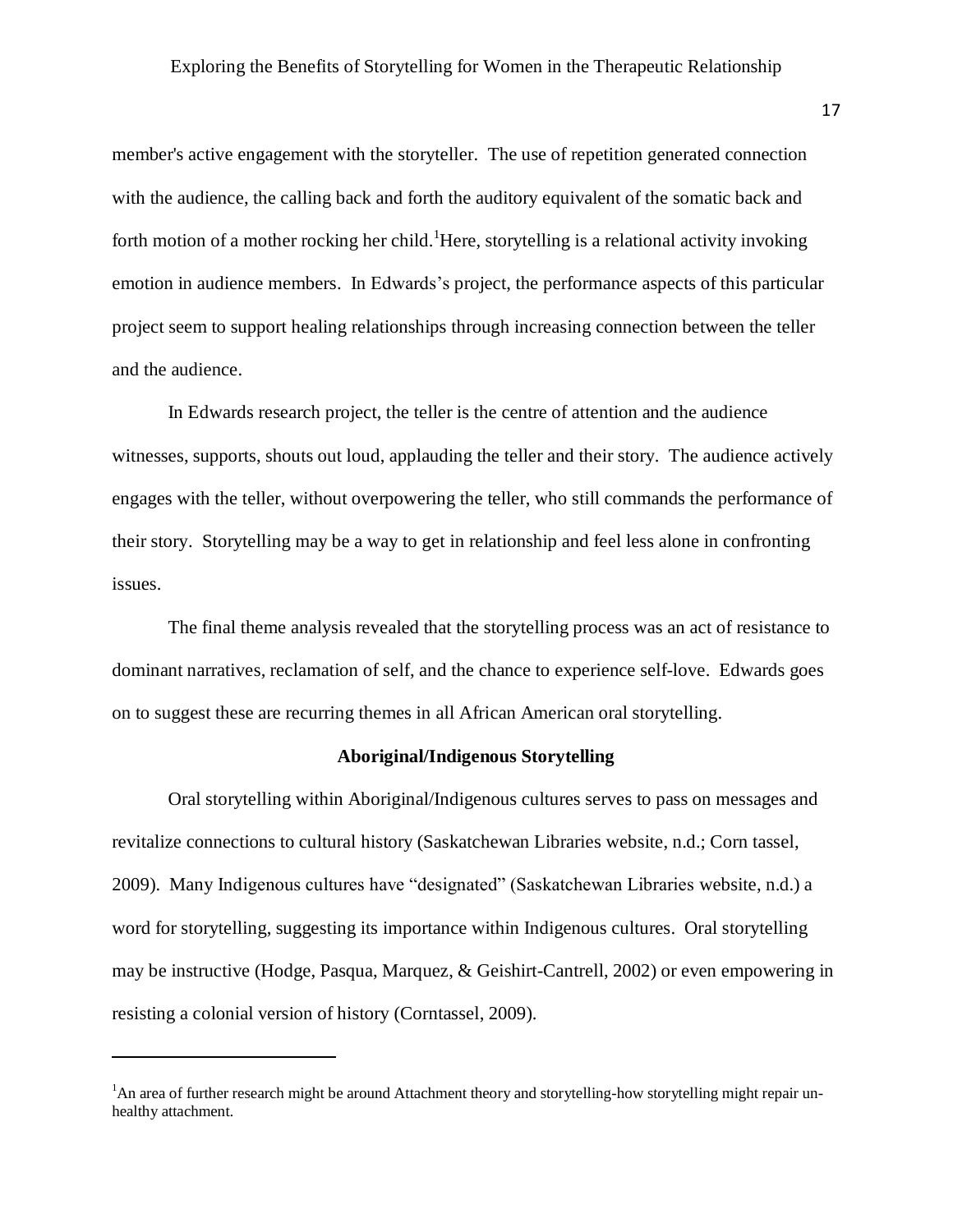member's active engagement with the storyteller. The use of repetition generated connection with the audience, the calling back and forth the auditory equivalent of the somatic back and forth motion of a mother rocking her child.[1]Here, storytelling is a relational activity invoking emotion in audience members. In Edwards's project, the performance aspects of this particular project seem to support healing relationships through increasing connection between the teller and the audience.

In Edwards research project, the teller is the centre of attention and the audience witnesses, supports, shouts out loud, applauding the teller and their story. The audience actively engages with the teller, without overpowering the teller, who still commands the performance of their story. Storytelling may be a way to get in relationship and feel less alone in confronting issues.

The final theme analysis revealed that the storytelling process was an act of resistance to dominant narratives, reclamation of self, and the chance to experience self-love. Edwards goes on to suggest these are recurring themes in all African American oral storytelling.

### Aboriginal/Indigenous Storytelling

Oral storytelling within Aboriginal/Indigenous cultures serves to pass on messages and revitalize connections to cultural history (Saskatchewan Libraries website, n.d.; Corn tassel, 2009). Many Indigenous cultures have "designated" (Saskatchewan Libraries website, n.d.) a word for storytelling, suggesting its importance within Indigenous cultures. Oral storytelling may be instructive (Hodge, Pasqua, Marquez, & Geishirt-Cantrell, 2002) or even empowering in resisting a colonial version of history (Corntassel, 2009).

---

[1]An area of further research might be around Attachment theory and storytelling-how storytelling might repair un-healthy attachment.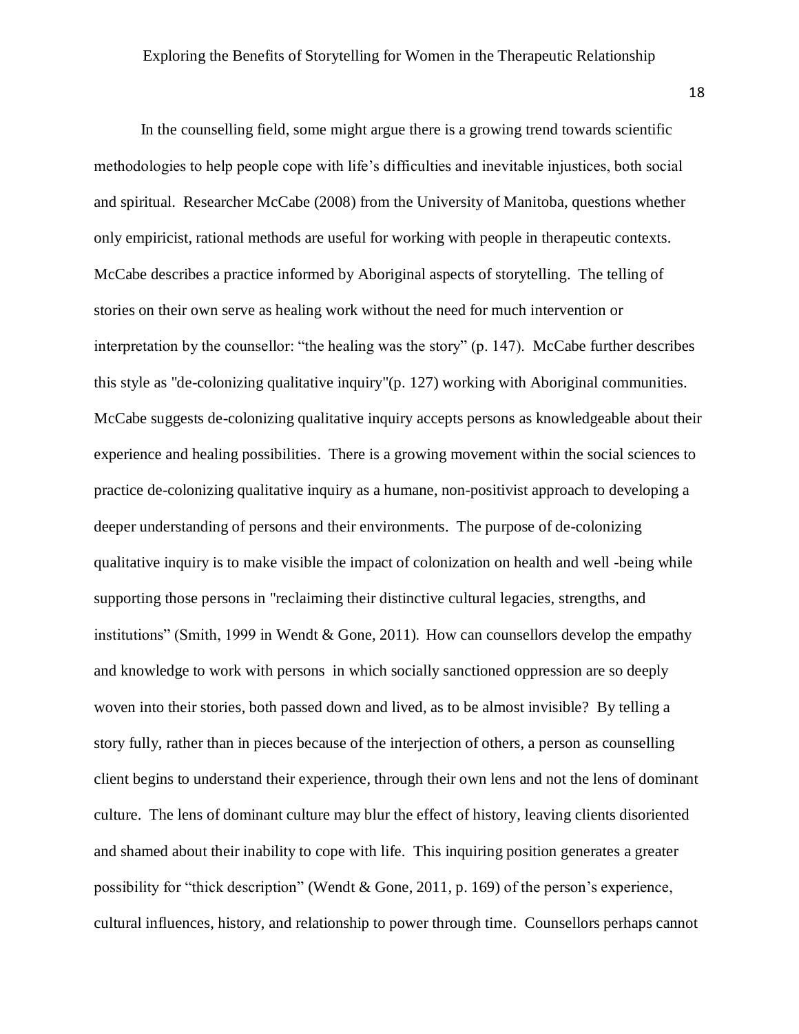In the counselling field, some might argue there is a growing trend towards scientific methodologies to help people cope with life's difficulties and inevitable injustices, both social and spiritual. Researcher McCabe (2008) from the University of Manitoba, questions whether only empiricist, rational methods are useful for working with people in therapeutic contexts. McCabe describes a practice informed by Aboriginal aspects of storytelling. The telling of stories on their own serve as healing work without the need for much intervention or interpretation by the counsellor: "the healing was the story" (p. 147). McCabe further describes this style as "de-colonizing qualitative inquiry"(p. 127) working with Aboriginal communities. McCabe suggests de-colonizing qualitative inquiry accepts persons as knowledgeable about their experience and healing possibilities. There is a growing movement within the social sciences to practice de-colonizing qualitative inquiry as a humane, non-positivist approach to developing a deeper understanding of persons and their environments. The purpose of de-colonizing qualitative inquiry is to make visible the impact of colonization on health and well -being while supporting those persons in "reclaiming their distinctive cultural legacies, strengths, and institutions" (Smith, 1999 in Wendt & Gone, 2011). How can counsellors develop the empathy and knowledge to work with persons in which socially sanctioned oppression are so deeply woven into their stories, both passed down and lived, as to be almost invisible? By telling a story fully, rather than in pieces because of the interjection of others, a person as counselling client begins to understand their experience, through their own lens and not the lens of dominant culture. The lens of dominant culture may blur the effect of history, leaving clients disoriented and shamed about their inability to cope with life. This inquiring position generates a greater possibility for "thick description" (Wendt & Gone, 2011, p. 169) of the person's experience, cultural influences, history, and relationship to power through time. Counsellors perhaps cannot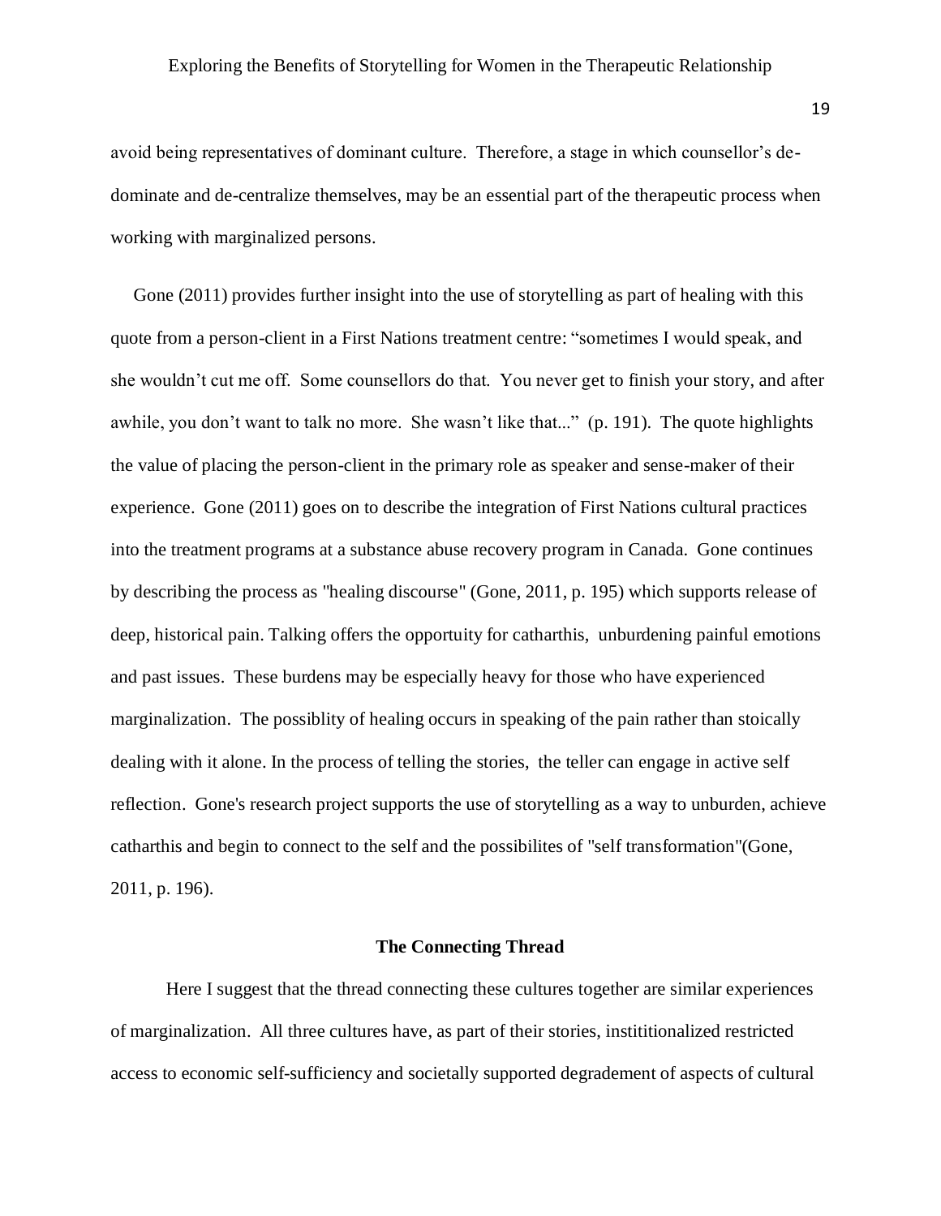avoid being representatives of dominant culture. Therefore, a stage in which counsellor's de-dominate and de-centralize themselves, may be an essential part of the therapeutic process when working with marginalized persons.

Gone (2011) provides further insight into the use of storytelling as part of healing with this quote from a person-client in a First Nations treatment centre: "sometimes I would speak, and she wouldn't cut me off. Some counsellors do that. You never get to finish your story, and after awhile, you don't want to talk no more. She wasn't like that..." (p. 191). The quote highlights the value of placing the person-client in the primary role as speaker and sense-maker of their experience. Gone (2011) goes on to describe the integration of First Nations cultural practices into the treatment programs at a substance abuse recovery program in Canada. Gone continues by describing the process as "healing discourse" (Gone, 2011, p. 195) which supports release of deep, historical pain. Talking offers the opportuity for catharthis, unburdening painful emotions and past issues. These burdens may be especially heavy for those who have experienced marginalization. The possiblity of healing occurs in speaking of the pain rather than stoically dealing with it alone. In the process of telling the stories, the teller can engage in active self reflection. Gone's research project supports the use of storytelling as a way to unburden, achieve catharthis and begin to connect to the self and the possibilites of "self transformation"(Gone, 2011, p. 196).

## The Connecting Thread

Here I suggest that the thread connecting these cultures together are similar experiences of marginalization. All three cultures have, as part of their stories, instititionalized restricted access to economic self-sufficiency and societally supported degradement of aspects of cultural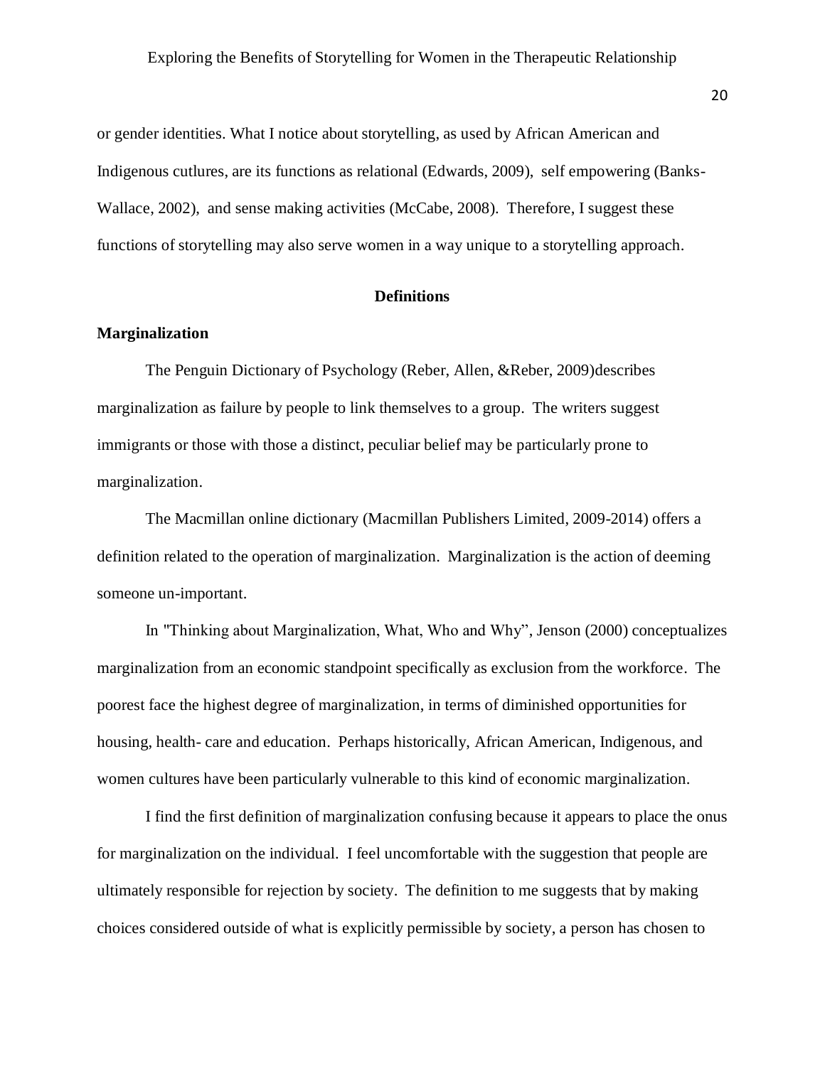or gender identities. What I notice about storytelling, as used by African American and Indigenous cutlures, are its functions as relational (Edwards, 2009), self empowering (Banks-Wallace, 2002), and sense making activities (McCabe, 2008). Therefore, I suggest these functions of storytelling may also serve women in a way unique to a storytelling approach.

## Definitions

### Marginalization

The Penguin Dictionary of Psychology (Reber, Allen, &Reber, 2009)describes marginalization as failure by people to link themselves to a group. The writers suggest immigrants or those with those a distinct, peculiar belief may be particularly prone to marginalization.

The Macmillan online dictionary (Macmillan Publishers Limited, 2009-2014) offers a definition related to the operation of marginalization. Marginalization is the action of deeming someone un-important.

In "Thinking about Marginalization, What, Who and Why", Jenson (2000) conceptualizes marginalization from an economic standpoint specifically as exclusion from the workforce. The poorest face the highest degree of marginalization, in terms of diminished opportunities for housing, health- care and education. Perhaps historically, African American, Indigenous, and women cultures have been particularly vulnerable to this kind of economic marginalization.

I find the first definition of marginalization confusing because it appears to place the onus for marginalization on the individual. I feel uncomfortable with the suggestion that people are ultimately responsible for rejection by society. The definition to me suggests that by making choices considered outside of what is explicitly permissible by society, a person has chosen to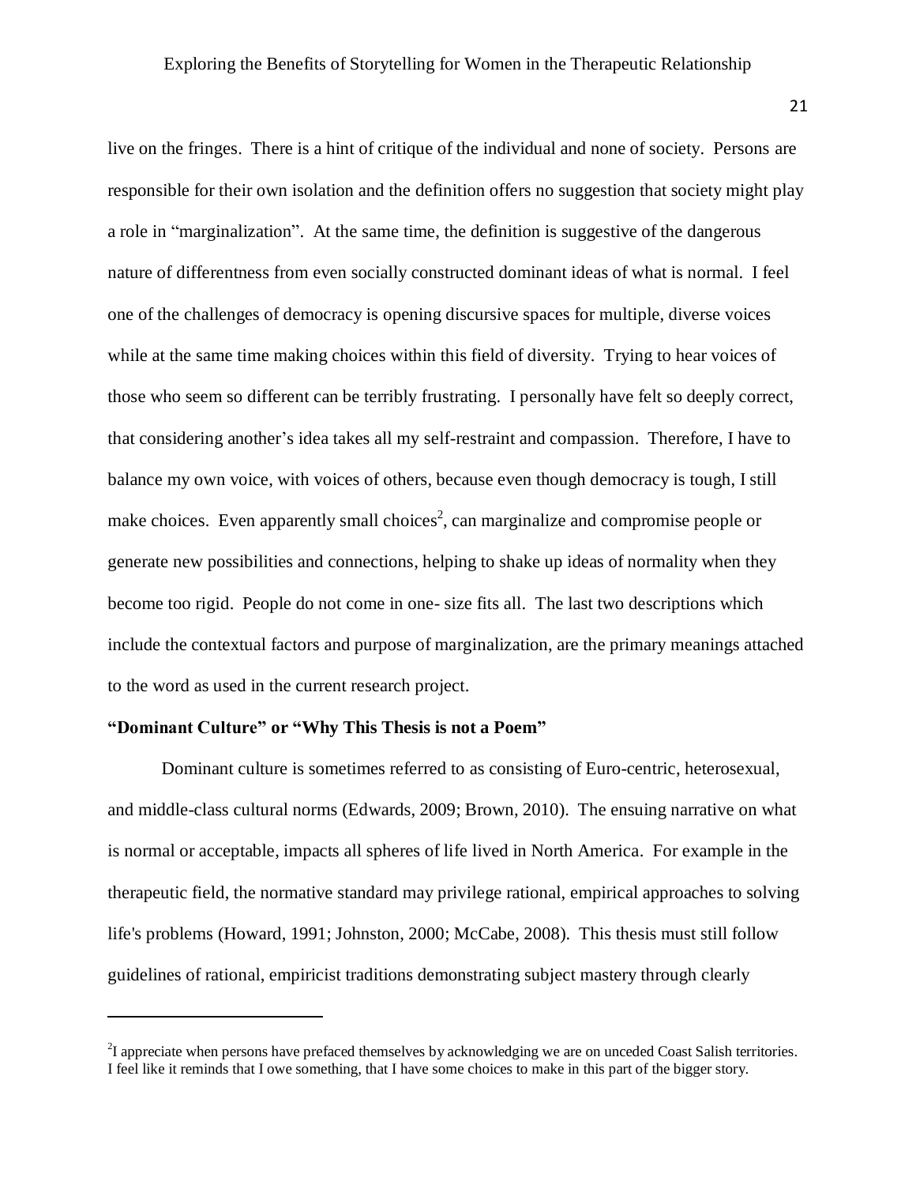live on the fringes. There is a hint of critique of the individual and none of society. Persons are responsible for their own isolation and the definition offers no suggestion that society might play a role in "marginalization". At the same time, the definition is suggestive of the dangerous nature of differentness from even socially constructed dominant ideas of what is normal. I feel one of the challenges of democracy is opening discursive spaces for multiple, diverse voices while at the same time making choices within this field of diversity. Trying to hear voices of those who seem so different can be terribly frustrating. I personally have felt so deeply correct, that considering another's idea takes all my self-restraint and compassion. Therefore, I have to balance my own voice, with voices of others, because even though democracy is tough, I still make choices. Even apparently small choices[2], can marginalize and compromise people or generate new possibilities and connections, helping to shake up ideas of normality when they become too rigid. People do not come in one- size fits all. The last two descriptions which include the contextual factors and purpose of marginalization, are the primary meanings attached to the word as used in the current research project.

### "Dominant Culture" or "Why This Thesis is not a Poem"

Dominant culture is sometimes referred to as consisting of Euro-centric, heterosexual, and middle-class cultural norms (Edwards, 2009; Brown, 2010). The ensuing narrative on what is normal or acceptable, impacts all spheres of life lived in North America. For example in the therapeutic field, the normative standard may privilege rational, empirical approaches to solving life's problems (Howard, 1991; Johnston, 2000; McCabe, 2008). This thesis must still follow guidelines of rational, empiricist traditions demonstrating subject mastery through clearly

[2] I appreciate when persons have prefaced themselves by acknowledging we are on unceded Coast Salish territories. I feel like it reminds that I owe something, that I have some choices to make in this part of the bigger story.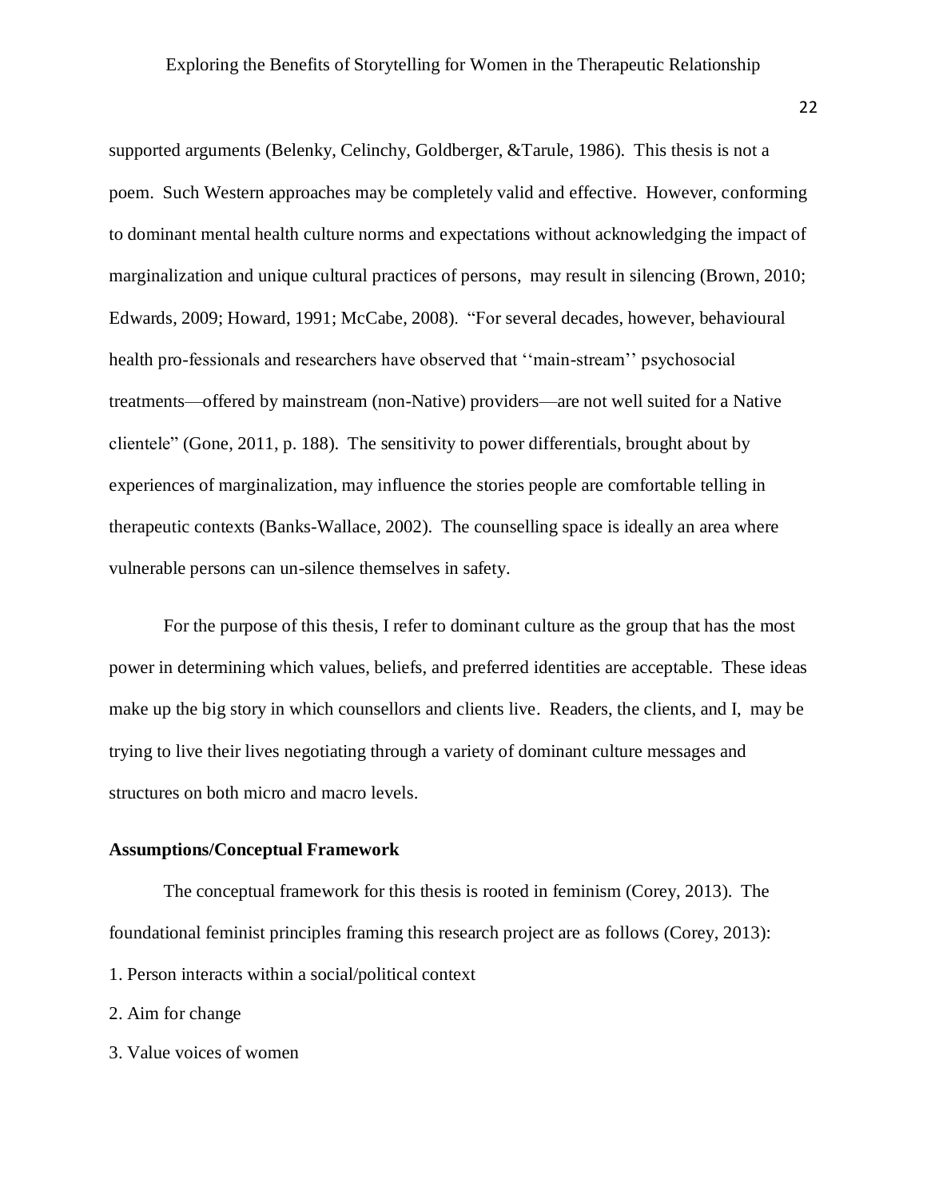supported arguments (Belenky, Celinchy, Goldberger, &Tarule, 1986). This thesis is not a poem. Such Western approaches may be completely valid and effective. However, conforming to dominant mental health culture norms and expectations without acknowledging the impact of marginalization and unique cultural practices of persons, may result in silencing (Brown, 2010; Edwards, 2009; Howard, 1991; McCabe, 2008). "For several decades, however, behavioural health pro-fessionals and researchers have observed that ''main-stream'' psychosocial treatments—offered by mainstream (non-Native) providers—are not well suited for a Native clientele" (Gone, 2011, p. 188). The sensitivity to power differentials, brought about by experiences of marginalization, may influence the stories people are comfortable telling in therapeutic contexts (Banks-Wallace, 2002). The counselling space is ideally an area where vulnerable persons can un-silence themselves in safety.

For the purpose of this thesis, I refer to dominant culture as the group that has the most power in determining which values, beliefs, and preferred identities are acceptable. These ideas make up the big story in which counsellors and clients live. Readers, the clients, and I, may be trying to live their lives negotiating through a variety of dominant culture messages and structures on both micro and macro levels.

**Assumptions/Conceptual Framework**

The conceptual framework for this thesis is rooted in feminism (Corey, 2013). The foundational feminist principles framing this research project are as follows (Corey, 2013):

1. Person interacts within a social/political context
2. Aim for change
3. Value voices of women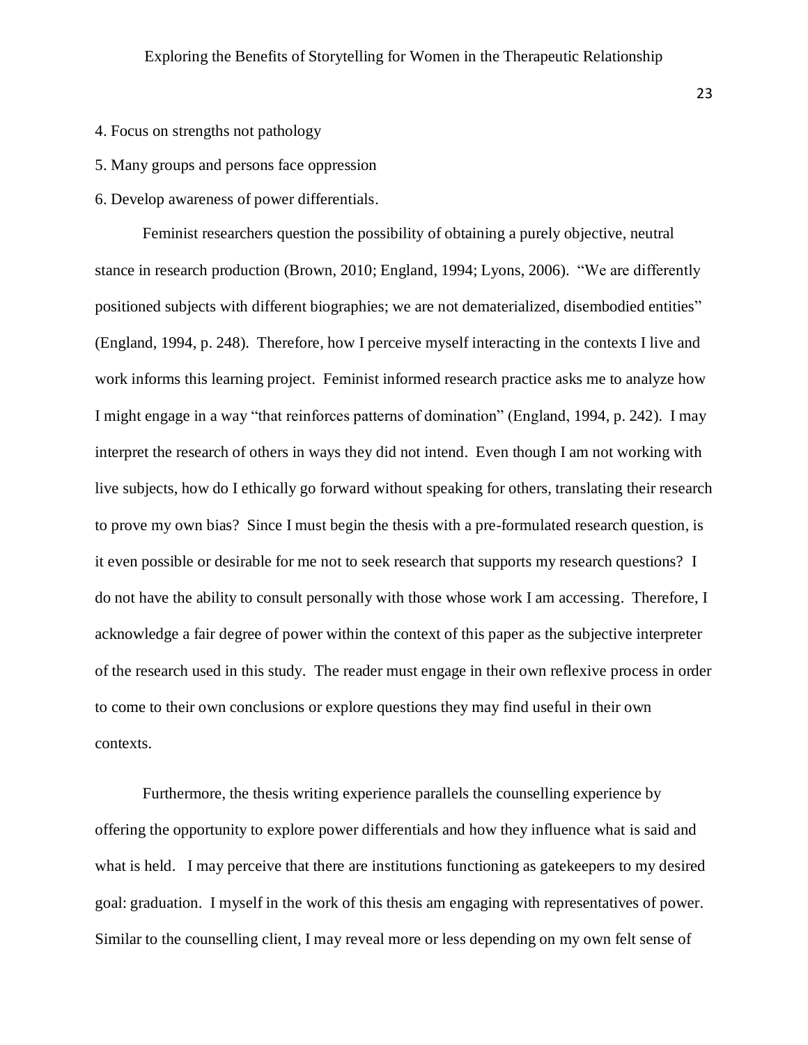4. Focus on strengths not pathology
5. Many groups and persons face oppression
6. Develop awareness of power differentials.

Feminist researchers question the possibility of obtaining a purely objective, neutral stance in research production (Brown, 2010; England, 1994; Lyons, 2006). "We are differently positioned subjects with different biographies; we are not dematerialized, disembodied entities" (England, 1994, p. 248). Therefore, how I perceive myself interacting in the contexts I live and work informs this learning project. Feminist informed research practice asks me to analyze how I might engage in a way "that reinforces patterns of domination" (England, 1994, p. 242). I may interpret the research of others in ways they did not intend. Even though I am not working with live subjects, how do I ethically go forward without speaking for others, translating their research to prove my own bias? Since I must begin the thesis with a pre-formulated research question, is it even possible or desirable for me not to seek research that supports my research questions? I do not have the ability to consult personally with those whose work I am accessing. Therefore, I acknowledge a fair degree of power within the context of this paper as the subjective interpreter of the research used in this study. The reader must engage in their own reflexive process in order to come to their own conclusions or explore questions they may find useful in their own contexts.

Furthermore, the thesis writing experience parallels the counselling experience by offering the opportunity to explore power differentials and how they influence what is said and what is held. I may perceive that there are institutions functioning as gatekeepers to my desired goal: graduation. I myself in the work of this thesis am engaging with representatives of power. Similar to the counselling client, I may reveal more or less depending on my own felt sense of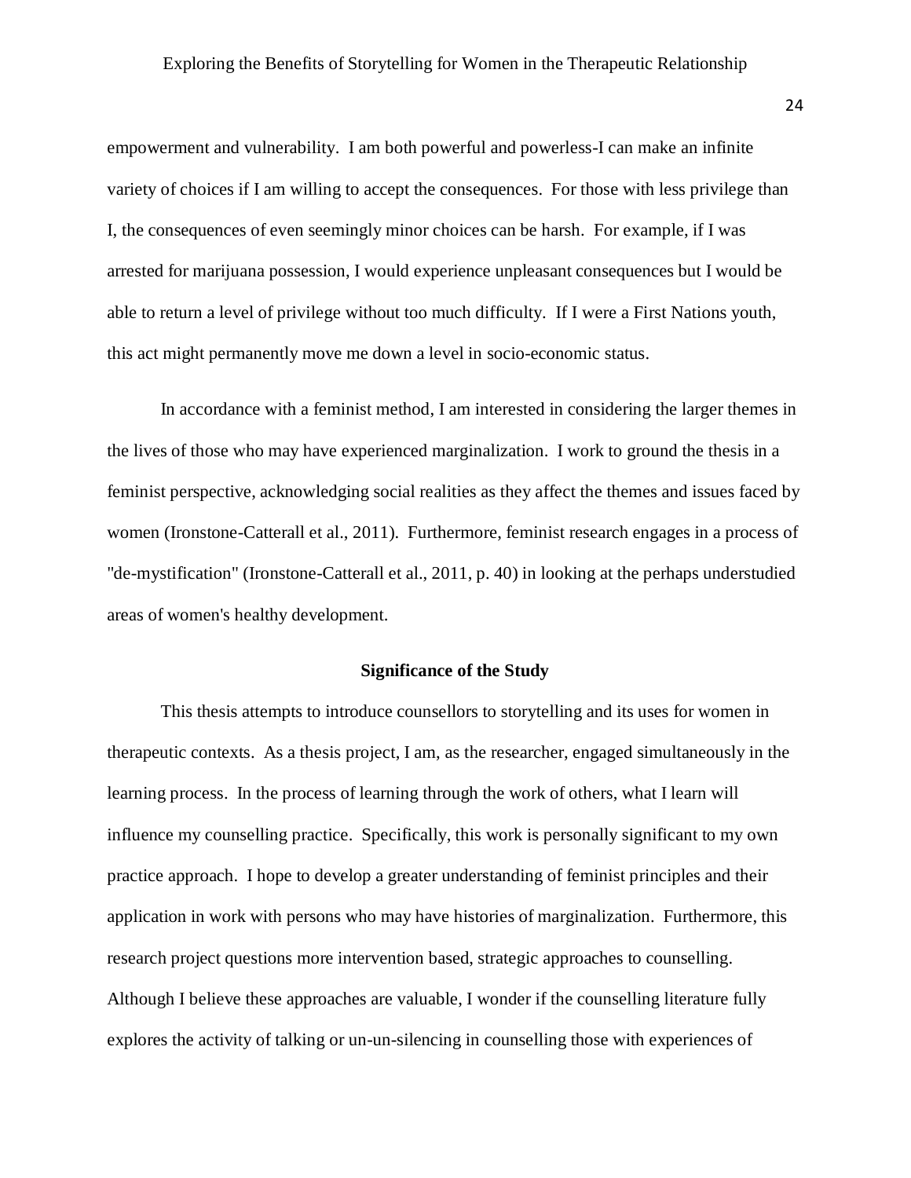empowerment and vulnerability. I am both powerful and powerless-I can make an infinite variety of choices if I am willing to accept the consequences. For those with less privilege than I, the consequences of even seemingly minor choices can be harsh. For example, if I was arrested for marijuana possession, I would experience unpleasant consequences but I would be able to return a level of privilege without too much difficulty. If I were a First Nations youth, this act might permanently move me down a level in socio-economic status.

In accordance with a feminist method, I am interested in considering the larger themes in the lives of those who may have experienced marginalization. I work to ground the thesis in a feminist perspective, acknowledging social realities as they affect the themes and issues faced by women (Ironstone-Catterall et al., 2011). Furthermore, feminist research engages in a process of "de-mystification" (Ironstone-Catterall et al., 2011, p. 40) in looking at the perhaps understudied areas of women's healthy development.

## Significance of the Study

This thesis attempts to introduce counsellors to storytelling and its uses for women in therapeutic contexts. As a thesis project, I am, as the researcher, engaged simultaneously in the learning process. In the process of learning through the work of others, what I learn will influence my counselling practice. Specifically, this work is personally significant to my own practice approach. I hope to develop a greater understanding of feminist principles and their application in work with persons who may have histories of marginalization. Furthermore, this research project questions more intervention based, strategic approaches to counselling. Although I believe these approaches are valuable, I wonder if the counselling literature fully explores the activity of talking or un-un-silencing in counselling those with experiences of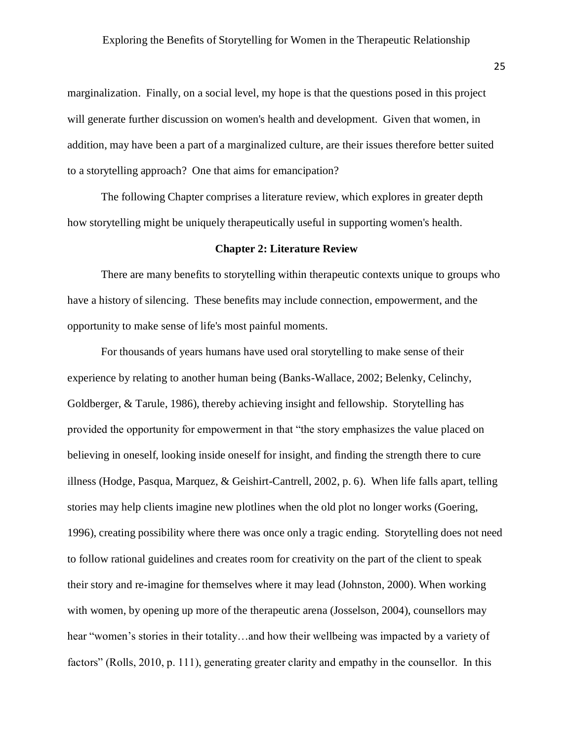marginalization. Finally, on a social level, my hope is that the questions posed in this project will generate further discussion on women's health and development. Given that women, in addition, may have been a part of a marginalized culture, are their issues therefore better suited to a storytelling approach? One that aims for emancipation?

The following Chapter comprises a literature review, which explores in greater depth how storytelling might be uniquely therapeutically useful in supporting women's health.

## Chapter 2: Literature Review

There are many benefits to storytelling within therapeutic contexts unique to groups who have a history of silencing. These benefits may include connection, empowerment, and the opportunity to make sense of life's most painful moments.

For thousands of years humans have used oral storytelling to make sense of their experience by relating to another human being (Banks-Wallace, 2002; Belenky, Celinchy, Goldberger, & Tarule, 1986), thereby achieving insight and fellowship. Storytelling has provided the opportunity for empowerment in that "the story emphasizes the value placed on believing in oneself, looking inside oneself for insight, and finding the strength there to cure illness (Hodge, Pasqua, Marquez, & Geishirt-Cantrell, 2002, p. 6). When life falls apart, telling stories may help clients imagine new plotlines when the old plot no longer works (Goering, 1996), creating possibility where there was once only a tragic ending. Storytelling does not need to follow rational guidelines and creates room for creativity on the part of the client to speak their story and re-imagine for themselves where it may lead (Johnston, 2000). When working with women, by opening up more of the therapeutic arena (Josselson, 2004), counsellors may hear "women's stories in their totality…and how their wellbeing was impacted by a variety of factors" (Rolls, 2010, p. 111), generating greater clarity and empathy in the counsellor. In this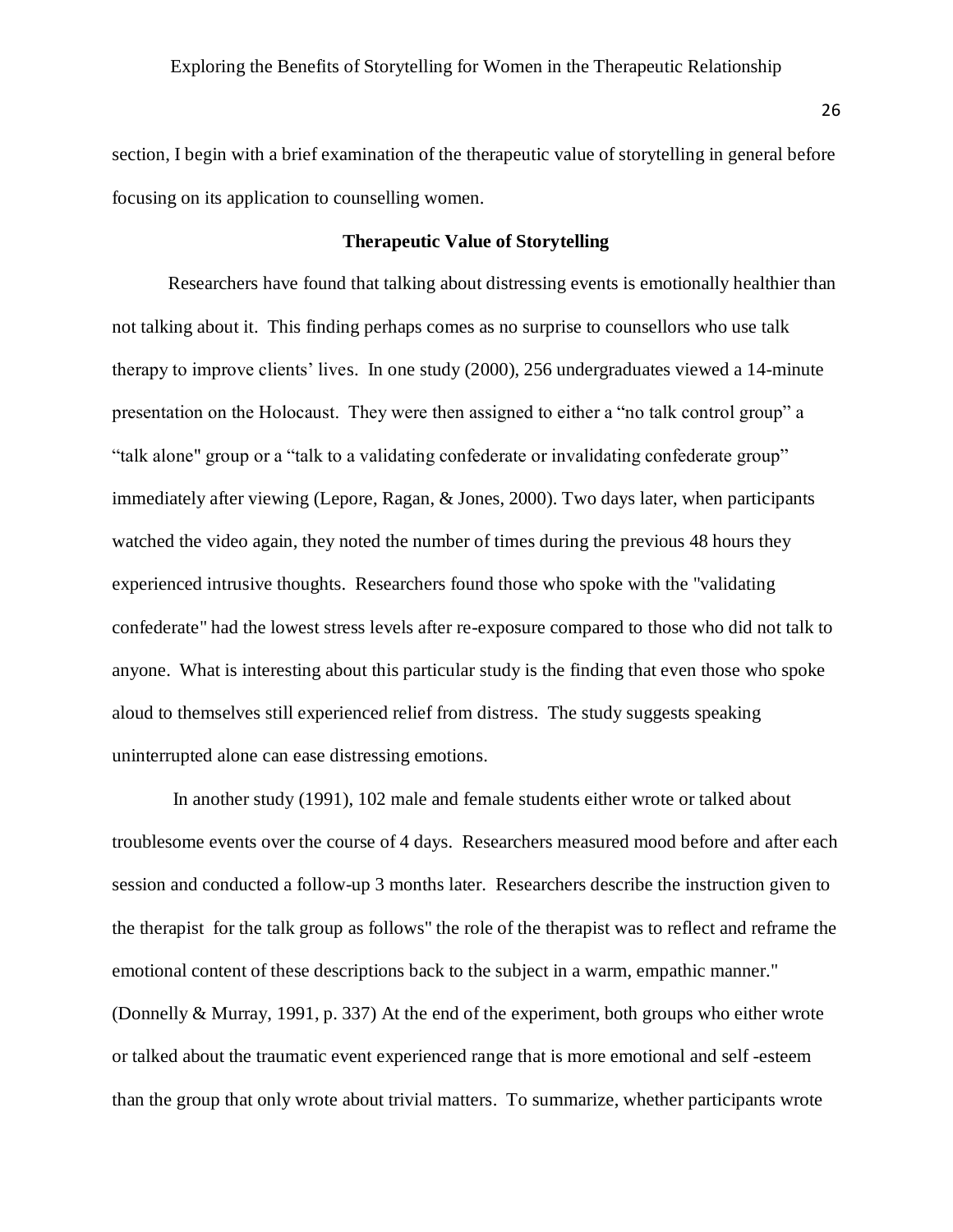section, I begin with a brief examination of the therapeutic value of storytelling in general before focusing on its application to counselling women.

## Therapeutic Value of Storytelling

Researchers have found that talking about distressing events is emotionally healthier than not talking about it. This finding perhaps comes as no surprise to counsellors who use talk therapy to improve clients' lives. In one study (2000), 256 undergraduates viewed a 14-minute presentation on the Holocaust. They were then assigned to either a "no talk control group" a "talk alone" group or a "talk to a validating confederate or invalidating confederate group" immediately after viewing (Lepore, Ragan, & Jones, 2000). Two days later, when participants watched the video again, they noted the number of times during the previous 48 hours they experienced intrusive thoughts. Researchers found those who spoke with the "validating confederate" had the lowest stress levels after re-exposure compared to those who did not talk to anyone. What is interesting about this particular study is the finding that even those who spoke aloud to themselves still experienced relief from distress. The study suggests speaking uninterrupted alone can ease distressing emotions.

In another study (1991), 102 male and female students either wrote or talked about troublesome events over the course of 4 days. Researchers measured mood before and after each session and conducted a follow-up 3 months later. Researchers describe the instruction given to the therapist for the talk group as follows" the role of the therapist was to reflect and reframe the emotional content of these descriptions back to the subject in a warm, empathic manner." (Donnelly & Murray, 1991, p. 337) At the end of the experiment, both groups who either wrote or talked about the traumatic event experienced range that is more emotional and self -esteem than the group that only wrote about trivial matters. To summarize, whether participants wrote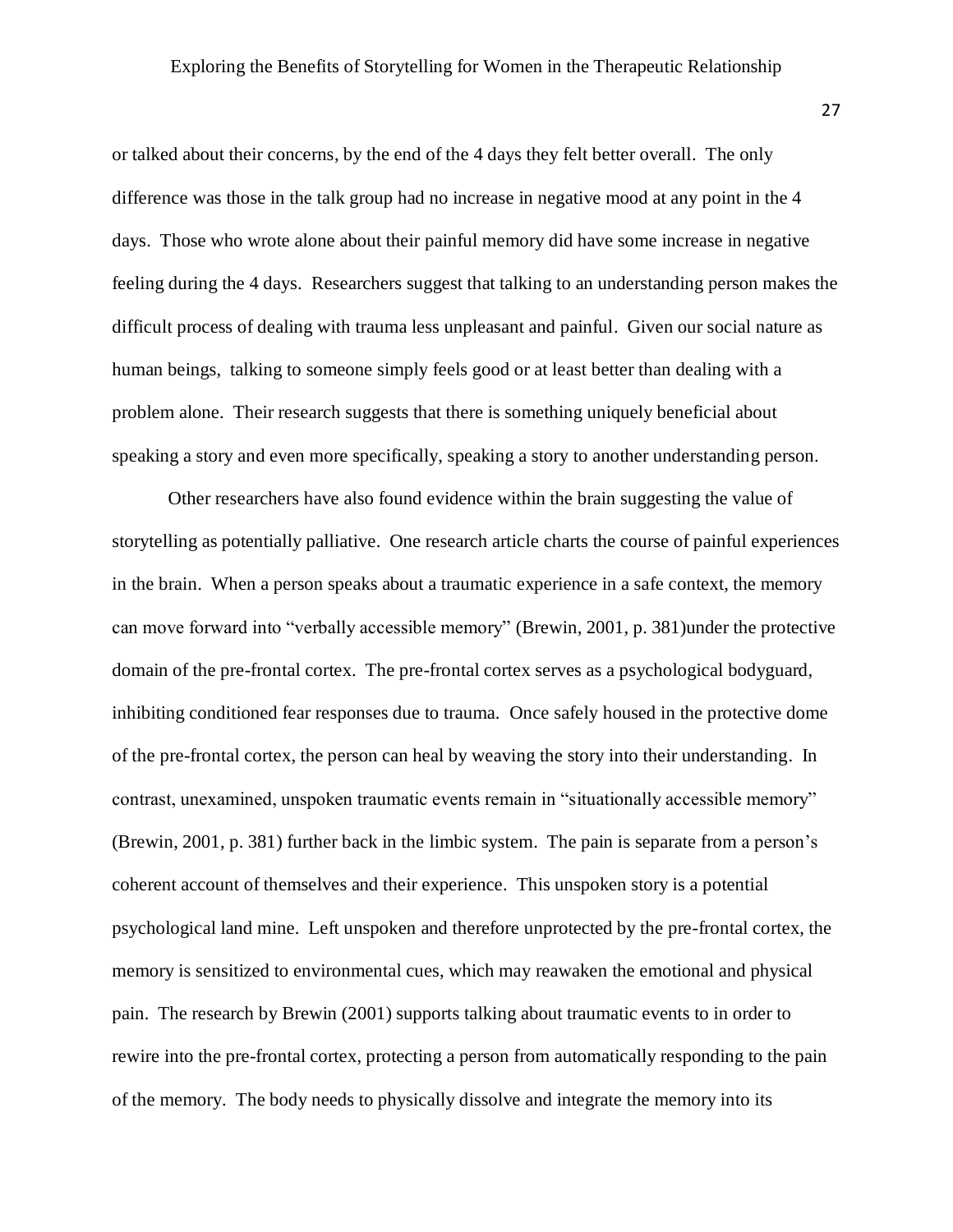or talked about their concerns, by the end of the 4 days they felt better overall. The only difference was those in the talk group had no increase in negative mood at any point in the 4 days. Those who wrote alone about their painful memory did have some increase in negative feeling during the 4 days. Researchers suggest that talking to an understanding person makes the difficult process of dealing with trauma less unpleasant and painful. Given our social nature as human beings, talking to someone simply feels good or at least better than dealing with a problem alone. Their research suggests that there is something uniquely beneficial about speaking a story and even more specifically, speaking a story to another understanding person.

Other researchers have also found evidence within the brain suggesting the value of storytelling as potentially palliative. One research article charts the course of painful experiences in the brain. When a person speaks about a traumatic experience in a safe context, the memory can move forward into "verbally accessible memory" (Brewin, 2001, p. 381)under the protective domain of the pre-frontal cortex. The pre-frontal cortex serves as a psychological bodyguard, inhibiting conditioned fear responses due to trauma. Once safely housed in the protective dome of the pre-frontal cortex, the person can heal by weaving the story into their understanding. In contrast, unexamined, unspoken traumatic events remain in "situationally accessible memory" (Brewin, 2001, p. 381) further back in the limbic system. The pain is separate from a person's coherent account of themselves and their experience. This unspoken story is a potential psychological land mine. Left unspoken and therefore unprotected by the pre-frontal cortex, the memory is sensitized to environmental cues, which may reawaken the emotional and physical pain. The research by Brewin (2001) supports talking about traumatic events to in order to rewire into the pre-frontal cortex, protecting a person from automatically responding to the pain of the memory. The body needs to physically dissolve and integrate the memory into its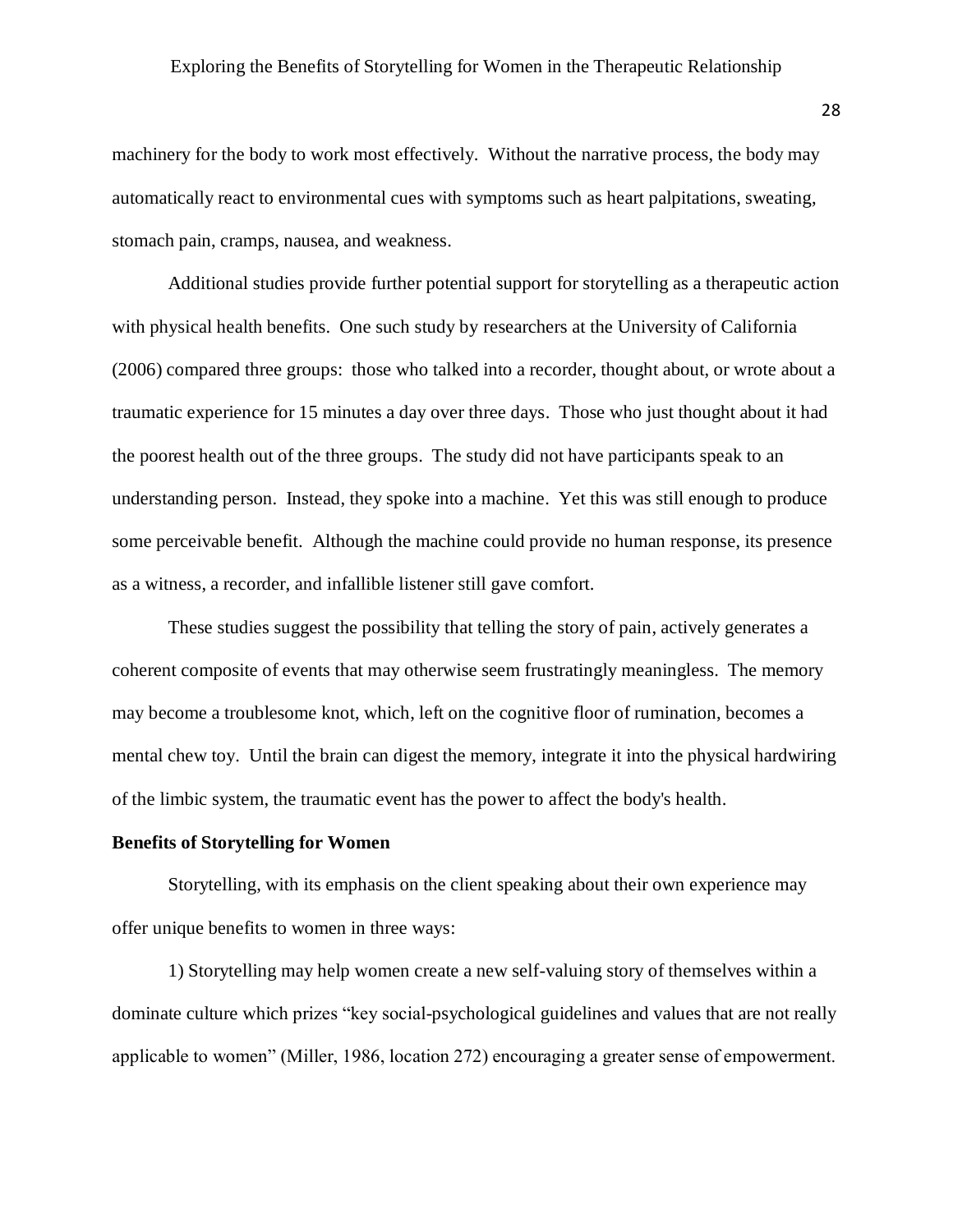machinery for the body to work most effectively. Without the narrative process, the body may automatically react to environmental cues with symptoms such as heart palpitations, sweating, stomach pain, cramps, nausea, and weakness.

Additional studies provide further potential support for storytelling as a therapeutic action with physical health benefits. One such study by researchers at the University of California (2006) compared three groups: those who talked into a recorder, thought about, or wrote about a traumatic experience for 15 minutes a day over three days. Those who just thought about it had the poorest health out of the three groups. The study did not have participants speak to an understanding person. Instead, they spoke into a machine. Yet this was still enough to produce some perceivable benefit. Although the machine could provide no human response, its presence as a witness, a recorder, and infallible listener still gave comfort.

These studies suggest the possibility that telling the story of pain, actively generates a coherent composite of events that may otherwise seem frustratingly meaningless. The memory may become a troublesome knot, which, left on the cognitive floor of rumination, becomes a mental chew toy. Until the brain can digest the memory, integrate it into the physical hardwiring of the limbic system, the traumatic event has the power to affect the body's health.

**Benefits of Storytelling for Women**

Storytelling, with its emphasis on the client speaking about their own experience may offer unique benefits to women in three ways:

1) Storytelling may help women create a new self-valuing story of themselves within a dominate culture which prizes "key social-psychological guidelines and values that are not really applicable to women" (Miller, 1986, location 272) encouraging a greater sense of empowerment.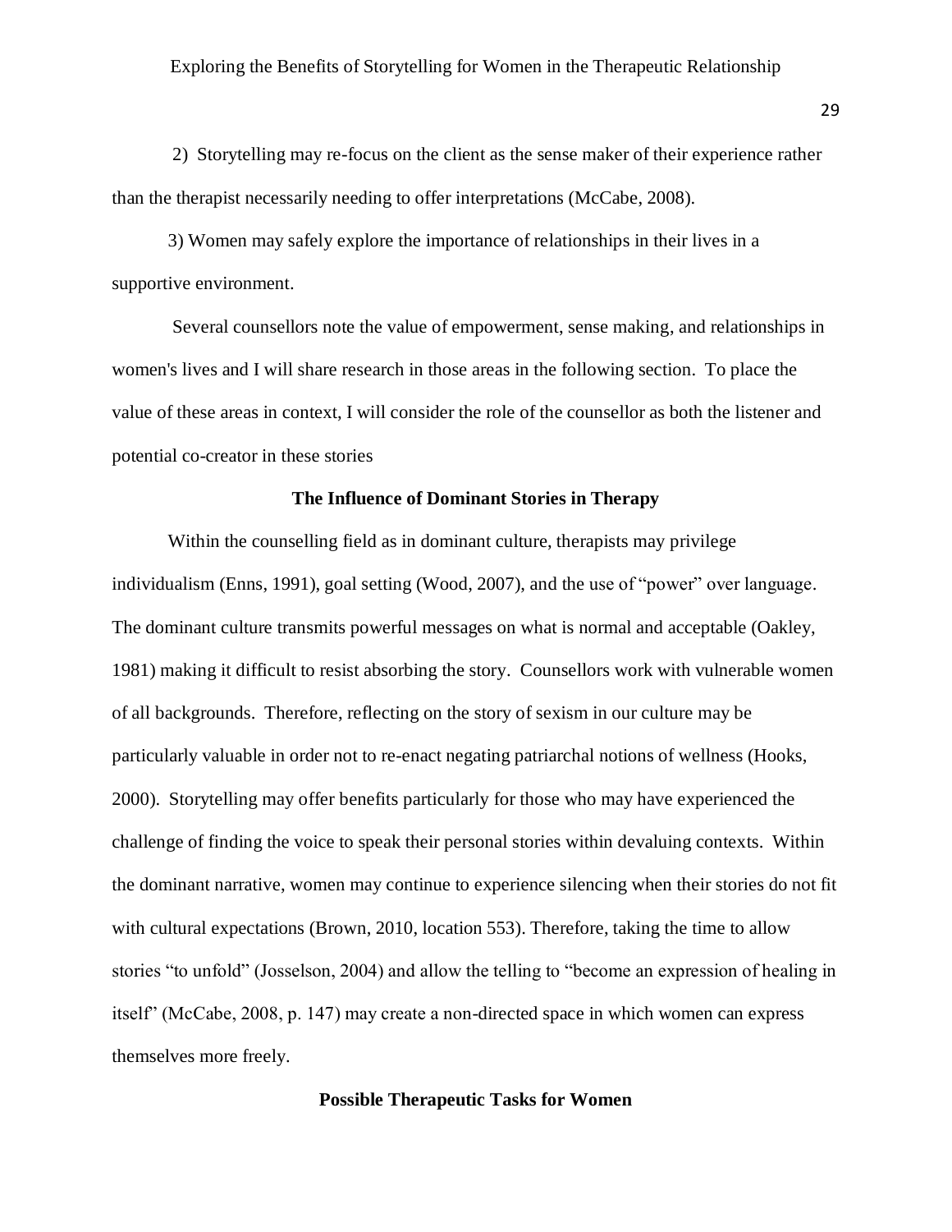2) Storytelling may re-focus on the client as the sense maker of their experience rather than the therapist necessarily needing to offer interpretations (McCabe, 2008).

3) Women may safely explore the importance of relationships in their lives in a supportive environment.

Several counsellors note the value of empowerment, sense making, and relationships in women's lives and I will share research in those areas in the following section. To place the value of these areas in context, I will consider the role of the counsellor as both the listener and potential co-creator in these stories

## The Influence of Dominant Stories in Therapy

Within the counselling field as in dominant culture, therapists may privilege individualism (Enns, 1991), goal setting (Wood, 2007), and the use of "power" over language. The dominant culture transmits powerful messages on what is normal and acceptable (Oakley, 1981) making it difficult to resist absorbing the story. Counsellors work with vulnerable women of all backgrounds. Therefore, reflecting on the story of sexism in our culture may be particularly valuable in order not to re-enact negating patriarchal notions of wellness (Hooks, 2000). Storytelling may offer benefits particularly for those who may have experienced the challenge of finding the voice to speak their personal stories within devaluing contexts. Within the dominant narrative, women may continue to experience silencing when their stories do not fit with cultural expectations (Brown, 2010, location 553). Therefore, taking the time to allow stories "to unfold" (Josselson, 2004) and allow the telling to "become an expression of healing in itself" (McCabe, 2008, p. 147) may create a non-directed space in which women can express themselves more freely.

## Possible Therapeutic Tasks for Women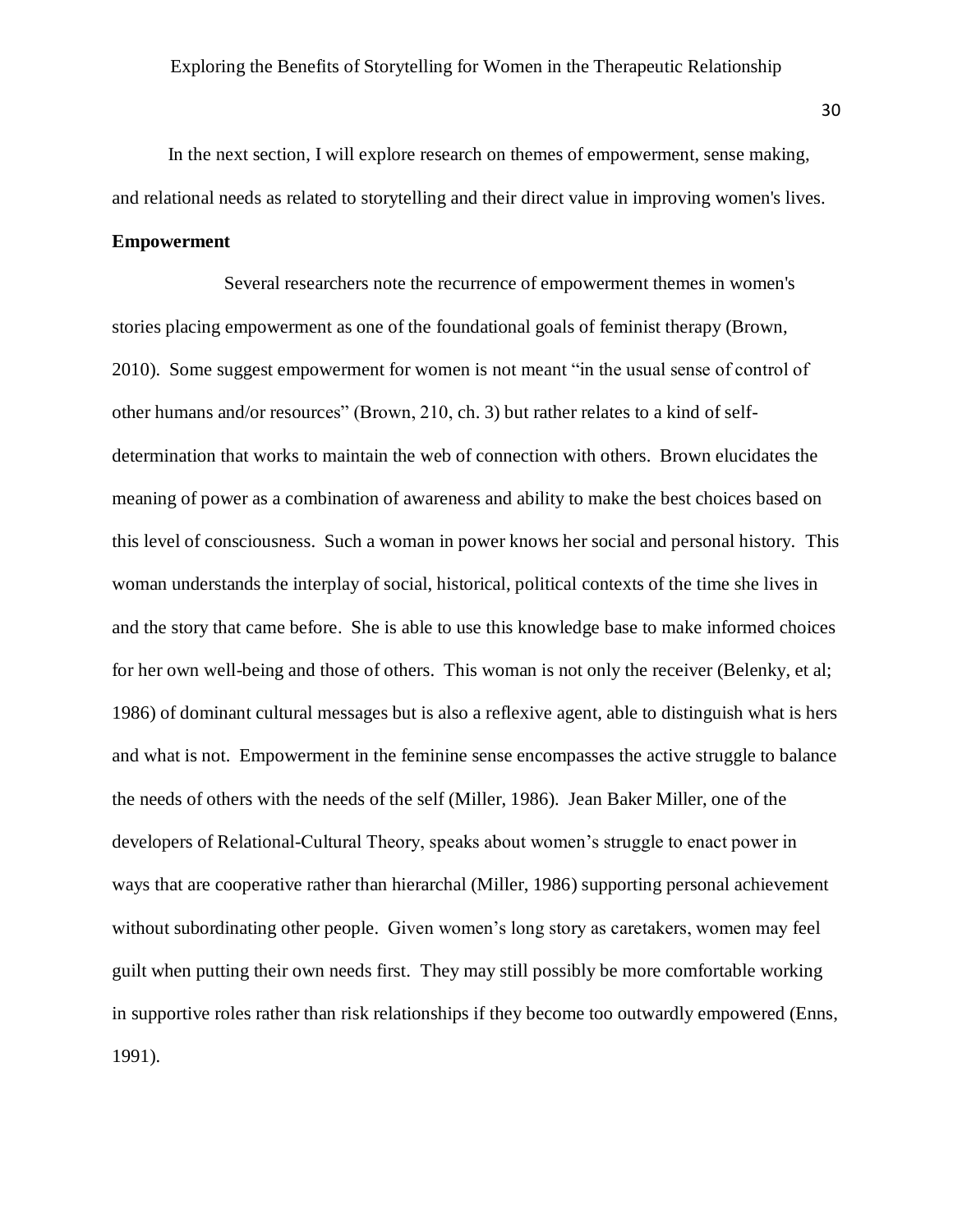In the next section, I will explore research on themes of empowerment, sense making, and relational needs as related to storytelling and their direct value in improving women's lives.

**Empowerment**

Several researchers note the recurrence of empowerment themes in women's stories placing empowerment as one of the foundational goals of feminist therapy (Brown, 2010). Some suggest empowerment for women is not meant "in the usual sense of control of other humans and/or resources" (Brown, 210, ch. 3) but rather relates to a kind of self-determination that works to maintain the web of connection with others. Brown elucidates the meaning of power as a combination of awareness and ability to make the best choices based on this level of consciousness. Such a woman in power knows her social and personal history. This woman understands the interplay of social, historical, political contexts of the time she lives in and the story that came before. She is able to use this knowledge base to make informed choices for her own well-being and those of others. This woman is not only the receiver (Belenky, et al; 1986) of dominant cultural messages but is also a reflexive agent, able to distinguish what is hers and what is not. Empowerment in the feminine sense encompasses the active struggle to balance the needs of others with the needs of the self (Miller, 1986). Jean Baker Miller, one of the developers of Relational-Cultural Theory, speaks about women's struggle to enact power in ways that are cooperative rather than hierarchal (Miller, 1986) supporting personal achievement without subordinating other people. Given women's long story as caretakers, women may feel guilt when putting their own needs first. They may still possibly be more comfortable working in supportive roles rather than risk relationships if they become too outwardly empowered (Enns, 1991).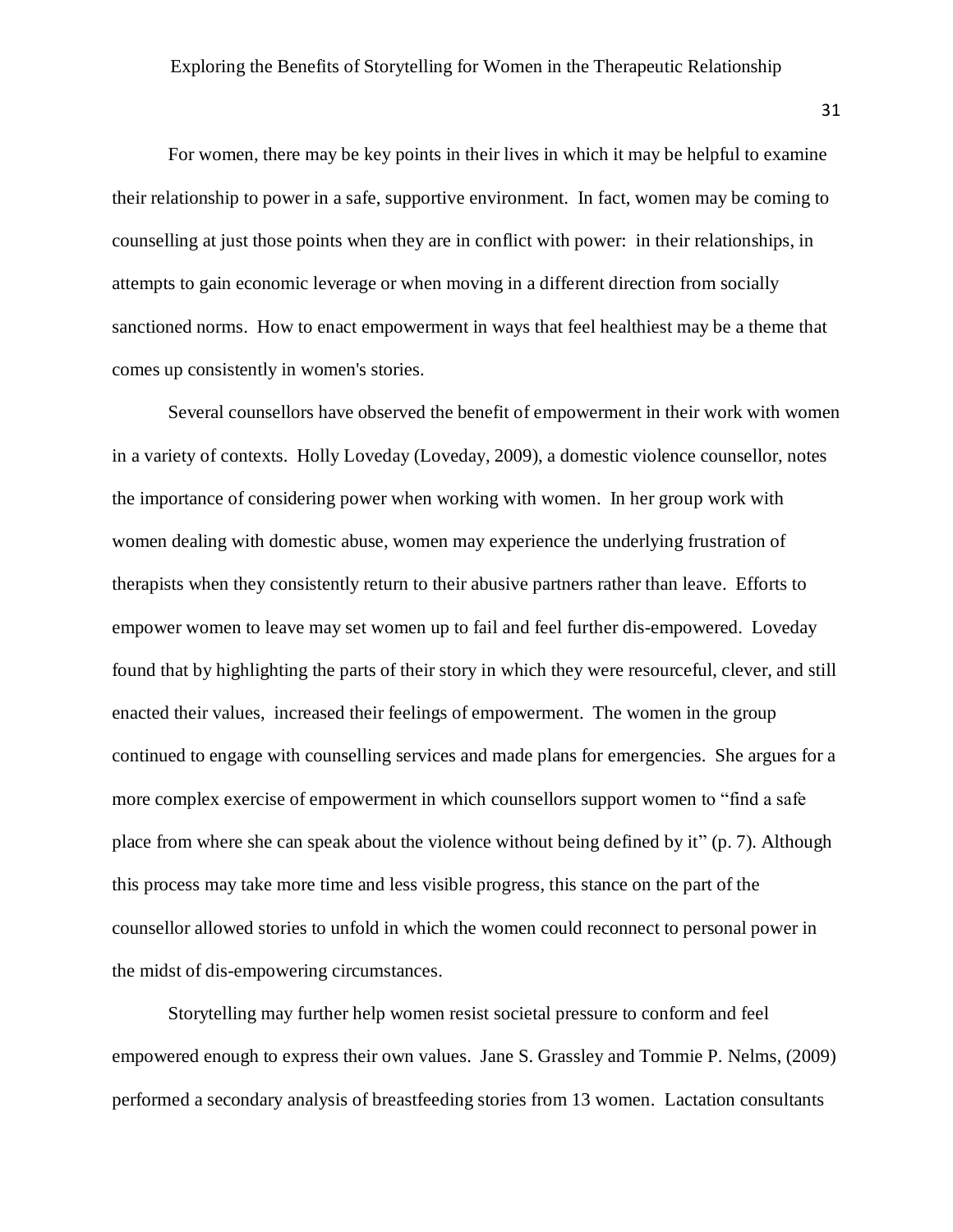For women, there may be key points in their lives in which it may be helpful to examine their relationship to power in a safe, supportive environment. In fact, women may be coming to counselling at just those points when they are in conflict with power: in their relationships, in attempts to gain economic leverage or when moving in a different direction from socially sanctioned norms. How to enact empowerment in ways that feel healthiest may be a theme that comes up consistently in women's stories.

Several counsellors have observed the benefit of empowerment in their work with women in a variety of contexts. Holly Loveday (Loveday, 2009), a domestic violence counsellor, notes the importance of considering power when working with women. In her group work with women dealing with domestic abuse, women may experience the underlying frustration of therapists when they consistently return to their abusive partners rather than leave. Efforts to empower women to leave may set women up to fail and feel further dis-empowered. Loveday found that by highlighting the parts of their story in which they were resourceful, clever, and still enacted their values, increased their feelings of empowerment. The women in the group continued to engage with counselling services and made plans for emergencies. She argues for a more complex exercise of empowerment in which counsellors support women to "find a safe place from where she can speak about the violence without being defined by it" (p. 7). Although this process may take more time and less visible progress, this stance on the part of the counsellor allowed stories to unfold in which the women could reconnect to personal power in the midst of dis-empowering circumstances.

Storytelling may further help women resist societal pressure to conform and feel empowered enough to express their own values. Jane S. Grassley and Tommie P. Nelms, (2009) performed a secondary analysis of breastfeeding stories from 13 women. Lactation consultants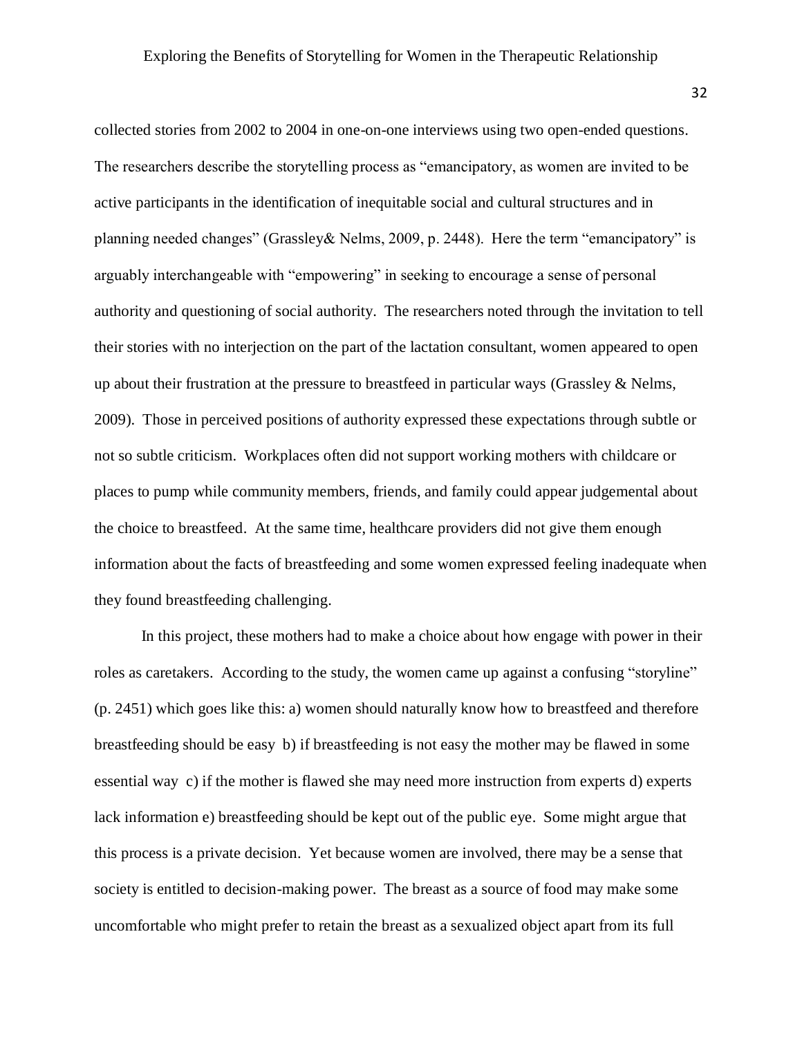collected stories from 2002 to 2004 in one-on-one interviews using two open-ended questions. The researchers describe the storytelling process as "emancipatory, as women are invited to be active participants in the identification of inequitable social and cultural structures and in planning needed changes" (Grassley& Nelms, 2009, p. 2448). Here the term "emancipatory" is arguably interchangeable with "empowering" in seeking to encourage a sense of personal authority and questioning of social authority. The researchers noted through the invitation to tell their stories with no interjection on the part of the lactation consultant, women appeared to open up about their frustration at the pressure to breastfeed in particular ways (Grassley & Nelms, 2009). Those in perceived positions of authority expressed these expectations through subtle or not so subtle criticism. Workplaces often did not support working mothers with childcare or places to pump while community members, friends, and family could appear judgemental about the choice to breastfeed. At the same time, healthcare providers did not give them enough information about the facts of breastfeeding and some women expressed feeling inadequate when they found breastfeeding challenging.

In this project, these mothers had to make a choice about how engage with power in their roles as caretakers. According to the study, the women came up against a confusing "storyline" (p. 2451) which goes like this: a) women should naturally know how to breastfeed and therefore breastfeeding should be easy b) if breastfeeding is not easy the mother may be flawed in some essential way c) if the mother is flawed she may need more instruction from experts d) experts lack information e) breastfeeding should be kept out of the public eye. Some might argue that this process is a private decision. Yet because women are involved, there may be a sense that society is entitled to decision-making power. The breast as a source of food may make some uncomfortable who might prefer to retain the breast as a sexualized object apart from its full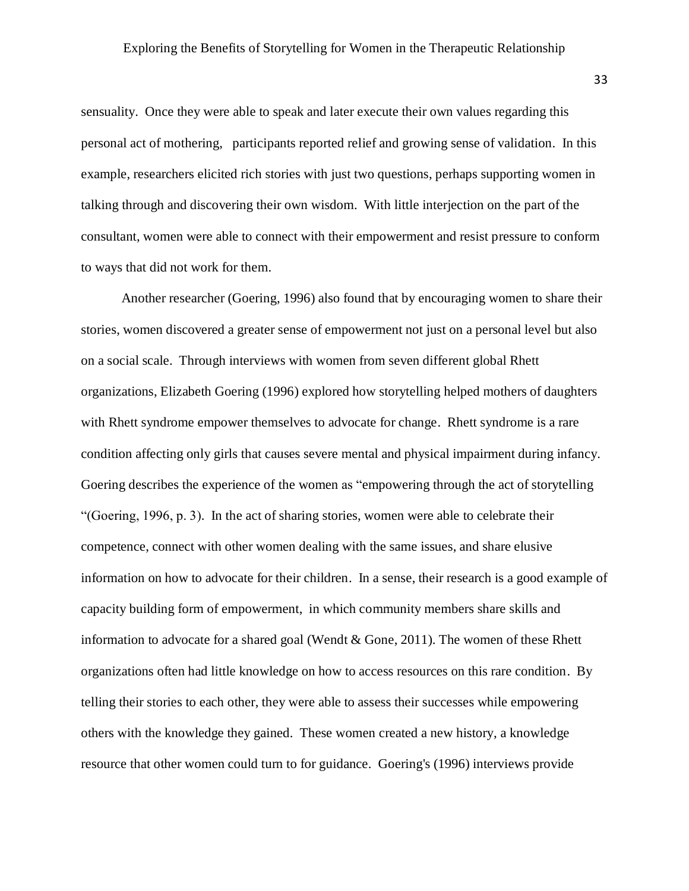sensuality. Once they were able to speak and later execute their own values regarding this personal act of mothering, participants reported relief and growing sense of validation. In this example, researchers elicited rich stories with just two questions, perhaps supporting women in talking through and discovering their own wisdom. With little interjection on the part of the consultant, women were able to connect with their empowerment and resist pressure to conform to ways that did not work for them.

Another researcher (Goering, 1996) also found that by encouraging women to share their stories, women discovered a greater sense of empowerment not just on a personal level but also on a social scale. Through interviews with women from seven different global Rhett organizations, Elizabeth Goering (1996) explored how storytelling helped mothers of daughters with Rhett syndrome empower themselves to advocate for change. Rhett syndrome is a rare condition affecting only girls that causes severe mental and physical impairment during infancy. Goering describes the experience of the women as "empowering through the act of storytelling "(Goering, 1996, p. 3). In the act of sharing stories, women were able to celebrate their competence, connect with other women dealing with the same issues, and share elusive information on how to advocate for their children. In a sense, their research is a good example of capacity building form of empowerment, in which community members share skills and information to advocate for a shared goal (Wendt & Gone, 2011). The women of these Rhett organizations often had little knowledge on how to access resources on this rare condition. By telling their stories to each other, they were able to assess their successes while empowering others with the knowledge they gained. These women created a new history, a knowledge resource that other women could turn to for guidance. Goering's (1996) interviews provide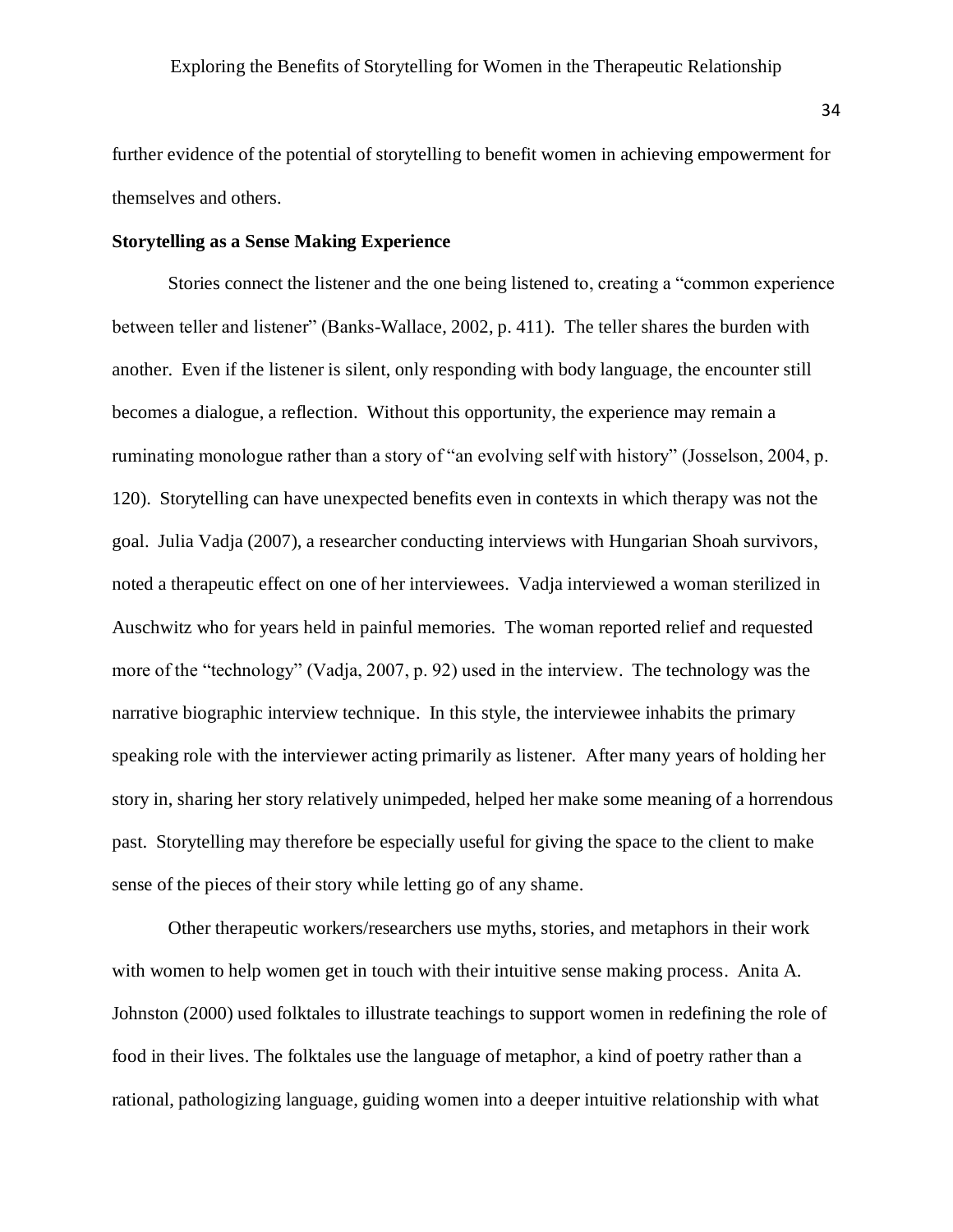further evidence of the potential of storytelling to benefit women in achieving empowerment for themselves and others.

**Storytelling as a Sense Making Experience**

Stories connect the listener and the one being listened to, creating a "common experience between teller and listener" (Banks-Wallace, 2002, p. 411). The teller shares the burden with another. Even if the listener is silent, only responding with body language, the encounter still becomes a dialogue, a reflection. Without this opportunity, the experience may remain a ruminating monologue rather than a story of "an evolving self with history" (Josselson, 2004, p. 120). Storytelling can have unexpected benefits even in contexts in which therapy was not the goal. Julia Vadja (2007), a researcher conducting interviews with Hungarian Shoah survivors, noted a therapeutic effect on one of her interviewees. Vadja interviewed a woman sterilized in Auschwitz who for years held in painful memories. The woman reported relief and requested more of the "technology" (Vadja, 2007, p. 92) used in the interview. The technology was the narrative biographic interview technique. In this style, the interviewee inhabits the primary speaking role with the interviewer acting primarily as listener. After many years of holding her story in, sharing her story relatively unimpeded, helped her make some meaning of a horrendous past. Storytelling may therefore be especially useful for giving the space to the client to make sense of the pieces of their story while letting go of any shame.

Other therapeutic workers/researchers use myths, stories, and metaphors in their work with women to help women get in touch with their intuitive sense making process. Anita A. Johnston (2000) used folktales to illustrate teachings to support women in redefining the role of food in their lives. The folktales use the language of metaphor, a kind of poetry rather than a rational, pathologizing language, guiding women into a deeper intuitive relationship with what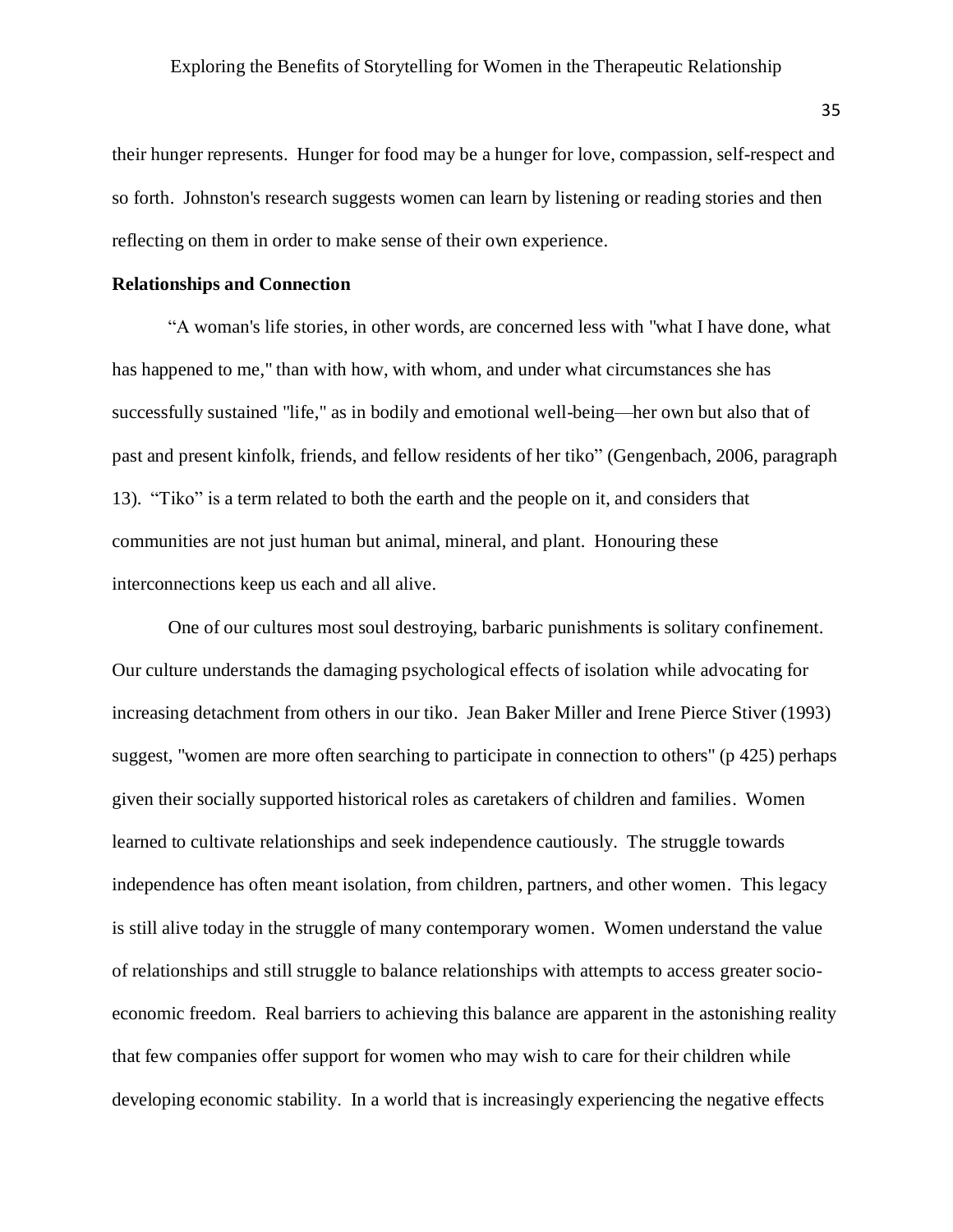their hunger represents. Hunger for food may be a hunger for love, compassion, self-respect and so forth. Johnston's research suggests women can learn by listening or reading stories and then reflecting on them in order to make sense of their own experience.

**Relationships and Connection**

“A woman's life stories, in other words, are concerned less with "what I have done, what has happened to me," than with how, with whom, and under what circumstances she has successfully sustained "life," as in bodily and emotional well-being—her own but also that of past and present kinfolk, friends, and fellow residents of her tiko” (Gengenbach, 2006, paragraph 13). “Tiko” is a term related to both the earth and the people on it, and considers that communities are not just human but animal, mineral, and plant. Honouring these interconnections keep us each and all alive.

One of our cultures most soul destroying, barbaric punishments is solitary confinement. Our culture understands the damaging psychological effects of isolation while advocating for increasing detachment from others in our tiko. Jean Baker Miller and Irene Pierce Stiver (1993) suggest, "women are more often searching to participate in connection to others" (p 425) perhaps given their socially supported historical roles as caretakers of children and families. Women learned to cultivate relationships and seek independence cautiously. The struggle towards independence has often meant isolation, from children, partners, and other women. This legacy is still alive today in the struggle of many contemporary women. Women understand the value of relationships and still struggle to balance relationships with attempts to access greater socio-economic freedom. Real barriers to achieving this balance are apparent in the astonishing reality that few companies offer support for women who may wish to care for their children while developing economic stability. In a world that is increasingly experiencing the negative effects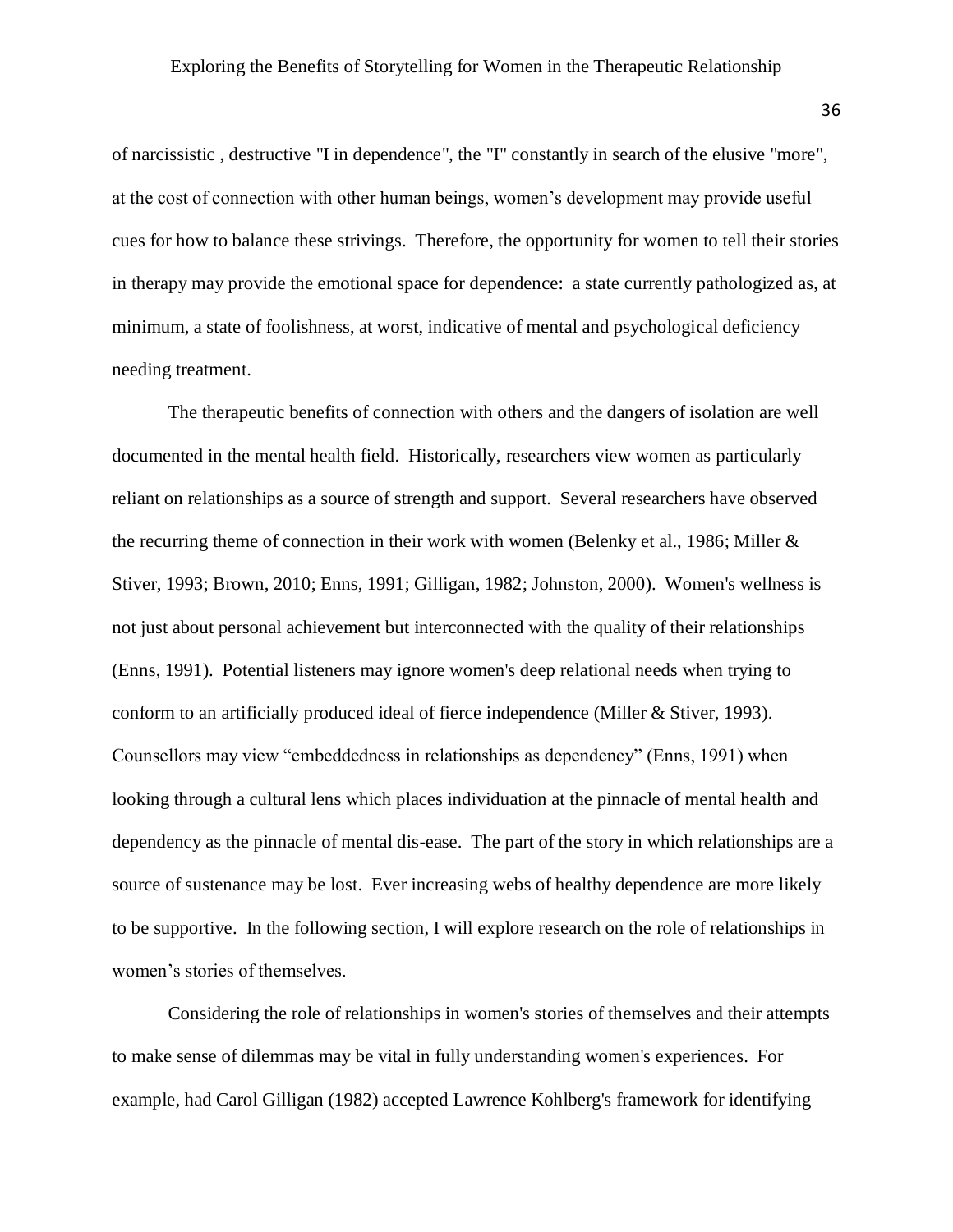of narcissistic , destructive "I in dependence", the "I" constantly in search of the elusive "more", at the cost of connection with other human beings, women's development may provide useful cues for how to balance these strivings. Therefore, the opportunity for women to tell their stories in therapy may provide the emotional space for dependence: a state currently pathologized as, at minimum, a state of foolishness, at worst, indicative of mental and psychological deficiency needing treatment.

The therapeutic benefits of connection with others and the dangers of isolation are well documented in the mental health field. Historically, researchers view women as particularly reliant on relationships as a source of strength and support. Several researchers have observed the recurring theme of connection in their work with women (Belenky et al., 1986; Miller & Stiver, 1993; Brown, 2010; Enns, 1991; Gilligan, 1982; Johnston, 2000). Women's wellness is not just about personal achievement but interconnected with the quality of their relationships (Enns, 1991). Potential listeners may ignore women's deep relational needs when trying to conform to an artificially produced ideal of fierce independence (Miller & Stiver, 1993). Counsellors may view "embeddedness in relationships as dependency" (Enns, 1991) when looking through a cultural lens which places individuation at the pinnacle of mental health and dependency as the pinnacle of mental dis-ease. The part of the story in which relationships are a source of sustenance may be lost. Ever increasing webs of healthy dependence are more likely to be supportive. In the following section, I will explore research on the role of relationships in women's stories of themselves.

Considering the role of relationships in women's stories of themselves and their attempts to make sense of dilemmas may be vital in fully understanding women's experiences. For example, had Carol Gilligan (1982) accepted Lawrence Kohlberg's framework for identifying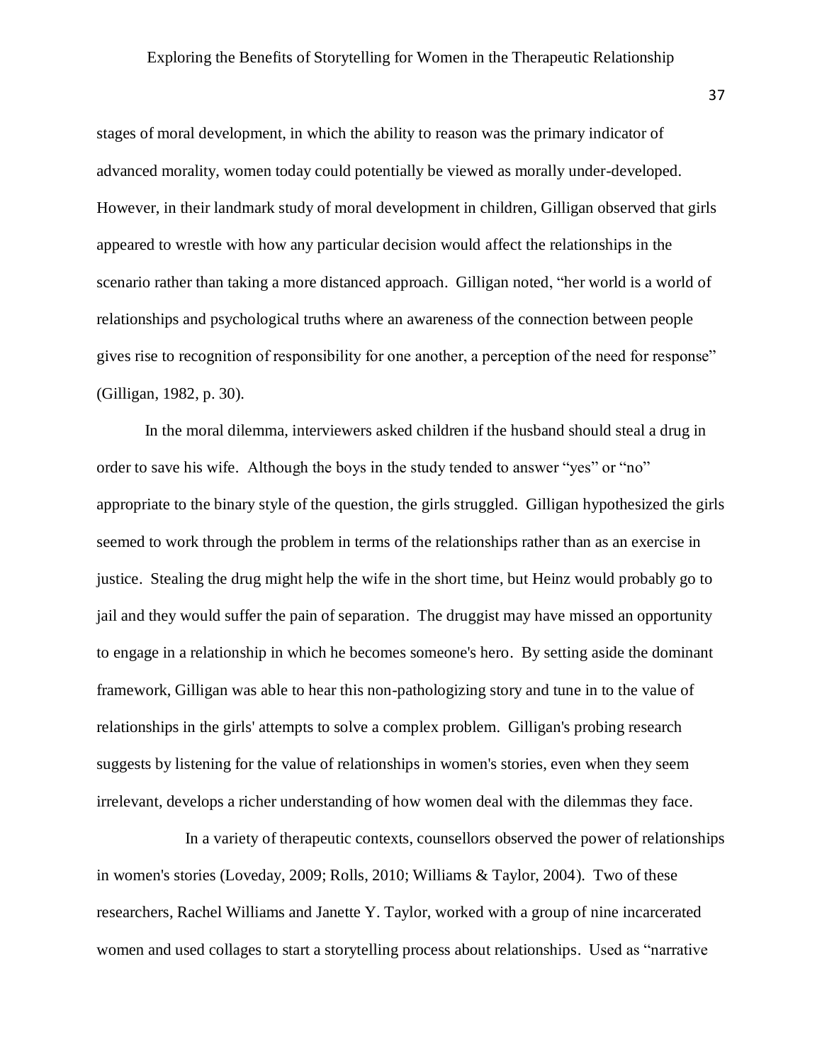stages of moral development, in which the ability to reason was the primary indicator of advanced morality, women today could potentially be viewed as morally under-developed. However, in their landmark study of moral development in children, Gilligan observed that girls appeared to wrestle with how any particular decision would affect the relationships in the scenario rather than taking a more distanced approach. Gilligan noted, "her world is a world of relationships and psychological truths where an awareness of the connection between people gives rise to recognition of responsibility for one another, a perception of the need for response" (Gilligan, 1982, p. 30).

In the moral dilemma, interviewers asked children if the husband should steal a drug in order to save his wife. Although the boys in the study tended to answer "yes" or "no" appropriate to the binary style of the question, the girls struggled. Gilligan hypothesized the girls seemed to work through the problem in terms of the relationships rather than as an exercise in justice. Stealing the drug might help the wife in the short time, but Heinz would probably go to jail and they would suffer the pain of separation. The druggist may have missed an opportunity to engage in a relationship in which he becomes someone's hero. By setting aside the dominant framework, Gilligan was able to hear this non-pathologizing story and tune in to the value of relationships in the girls' attempts to solve a complex problem. Gilligan's probing research suggests by listening for the value of relationships in women's stories, even when they seem irrelevant, develops a richer understanding of how women deal with the dilemmas they face.

In a variety of therapeutic contexts, counsellors observed the power of relationships in women's stories (Loveday, 2009; Rolls, 2010; Williams & Taylor, 2004). Two of these researchers, Rachel Williams and Janette Y. Taylor, worked with a group of nine incarcerated women and used collages to start a storytelling process about relationships. Used as "narrative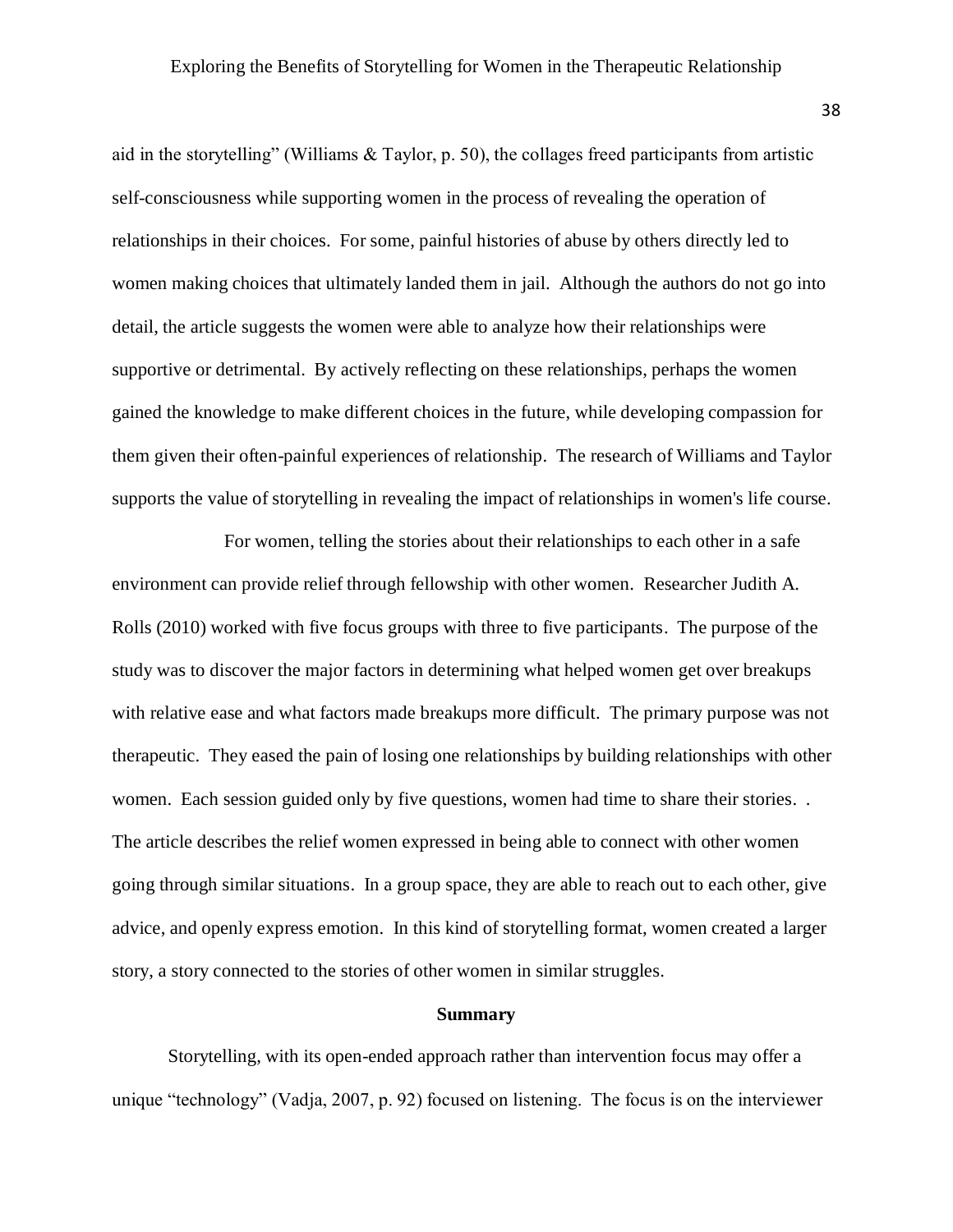aid in the storytelling" (Williams & Taylor, p. 50), the collages freed participants from artistic self-consciousness while supporting women in the process of revealing the operation of relationships in their choices. For some, painful histories of abuse by others directly led to women making choices that ultimately landed them in jail. Although the authors do not go into detail, the article suggests the women were able to analyze how their relationships were supportive or detrimental. By actively reflecting on these relationships, perhaps the women gained the knowledge to make different choices in the future, while developing compassion for them given their often-painful experiences of relationship. The research of Williams and Taylor supports the value of storytelling in revealing the impact of relationships in women's life course.

For women, telling the stories about their relationships to each other in a safe environment can provide relief through fellowship with other women. Researcher Judith A. Rolls (2010) worked with five focus groups with three to five participants. The purpose of the study was to discover the major factors in determining what helped women get over breakups with relative ease and what factors made breakups more difficult. The primary purpose was not therapeutic. They eased the pain of losing one relationships by building relationships with other women. Each session guided only by five questions, women had time to share their stories. . The article describes the relief women expressed in being able to connect with other women going through similar situations. In a group space, they are able to reach out to each other, give advice, and openly express emotion. In this kind of storytelling format, women created a larger story, a story connected to the stories of other women in similar struggles.

## Summary

Storytelling, with its open-ended approach rather than intervention focus may offer a unique "technology" (Vadja, 2007, p. 92) focused on listening. The focus is on the interviewer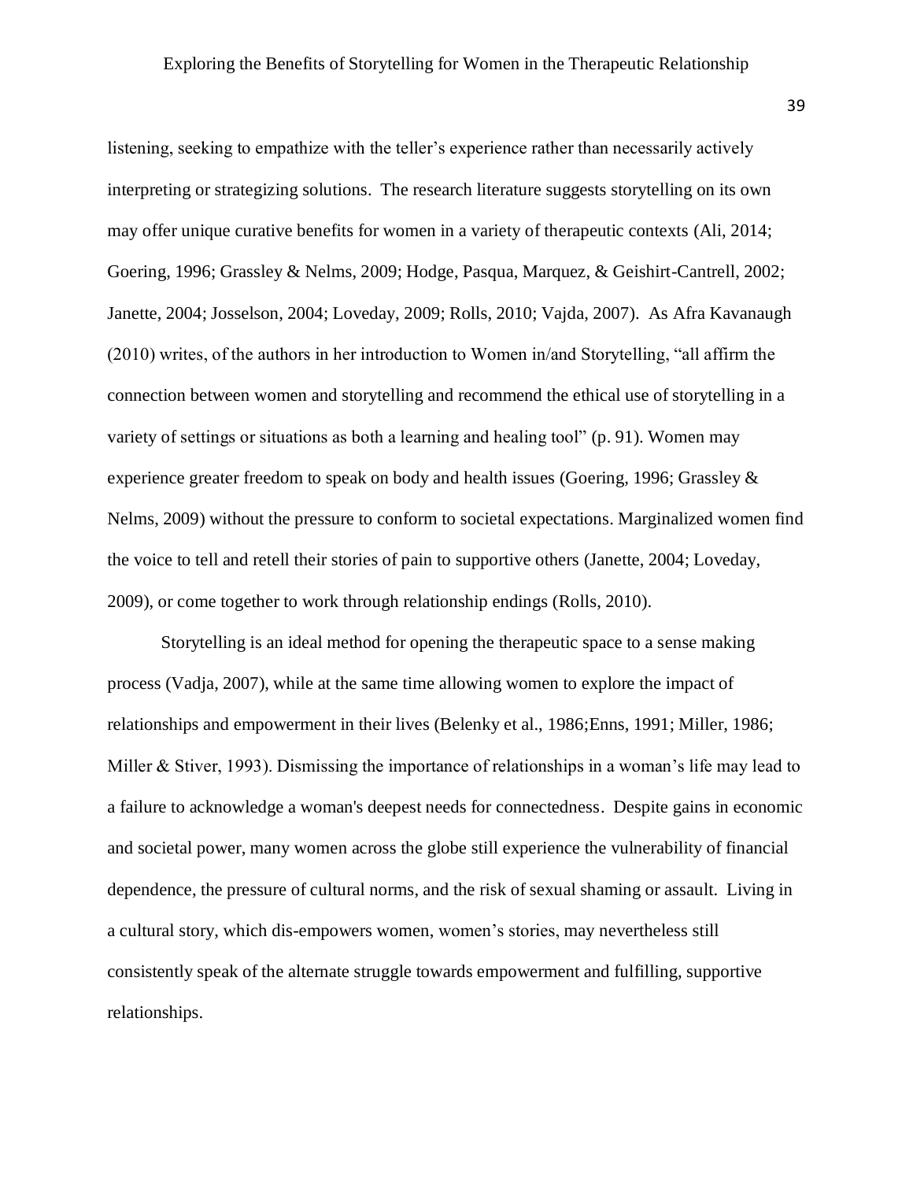listening, seeking to empathize with the teller's experience rather than necessarily actively interpreting or strategizing solutions. The research literature suggests storytelling on its own may offer unique curative benefits for women in a variety of therapeutic contexts (Ali, 2014; Goering, 1996; Grassley & Nelms, 2009; Hodge, Pasqua, Marquez, & Geishirt-Cantrell, 2002; Janette, 2004; Josselson, 2004; Loveday, 2009; Rolls, 2010; Vajda, 2007). As Afra Kavanaugh (2010) writes, of the authors in her introduction to Women in/and Storytelling, "all affirm the connection between women and storytelling and recommend the ethical use of storytelling in a variety of settings or situations as both a learning and healing tool" (p. 91). Women may experience greater freedom to speak on body and health issues (Goering, 1996; Grassley & Nelms, 2009) without the pressure to conform to societal expectations. Marginalized women find the voice to tell and retell their stories of pain to supportive others (Janette, 2004; Loveday, 2009), or come together to work through relationship endings (Rolls, 2010).

Storytelling is an ideal method for opening the therapeutic space to a sense making process (Vadja, 2007), while at the same time allowing women to explore the impact of relationships and empowerment in their lives (Belenky et al., 1986;Enns, 1991; Miller, 1986; Miller & Stiver, 1993). Dismissing the importance of relationships in a woman's life may lead to a failure to acknowledge a woman's deepest needs for connectedness. Despite gains in economic and societal power, many women across the globe still experience the vulnerability of financial dependence, the pressure of cultural norms, and the risk of sexual shaming or assault. Living in a cultural story, which dis-empowers women, women's stories, may nevertheless still consistently speak of the alternate struggle towards empowerment and fulfilling, supportive relationships.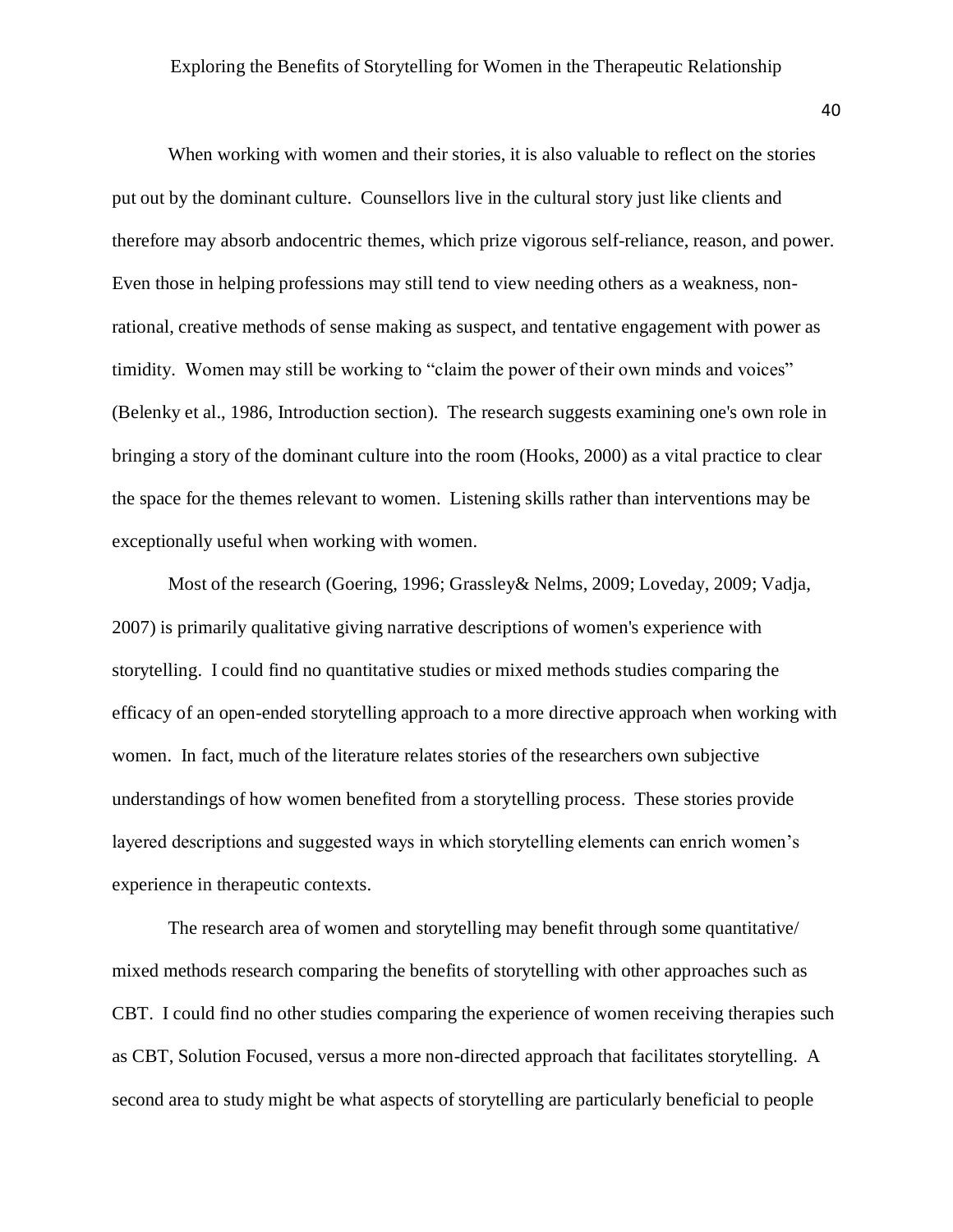When working with women and their stories, it is also valuable to reflect on the stories put out by the dominant culture. Counsellors live in the cultural story just like clients and therefore may absorb andocentric themes, which prize vigorous self-reliance, reason, and power. Even those in helping professions may still tend to view needing others as a weakness, non-rational, creative methods of sense making as suspect, and tentative engagement with power as timidity. Women may still be working to "claim the power of their own minds and voices" (Belenky et al., 1986, Introduction section). The research suggests examining one's own role in bringing a story of the dominant culture into the room (Hooks, 2000) as a vital practice to clear the space for the themes relevant to women. Listening skills rather than interventions may be exceptionally useful when working with women.

Most of the research (Goering, 1996; Grassley& Nelms, 2009; Loveday, 2009; Vadja, 2007) is primarily qualitative giving narrative descriptions of women's experience with storytelling. I could find no quantitative studies or mixed methods studies comparing the efficacy of an open-ended storytelling approach to a more directive approach when working with women. In fact, much of the literature relates stories of the researchers own subjective understandings of how women benefited from a storytelling process. These stories provide layered descriptions and suggested ways in which storytelling elements can enrich women's experience in therapeutic contexts.

The research area of women and storytelling may benefit through some quantitative/ mixed methods research comparing the benefits of storytelling with other approaches such as CBT. I could find no other studies comparing the experience of women receiving therapies such as CBT, Solution Focused, versus a more non-directed approach that facilitates storytelling. A second area to study might be what aspects of storytelling are particularly beneficial to people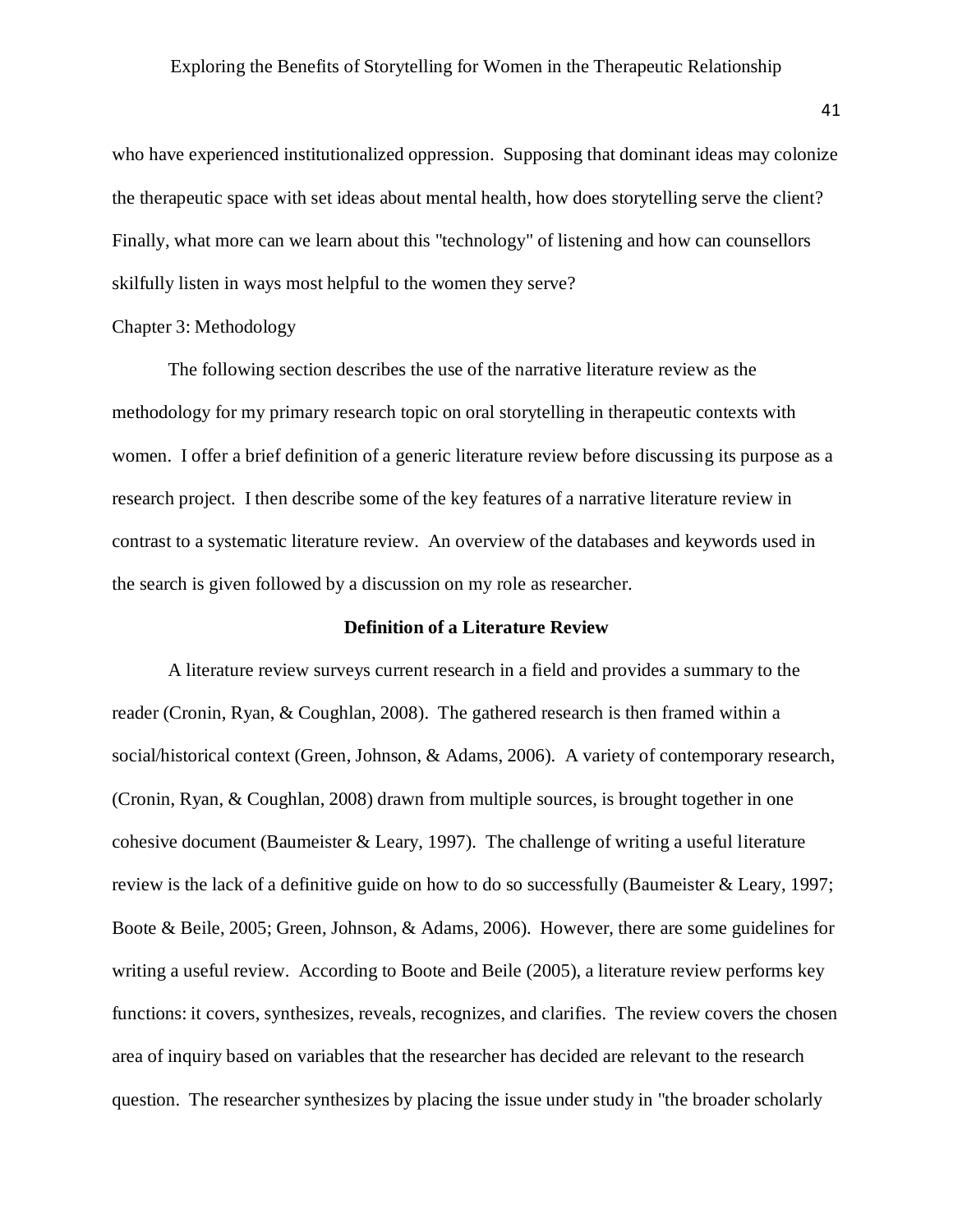who have experienced institutionalized oppression. Supposing that dominant ideas may colonize the therapeutic space with set ideas about mental health, how does storytelling serve the client? Finally, what more can we learn about this "technology" of listening and how can counsellors skilfully listen in ways most helpful to the women they serve?

## Chapter 3: Methodology

The following section describes the use of the narrative literature review as the methodology for my primary research topic on oral storytelling in therapeutic contexts with women. I offer a brief definition of a generic literature review before discussing its purpose as a research project. I then describe some of the key features of a narrative literature review in contrast to a systematic literature review. An overview of the databases and keywords used in the search is given followed by a discussion on my role as researcher.

### Definition of a Literature Review

A literature review surveys current research in a field and provides a summary to the reader (Cronin, Ryan, & Coughlan, 2008). The gathered research is then framed within a social/historical context (Green, Johnson, & Adams, 2006). A variety of contemporary research, (Cronin, Ryan, & Coughlan, 2008) drawn from multiple sources, is brought together in one cohesive document (Baumeister & Leary, 1997). The challenge of writing a useful literature review is the lack of a definitive guide on how to do so successfully (Baumeister & Leary, 1997; Boote & Beile, 2005; Green, Johnson, & Adams, 2006). However, there are some guidelines for writing a useful review. According to Boote and Beile (2005), a literature review performs key functions: it covers, synthesizes, reveals, recognizes, and clarifies. The review covers the chosen area of inquiry based on variables that the researcher has decided are relevant to the research question. The researcher synthesizes by placing the issue under study in "the broader scholarly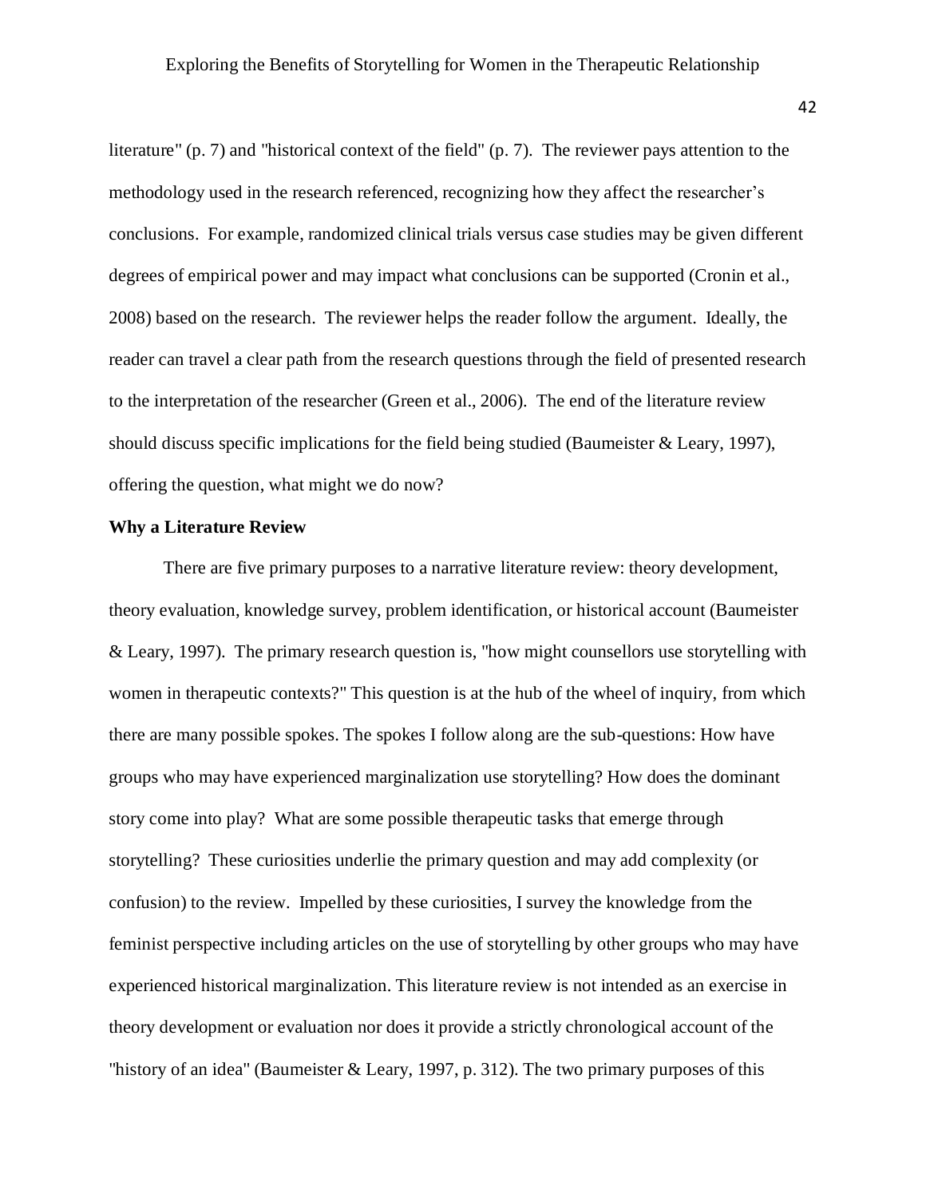literature" (p. 7) and "historical context of the field" (p. 7). The reviewer pays attention to the methodology used in the research referenced, recognizing how they affect the researcher's conclusions. For example, randomized clinical trials versus case studies may be given different degrees of empirical power and may impact what conclusions can be supported (Cronin et al., 2008) based on the research. The reviewer helps the reader follow the argument. Ideally, the reader can travel a clear path from the research questions through the field of presented research to the interpretation of the researcher (Green et al., 2006). The end of the literature review should discuss specific implications for the field being studied (Baumeister & Leary, 1997), offering the question, what might we do now?

**Why a Literature Review**

There are five primary purposes to a narrative literature review: theory development, theory evaluation, knowledge survey, problem identification, or historical account (Baumeister & Leary, 1997). The primary research question is, "how might counsellors use storytelling with women in therapeutic contexts?" This question is at the hub of the wheel of inquiry, from which there are many possible spokes. The spokes I follow along are the sub-questions: How have groups who may have experienced marginalization use storytelling? How does the dominant story come into play? What are some possible therapeutic tasks that emerge through storytelling? These curiosities underlie the primary question and may add complexity (or confusion) to the review. Impelled by these curiosities, I survey the knowledge from the feminist perspective including articles on the use of storytelling by other groups who may have experienced historical marginalization. This literature review is not intended as an exercise in theory development or evaluation nor does it provide a strictly chronological account of the "history of an idea" (Baumeister & Leary, 1997, p. 312). The two primary purposes of this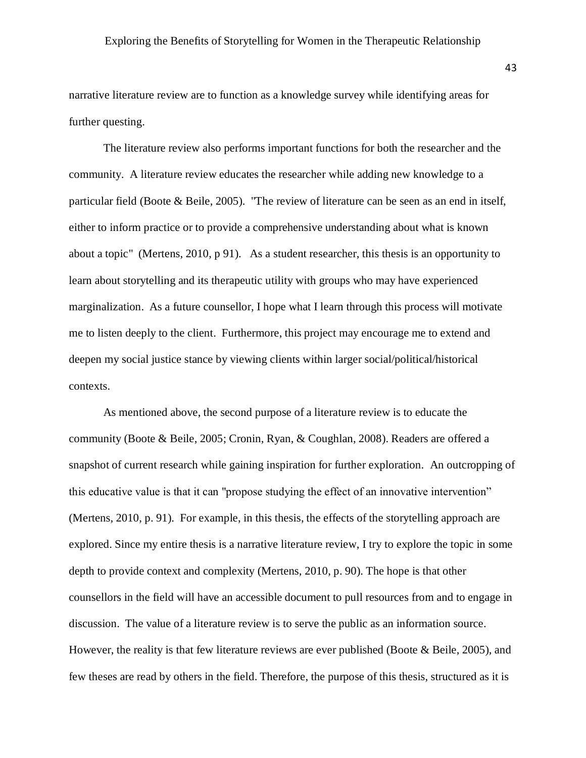narrative literature review are to function as a knowledge survey while identifying areas for further questing.

The literature review also performs important functions for both the researcher and the community. A literature review educates the researcher while adding new knowledge to a particular field (Boote & Beile, 2005). "The review of literature can be seen as an end in itself, either to inform practice or to provide a comprehensive understanding about what is known about a topic" (Mertens, 2010, p 91). As a student researcher, this thesis is an opportunity to learn about storytelling and its therapeutic utility with groups who may have experienced marginalization. As a future counsellor, I hope what I learn through this process will motivate me to listen deeply to the client. Furthermore, this project may encourage me to extend and deepen my social justice stance by viewing clients within larger social/political/historical contexts.

As mentioned above, the second purpose of a literature review is to educate the community (Boote & Beile, 2005; Cronin, Ryan, & Coughlan, 2008). Readers are offered a snapshot of current research while gaining inspiration for further exploration. An outcropping of this educative value is that it can "propose studying the effect of an innovative intervention" (Mertens, 2010, p. 91). For example, in this thesis, the effects of the storytelling approach are explored. Since my entire thesis is a narrative literature review, I try to explore the topic in some depth to provide context and complexity (Mertens, 2010, p. 90). The hope is that other counsellors in the field will have an accessible document to pull resources from and to engage in discussion. The value of a literature review is to serve the public as an information source. However, the reality is that few literature reviews are ever published (Boote & Beile, 2005), and few theses are read by others in the field. Therefore, the purpose of this thesis, structured as it is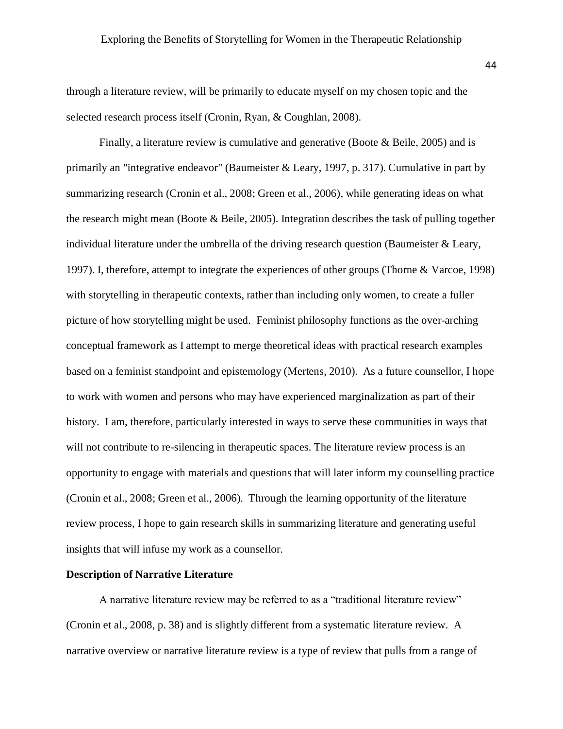through a literature review, will be primarily to educate myself on my chosen topic and the selected research process itself (Cronin, Ryan, & Coughlan, 2008).

Finally, a literature review is cumulative and generative (Boote & Beile, 2005) and is primarily an "integrative endeavor" (Baumeister & Leary, 1997, p. 317). Cumulative in part by summarizing research (Cronin et al., 2008; Green et al., 2006), while generating ideas on what the research might mean (Boote & Beile, 2005). Integration describes the task of pulling together individual literature under the umbrella of the driving research question (Baumeister & Leary, 1997). I, therefore, attempt to integrate the experiences of other groups (Thorne & Varcoe, 1998) with storytelling in therapeutic contexts, rather than including only women, to create a fuller picture of how storytelling might be used. Feminist philosophy functions as the over-arching conceptual framework as I attempt to merge theoretical ideas with practical research examples based on a feminist standpoint and epistemology (Mertens, 2010). As a future counsellor, I hope to work with women and persons who may have experienced marginalization as part of their history. I am, therefore, particularly interested in ways to serve these communities in ways that will not contribute to re-silencing in therapeutic spaces. The literature review process is an opportunity to engage with materials and questions that will later inform my counselling practice (Cronin et al., 2008; Green et al., 2006). Through the learning opportunity of the literature review process, I hope to gain research skills in summarizing literature and generating useful insights that will infuse my work as a counsellor.

**Description of Narrative Literature**

A narrative literature review may be referred to as a "traditional literature review" (Cronin et al., 2008, p. 38) and is slightly different from a systematic literature review. A narrative overview or narrative literature review is a type of review that pulls from a range of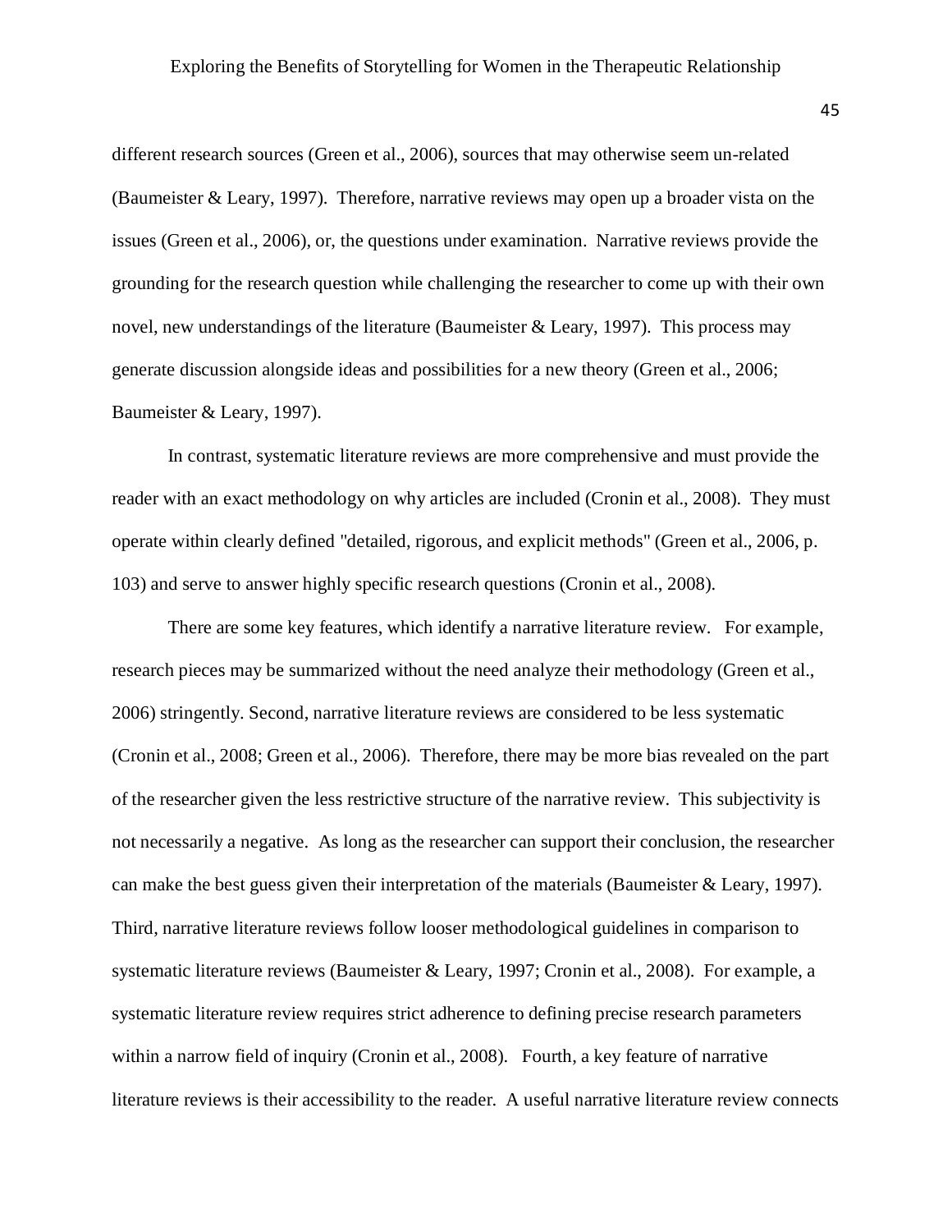different research sources (Green et al., 2006), sources that may otherwise seem un-related (Baumeister & Leary, 1997). Therefore, narrative reviews may open up a broader vista on the issues (Green et al., 2006), or, the questions under examination. Narrative reviews provide the grounding for the research question while challenging the researcher to come up with their own novel, new understandings of the literature (Baumeister & Leary, 1997). This process may generate discussion alongside ideas and possibilities for a new theory (Green et al., 2006; Baumeister & Leary, 1997).

In contrast, systematic literature reviews are more comprehensive and must provide the reader with an exact methodology on why articles are included (Cronin et al., 2008). They must operate within clearly defined "detailed, rigorous, and explicit methods" (Green et al., 2006, p. 103) and serve to answer highly specific research questions (Cronin et al., 2008).

There are some key features, which identify a narrative literature review. For example, research pieces may be summarized without the need analyze their methodology (Green et al., 2006) stringently. Second, narrative literature reviews are considered to be less systematic (Cronin et al., 2008; Green et al., 2006). Therefore, there may be more bias revealed on the part of the researcher given the less restrictive structure of the narrative review. This subjectivity is not necessarily a negative. As long as the researcher can support their conclusion, the researcher can make the best guess given their interpretation of the materials (Baumeister & Leary, 1997). Third, narrative literature reviews follow looser methodological guidelines in comparison to systematic literature reviews (Baumeister & Leary, 1997; Cronin et al., 2008). For example, a systematic literature review requires strict adherence to defining precise research parameters within a narrow field of inquiry (Cronin et al., 2008). Fourth, a key feature of narrative literature reviews is their accessibility to the reader. A useful narrative literature review connects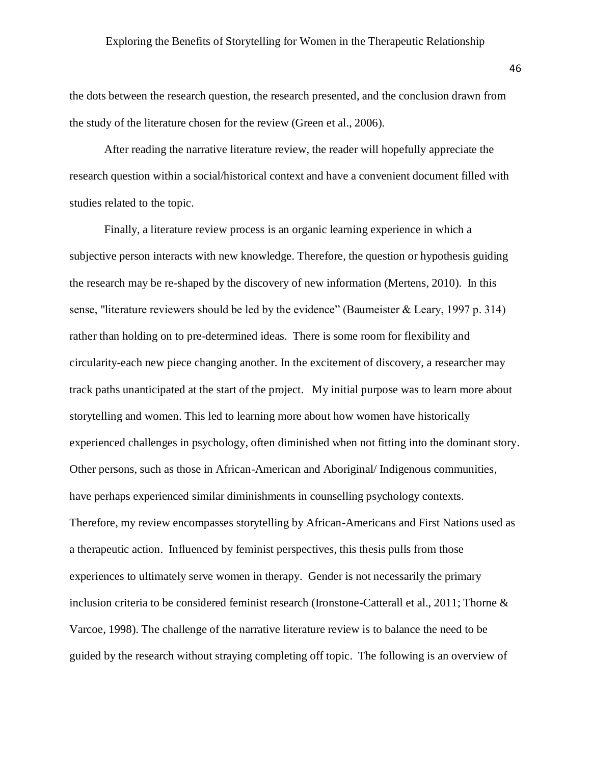the dots between the research question, the research presented, and the conclusion drawn from the study of the literature chosen for the review (Green et al., 2006).

After reading the narrative literature review, the reader will hopefully appreciate the research question within a social/historical context and have a convenient document filled with studies related to the topic.

Finally, a literature review process is an organic learning experience in which a subjective person interacts with new knowledge. Therefore, the question or hypothesis guiding the research may be re-shaped by the discovery of new information (Mertens, 2010). In this sense, "literature reviewers should be led by the evidence" (Baumeister & Leary, 1997 p. 314) rather than holding on to pre-determined ideas. There is some room for flexibility and circularity-each new piece changing another. In the excitement of discovery, a researcher may track paths unanticipated at the start of the project. My initial purpose was to learn more about storytelling and women. This led to learning more about how women have historically experienced challenges in psychology, often diminished when not fitting into the dominant story. Other persons, such as those in African-American and Aboriginal/ Indigenous communities, have perhaps experienced similar diminishments in counselling psychology contexts. Therefore, my review encompasses storytelling by African-Americans and First Nations used as a therapeutic action. Influenced by feminist perspectives, this thesis pulls from those experiences to ultimately serve women in therapy. Gender is not necessarily the primary inclusion criteria to be considered feminist research (Ironstone-Catterall et al., 2011; Thorne & Varcoe, 1998). The challenge of the narrative literature review is to balance the need to be guided by the research without straying completing off topic. The following is an overview of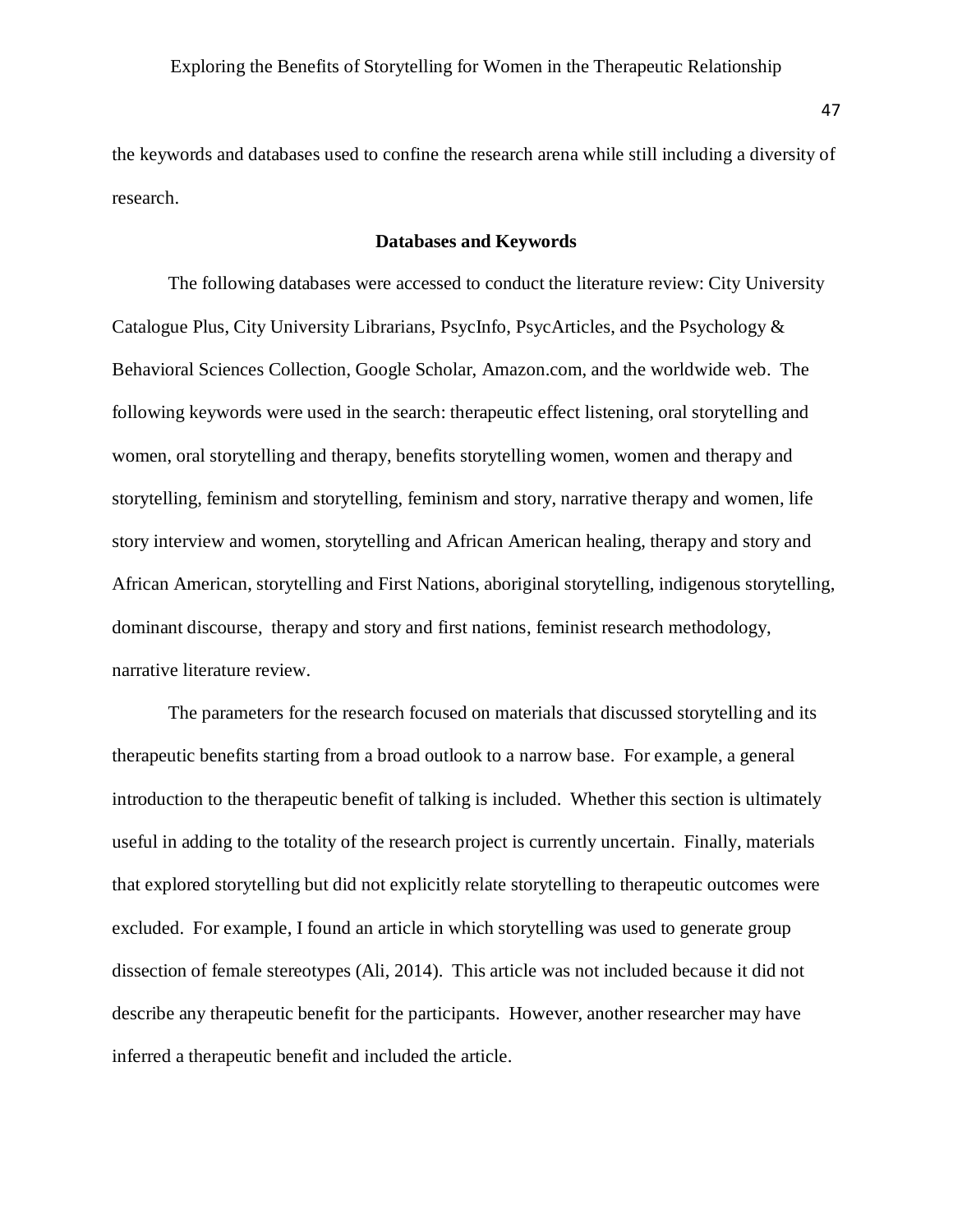the keywords and databases used to confine the research arena while still including a diversity of research.

## Databases and Keywords

The following databases were accessed to conduct the literature review: City University Catalogue Plus, City University Librarians, PsycInfo, PsycArticles, and the Psychology & Behavioral Sciences Collection, Google Scholar, Amazon.com, and the worldwide web. The following keywords were used in the search: therapeutic effect listening, oral storytelling and women, oral storytelling and therapy, benefits storytelling women, women and therapy and storytelling, feminism and storytelling, feminism and story, narrative therapy and women, life story interview and women, storytelling and African American healing, therapy and story and African American, storytelling and First Nations, aboriginal storytelling, indigenous storytelling, dominant discourse, therapy and story and first nations, feminist research methodology, narrative literature review.

The parameters for the research focused on materials that discussed storytelling and its therapeutic benefits starting from a broad outlook to a narrow base. For example, a general introduction to the therapeutic benefit of talking is included. Whether this section is ultimately useful in adding to the totality of the research project is currently uncertain. Finally, materials that explored storytelling but did not explicitly relate storytelling to therapeutic outcomes were excluded. For example, I found an article in which storytelling was used to generate group dissection of female stereotypes (Ali, 2014). This article was not included because it did not describe any therapeutic benefit for the participants. However, another researcher may have inferred a therapeutic benefit and included the article.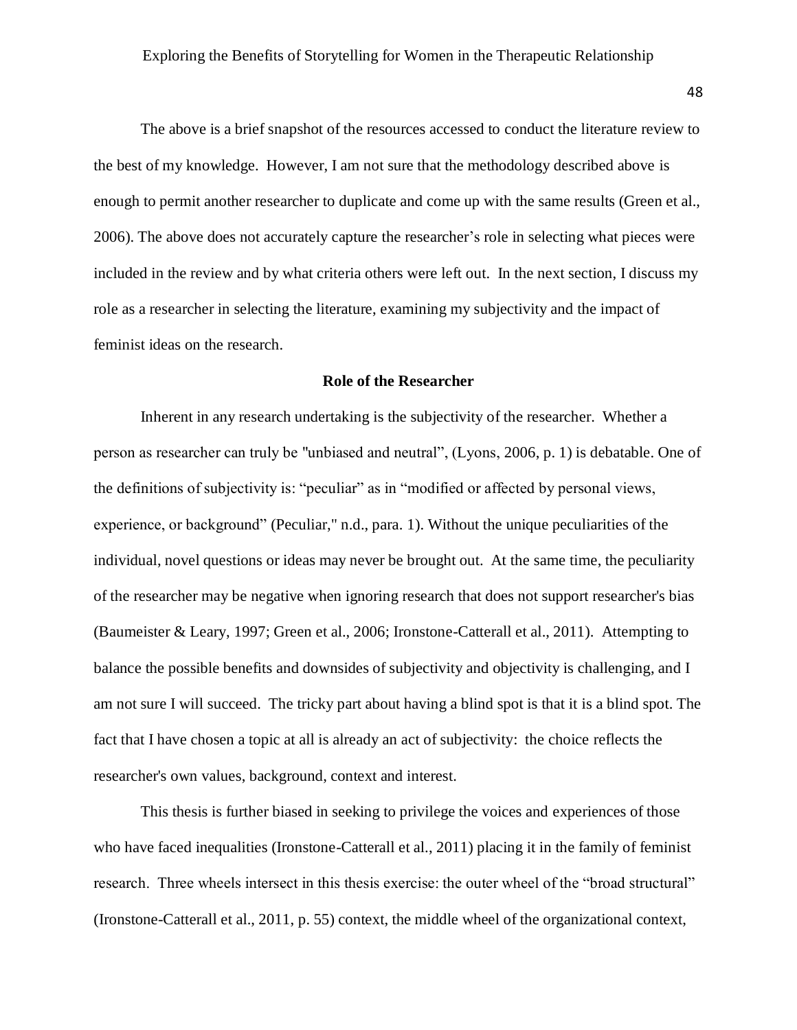The above is a brief snapshot of the resources accessed to conduct the literature review to the best of my knowledge. However, I am not sure that the methodology described above is enough to permit another researcher to duplicate and come up with the same results (Green et al., 2006). The above does not accurately capture the researcher's role in selecting what pieces were included in the review and by what criteria others were left out. In the next section, I discuss my role as a researcher in selecting the literature, examining my subjectivity and the impact of feminist ideas on the research.

## Role of the Researcher

Inherent in any research undertaking is the subjectivity of the researcher. Whether a person as researcher can truly be "unbiased and neutral", (Lyons, 2006, p. 1) is debatable. One of the definitions of subjectivity is: "peculiar" as in "modified or affected by personal views, experience, or background" (Peculiar," n.d., para. 1). Without the unique peculiarities of the individual, novel questions or ideas may never be brought out. At the same time, the peculiarity of the researcher may be negative when ignoring research that does not support researcher's bias (Baumeister & Leary, 1997; Green et al., 2006; Ironstone-Catterall et al., 2011). Attempting to balance the possible benefits and downsides of subjectivity and objectivity is challenging, and I am not sure I will succeed. The tricky part about having a blind spot is that it is a blind spot. The fact that I have chosen a topic at all is already an act of subjectivity: the choice reflects the researcher's own values, background, context and interest.

This thesis is further biased in seeking to privilege the voices and experiences of those who have faced inequalities (Ironstone-Catterall et al., 2011) placing it in the family of feminist research. Three wheels intersect in this thesis exercise: the outer wheel of the "broad structural" (Ironstone-Catterall et al., 2011, p. 55) context, the middle wheel of the organizational context,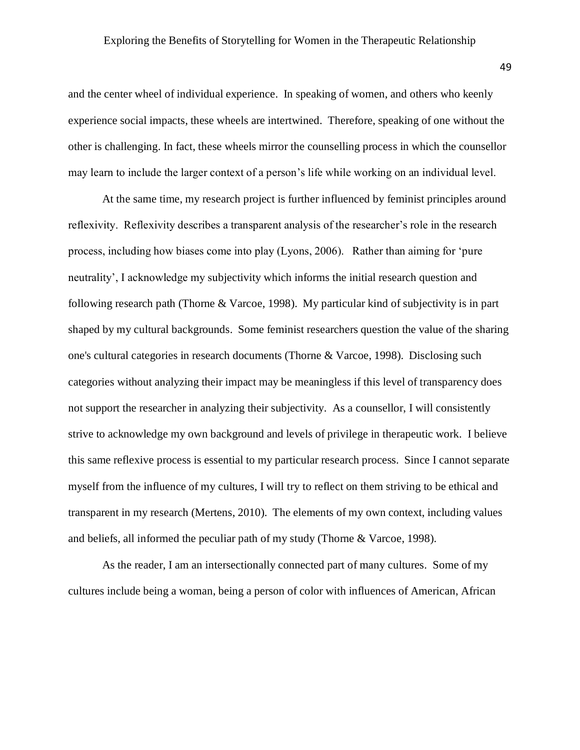and the center wheel of individual experience. In speaking of women, and others who keenly experience social impacts, these wheels are intertwined. Therefore, speaking of one without the other is challenging. In fact, these wheels mirror the counselling process in which the counsellor may learn to include the larger context of a person's life while working on an individual level.

At the same time, my research project is further influenced by feminist principles around reflexivity. Reflexivity describes a transparent analysis of the researcher's role in the research process, including how biases come into play (Lyons, 2006). Rather than aiming for 'pure neutrality', I acknowledge my subjectivity which informs the initial research question and following research path (Thorne & Varcoe, 1998). My particular kind of subjectivity is in part shaped by my cultural backgrounds. Some feminist researchers question the value of the sharing one's cultural categories in research documents (Thorne & Varcoe, 1998). Disclosing such categories without analyzing their impact may be meaningless if this level of transparency does not support the researcher in analyzing their subjectivity. As a counsellor, I will consistently strive to acknowledge my own background and levels of privilege in therapeutic work. I believe this same reflexive process is essential to my particular research process. Since I cannot separate myself from the influence of my cultures, I will try to reflect on them striving to be ethical and transparent in my research (Mertens, 2010). The elements of my own context, including values and beliefs, all informed the peculiar path of my study (Thorne & Varcoe, 1998).

As the reader, I am an intersectionally connected part of many cultures. Some of my cultures include being a woman, being a person of color with influences of American, African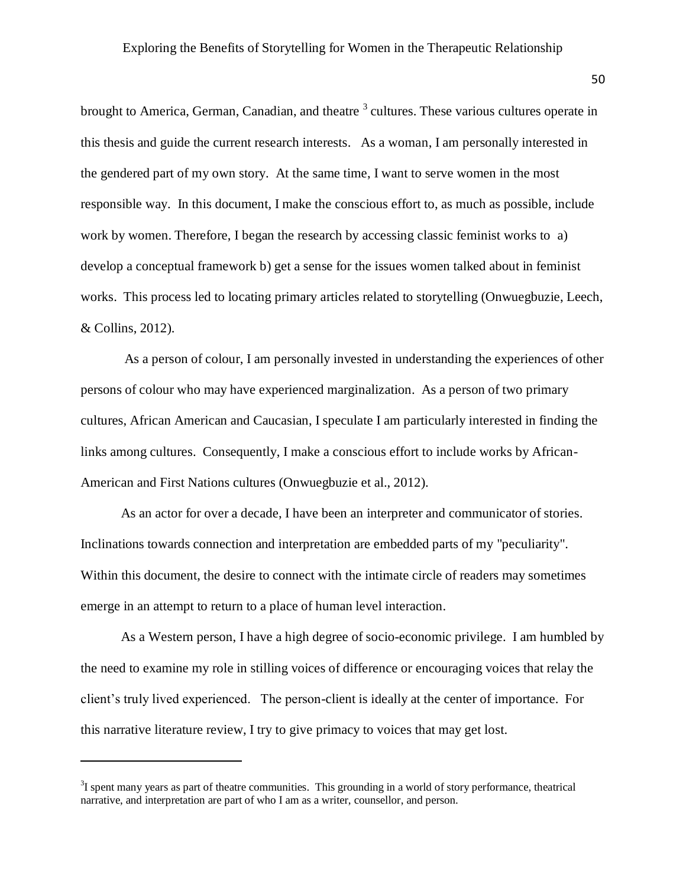brought to America, German, Canadian, and theatre [3] cultures. These various cultures operate in this thesis and guide the current research interests. As a woman, I am personally interested in the gendered part of my own story. At the same time, I want to serve women in the most responsible way. In this document, I make the conscious effort to, as much as possible, include work by women. Therefore, I began the research by accessing classic feminist works to a) develop a conceptual framework b) get a sense for the issues women talked about in feminist works. This process led to locating primary articles related to storytelling (Onwuegbuzie, Leech, & Collins, 2012).

As a person of colour, I am personally invested in understanding the experiences of other persons of colour who may have experienced marginalization. As a person of two primary cultures, African American and Caucasian, I speculate I am particularly interested in finding the links among cultures. Consequently, I make a conscious effort to include works by African-American and First Nations cultures (Onwuegbuzie et al., 2012).

As an actor for over a decade, I have been an interpreter and communicator of stories. Inclinations towards connection and interpretation are embedded parts of my "peculiarity". Within this document, the desire to connect with the intimate circle of readers may sometimes emerge in an attempt to return to a place of human level interaction.

As a Western person, I have a high degree of socio-economic privilege. I am humbled by the need to examine my role in stilling voices of difference or encouraging voices that relay the client's truly lived experienced. The person-client is ideally at the center of importance. For this narrative literature review, I try to give primacy to voices that may get lost.

---

[3] I spent many years as part of theatre communities. This grounding in a world of story performance, theatrical narrative, and interpretation are part of who I am as a writer, counsellor, and person.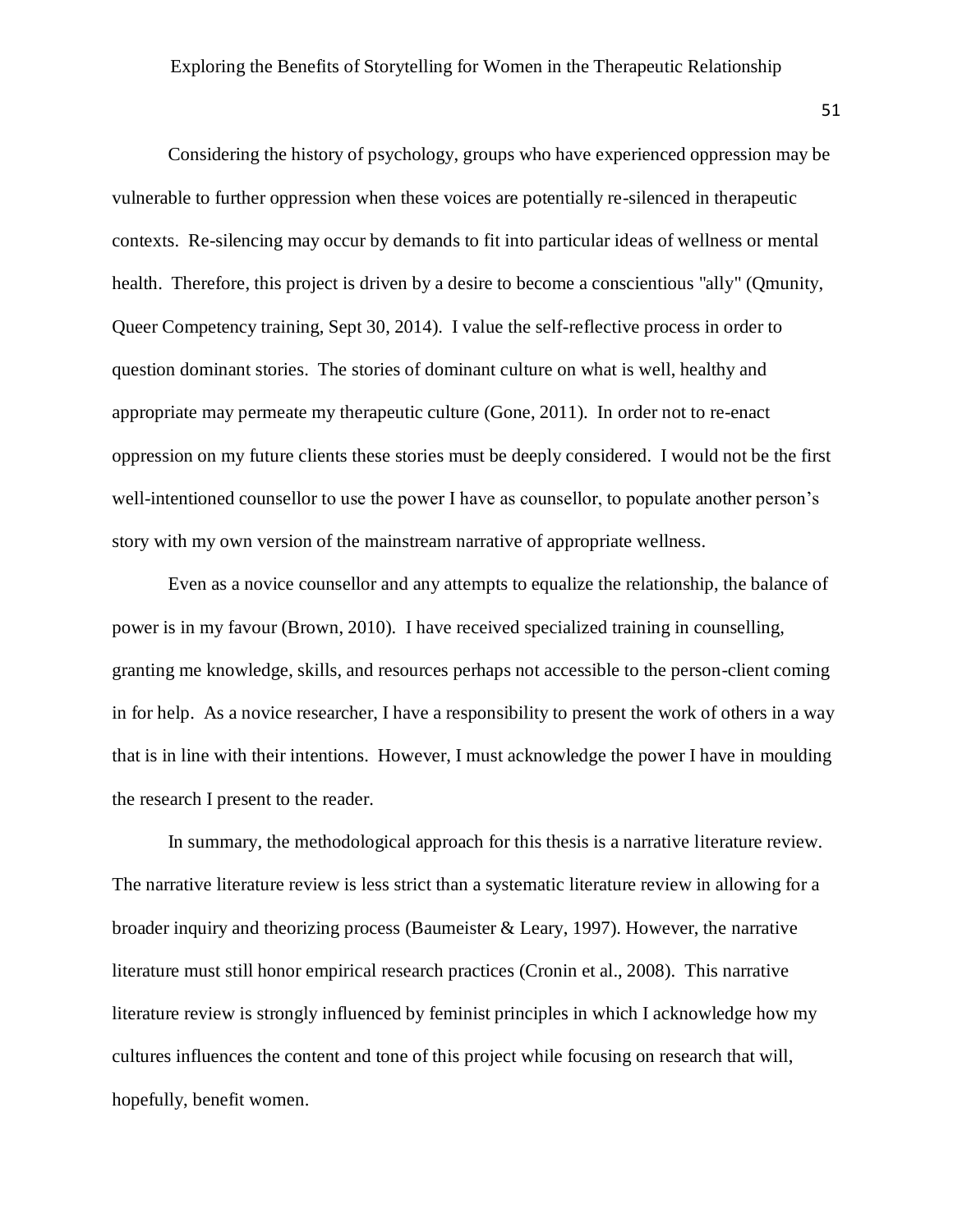Considering the history of psychology, groups who have experienced oppression may be vulnerable to further oppression when these voices are potentially re-silenced in therapeutic contexts. Re-silencing may occur by demands to fit into particular ideas of wellness or mental health. Therefore, this project is driven by a desire to become a conscientious "ally" (Qmunity, Queer Competency training, Sept 30, 2014). I value the self-reflective process in order to question dominant stories. The stories of dominant culture on what is well, healthy and appropriate may permeate my therapeutic culture (Gone, 2011). In order not to re-enact oppression on my future clients these stories must be deeply considered. I would not be the first well-intentioned counsellor to use the power I have as counsellor, to populate another person's story with my own version of the mainstream narrative of appropriate wellness.

Even as a novice counsellor and any attempts to equalize the relationship, the balance of power is in my favour (Brown, 2010). I have received specialized training in counselling, granting me knowledge, skills, and resources perhaps not accessible to the person-client coming in for help. As a novice researcher, I have a responsibility to present the work of others in a way that is in line with their intentions. However, I must acknowledge the power I have in moulding the research I present to the reader.

In summary, the methodological approach for this thesis is a narrative literature review. The narrative literature review is less strict than a systematic literature review in allowing for a broader inquiry and theorizing process (Baumeister & Leary, 1997). However, the narrative literature must still honor empirical research practices (Cronin et al., 2008). This narrative literature review is strongly influenced by feminist principles in which I acknowledge how my cultures influences the content and tone of this project while focusing on research that will, hopefully, benefit women.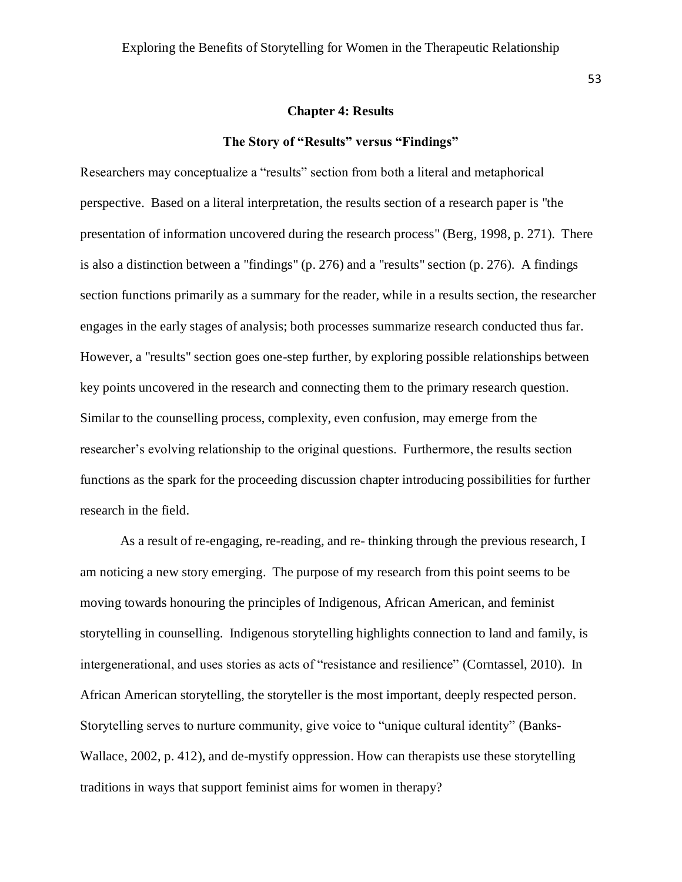## Chapter 4: Results

### The Story of "Results" versus "Findings"

Researchers may conceptualize a "results" section from both a literal and metaphorical perspective. Based on a literal interpretation, the results section of a research paper is "the presentation of information uncovered during the research process" (Berg, 1998, p. 271). There is also a distinction between a "findings" (p. 276) and a "results" section (p. 276). A findings section functions primarily as a summary for the reader, while in a results section, the researcher engages in the early stages of analysis; both processes summarize research conducted thus far. However, a "results" section goes one-step further, by exploring possible relationships between key points uncovered in the research and connecting them to the primary research question. Similar to the counselling process, complexity, even confusion, may emerge from the researcher's evolving relationship to the original questions. Furthermore, the results section functions as the spark for the proceeding discussion chapter introducing possibilities for further research in the field.

As a result of re-engaging, re-reading, and re- thinking through the previous research, I am noticing a new story emerging. The purpose of my research from this point seems to be moving towards honouring the principles of Indigenous, African American, and feminist storytelling in counselling. Indigenous storytelling highlights connection to land and family, is intergenerational, and uses stories as acts of "resistance and resilience" (Corntassel, 2010). In African American storytelling, the storyteller is the most important, deeply respected person. Storytelling serves to nurture community, give voice to "unique cultural identity" (Banks-Wallace, 2002, p. 412), and de-mystify oppression. How can therapists use these storytelling traditions in ways that support feminist aims for women in therapy?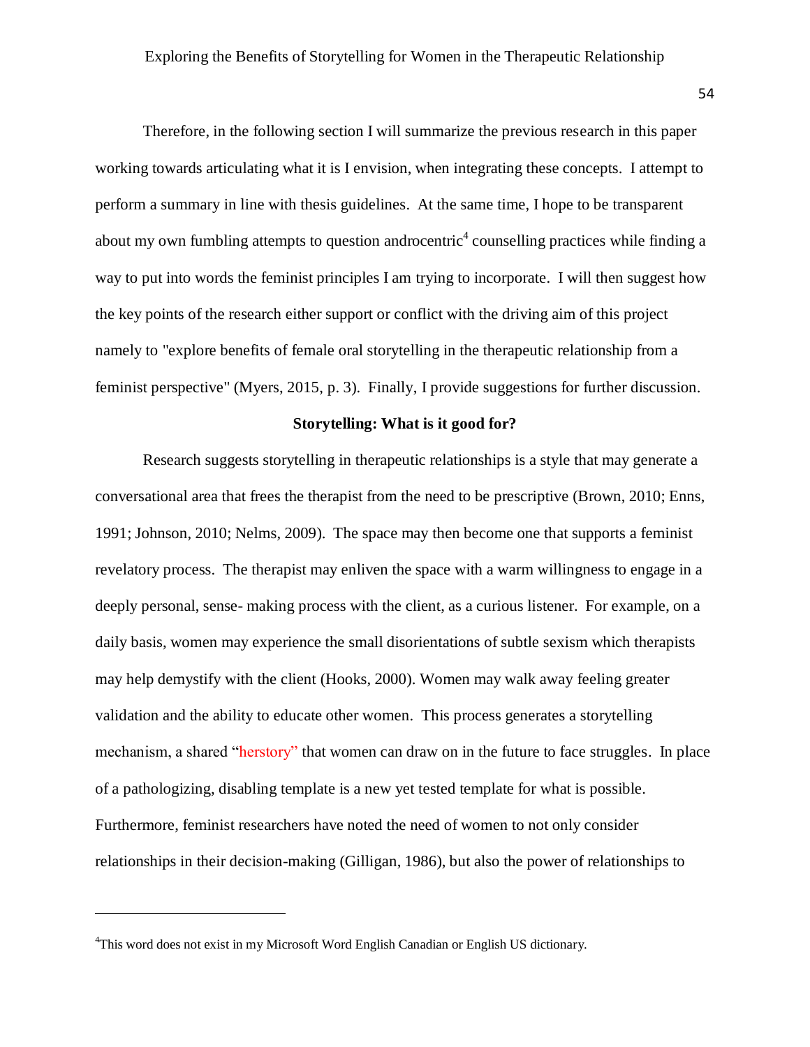Therefore, in the following section I will summarize the previous research in this paper working towards articulating what it is I envision, when integrating these concepts. I attempt to perform a summary in line with thesis guidelines. At the same time, I hope to be transparent about my own fumbling attempts to question androcentric[4] counselling practices while finding a way to put into words the feminist principles I am trying to incorporate. I will then suggest how the key points of the research either support or conflict with the driving aim of this project namely to "explore benefits of female oral storytelling in the therapeutic relationship from a feminist perspective" (Myers, 2015, p. 3). Finally, I provide suggestions for further discussion.

## Storytelling: What is it good for?

Research suggests storytelling in therapeutic relationships is a style that may generate a conversational area that frees the therapist from the need to be prescriptive (Brown, 2010; Enns, 1991; Johnson, 2010; Nelms, 2009). The space may then become one that supports a feminist revelatory process. The therapist may enliven the space with a warm willingness to engage in a deeply personal, sense- making process with the client, as a curious listener. For example, on a daily basis, women may experience the small disorientations of subtle sexism which therapists may help demystify with the client (Hooks, 2000). Women may walk away feeling greater validation and the ability to educate other women. This process generates a storytelling mechanism, a shared "herstory" that women can draw on in the future to face struggles. In place of a pathologizing, disabling template is a new yet tested template for what is possible. Furthermore, feminist researchers have noted the need of women to not only consider relationships in their decision-making (Gilligan, 1986), but also the power of relationships to

---

[4]This word does not exist in my Microsoft Word English Canadian or English US dictionary.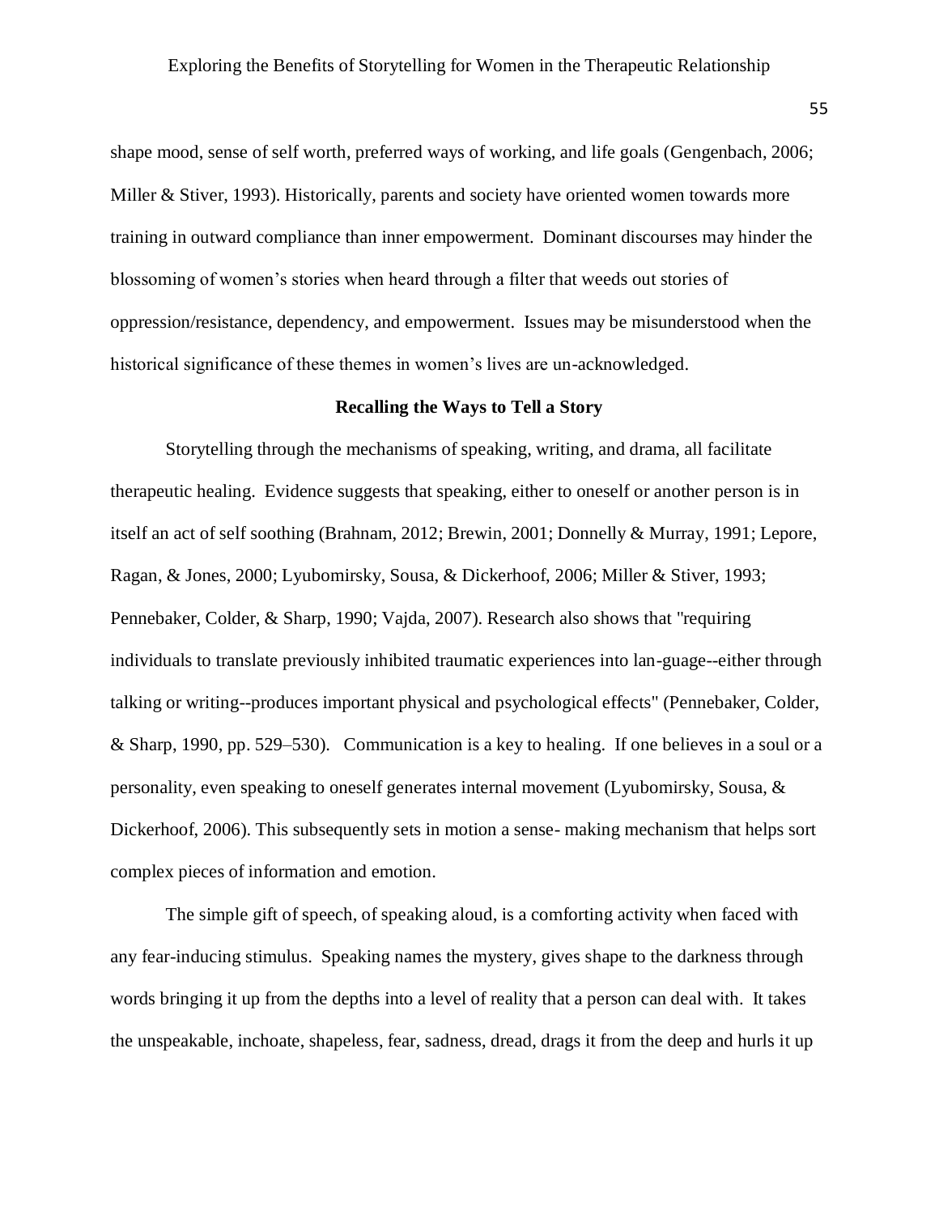shape mood, sense of self worth, preferred ways of working, and life goals (Gengenbach, 2006; Miller & Stiver, 1993). Historically, parents and society have oriented women towards more training in outward compliance than inner empowerment. Dominant discourses may hinder the blossoming of women's stories when heard through a filter that weeds out stories of oppression/resistance, dependency, and empowerment. Issues may be misunderstood when the historical significance of these themes in women's lives are un-acknowledged.

## Recalling the Ways to Tell a Story

Storytelling through the mechanisms of speaking, writing, and drama, all facilitate therapeutic healing. Evidence suggests that speaking, either to oneself or another person is in itself an act of self soothing (Brahnam, 2012; Brewin, 2001; Donnelly & Murray, 1991; Lepore, Ragan, & Jones, 2000; Lyubomirsky, Sousa, & Dickerhoof, 2006; Miller & Stiver, 1993; Pennebaker, Colder, & Sharp, 1990; Vajda, 2007). Research also shows that "requiring individuals to translate previously inhibited traumatic experiences into lan-guage--either through talking or writing--produces important physical and psychological effects" (Pennebaker, Colder, & Sharp, 1990, pp. 529–530). Communication is a key to healing. If one believes in a soul or a personality, even speaking to oneself generates internal movement (Lyubomirsky, Sousa, & Dickerhoof, 2006). This subsequently sets in motion a sense- making mechanism that helps sort complex pieces of information and emotion.

The simple gift of speech, of speaking aloud, is a comforting activity when faced with any fear-inducing stimulus. Speaking names the mystery, gives shape to the darkness through words bringing it up from the depths into a level of reality that a person can deal with. It takes the unspeakable, inchoate, shapeless, fear, sadness, dread, drags it from the deep and hurls it up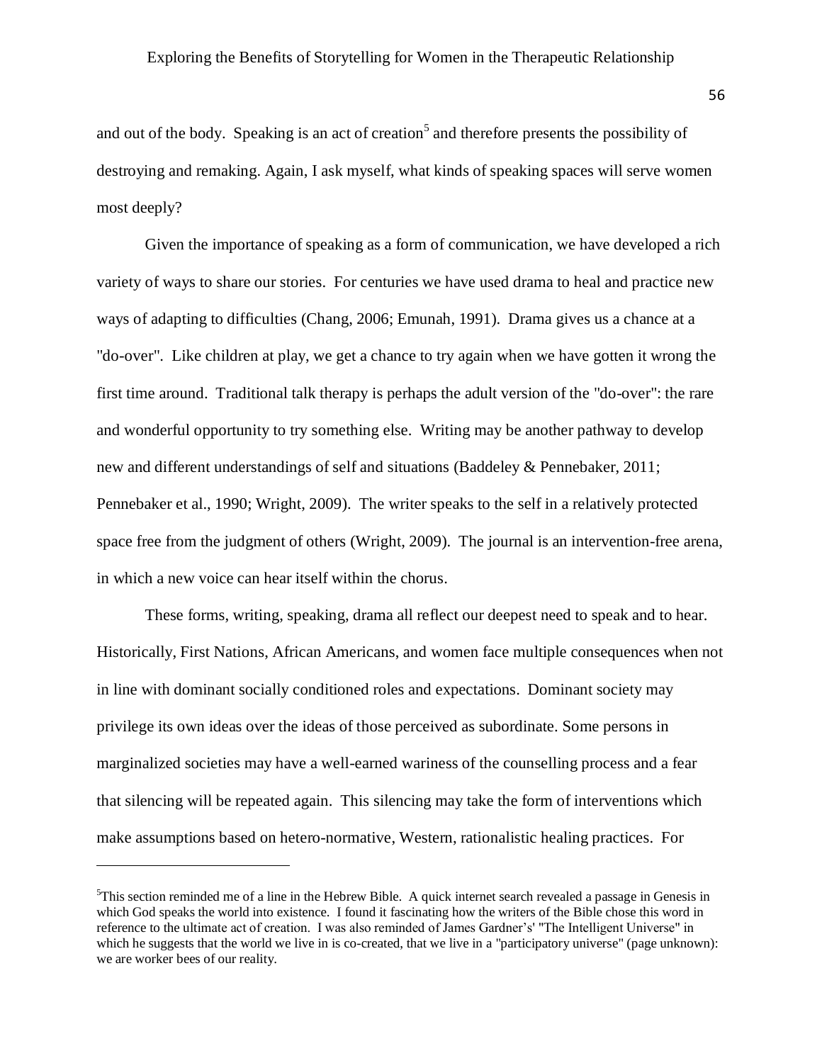and out of the body. Speaking is an act of creation[5] and therefore presents the possibility of destroying and remaking. Again, I ask myself, what kinds of speaking spaces will serve women most deeply?

Given the importance of speaking as a form of communication, we have developed a rich variety of ways to share our stories. For centuries we have used drama to heal and practice new ways of adapting to difficulties (Chang, 2006; Emunah, 1991). Drama gives us a chance at a "do-over". Like children at play, we get a chance to try again when we have gotten it wrong the first time around. Traditional talk therapy is perhaps the adult version of the "do-over": the rare and wonderful opportunity to try something else. Writing may be another pathway to develop new and different understandings of self and situations (Baddeley & Pennebaker, 2011; Pennebaker et al., 1990; Wright, 2009). The writer speaks to the self in a relatively protected space free from the judgment of others (Wright, 2009). The journal is an intervention-free arena, in which a new voice can hear itself within the chorus.

These forms, writing, speaking, drama all reflect our deepest need to speak and to hear. Historically, First Nations, African Americans, and women face multiple consequences when not in line with dominant socially conditioned roles and expectations. Dominant society may privilege its own ideas over the ideas of those perceived as subordinate. Some persons in marginalized societies may have a well-earned wariness of the counselling process and a fear that silencing will be repeated again. This silencing may take the form of interventions which make assumptions based on hetero-normative, Western, rationalistic healing practices. For

---

[5]This section reminded me of a line in the Hebrew Bible. A quick internet search revealed a passage in Genesis in which God speaks the world into existence. I found it fascinating how the writers of the Bible chose this word in reference to the ultimate act of creation. I was also reminded of James Gardner's' "The Intelligent Universe" in which he suggests that the world we live in is co-created, that we live in a "participatory universe" (page unknown): we are worker bees of our reality.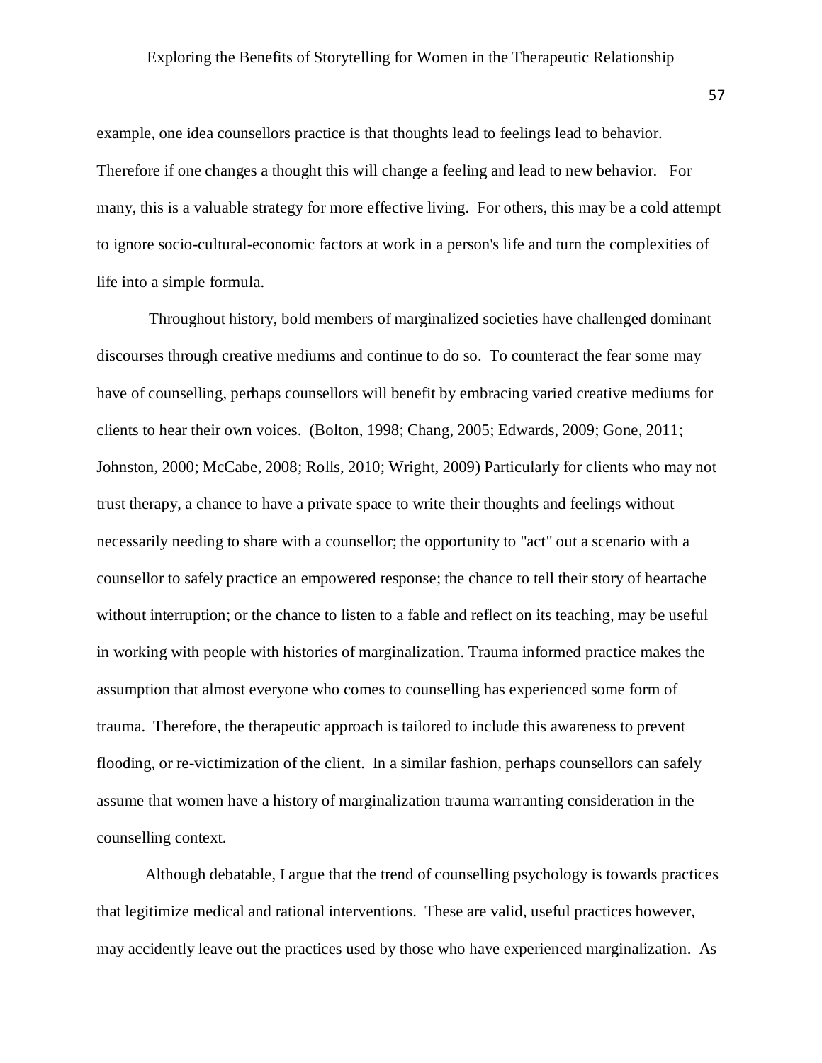example, one idea counsellors practice is that thoughts lead to feelings lead to behavior. Therefore if one changes a thought this will change a feeling and lead to new behavior. For many, this is a valuable strategy for more effective living. For others, this may be a cold attempt to ignore socio-cultural-economic factors at work in a person's life and turn the complexities of life into a simple formula.

Throughout history, bold members of marginalized societies have challenged dominant discourses through creative mediums and continue to do so. To counteract the fear some may have of counselling, perhaps counsellors will benefit by embracing varied creative mediums for clients to hear their own voices. (Bolton, 1998; Chang, 2005; Edwards, 2009; Gone, 2011; Johnston, 2000; McCabe, 2008; Rolls, 2010; Wright, 2009) Particularly for clients who may not trust therapy, a chance to have a private space to write their thoughts and feelings without necessarily needing to share with a counsellor; the opportunity to "act" out a scenario with a counsellor to safely practice an empowered response; the chance to tell their story of heartache without interruption; or the chance to listen to a fable and reflect on its teaching, may be useful in working with people with histories of marginalization. Trauma informed practice makes the assumption that almost everyone who comes to counselling has experienced some form of trauma. Therefore, the therapeutic approach is tailored to include this awareness to prevent flooding, or re-victimization of the client. In a similar fashion, perhaps counsellors can safely assume that women have a history of marginalization trauma warranting consideration in the counselling context.

Although debatable, I argue that the trend of counselling psychology is towards practices that legitimize medical and rational interventions. These are valid, useful practices however, may accidently leave out the practices used by those who have experienced marginalization. As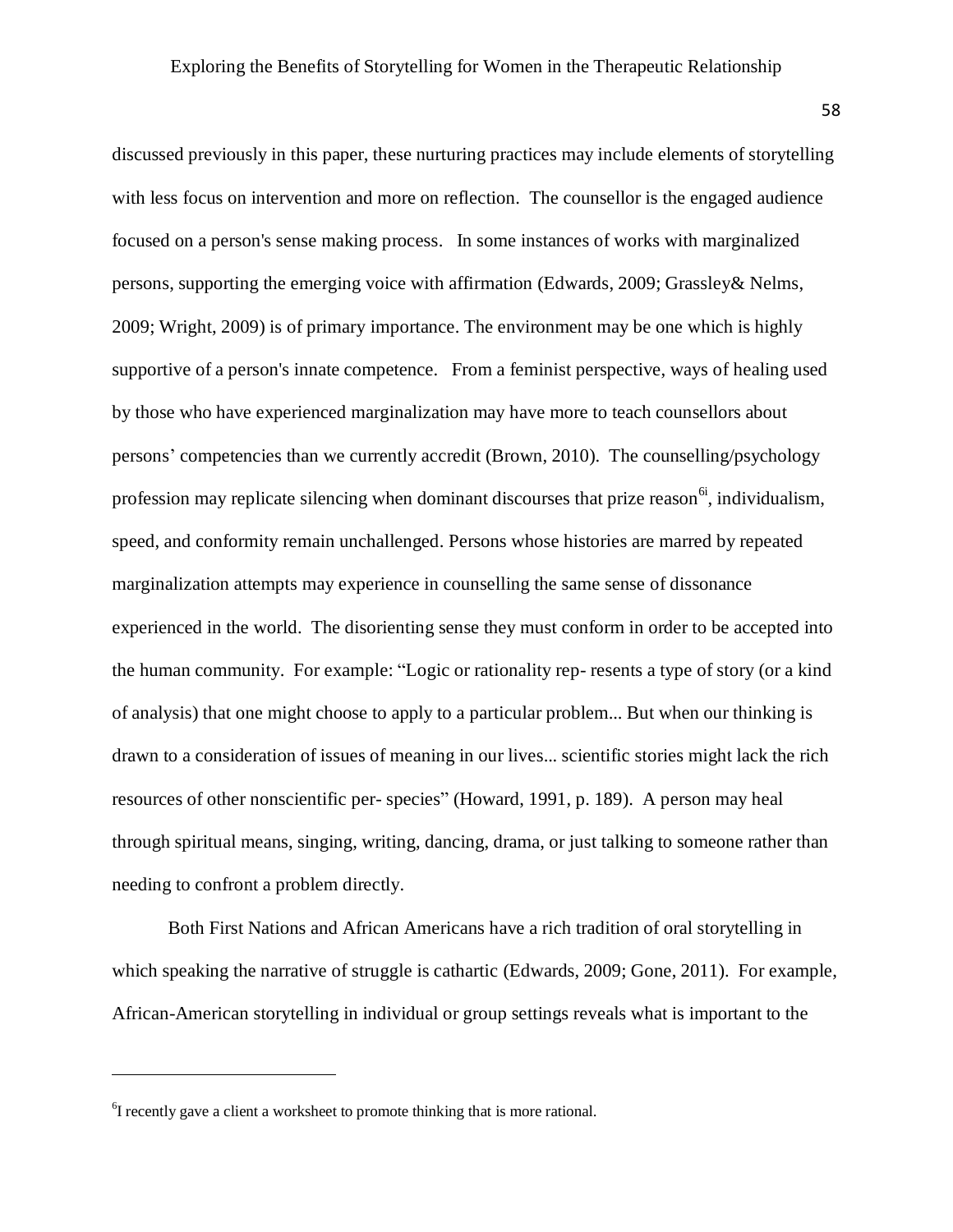discussed previously in this paper, these nurturing practices may include elements of storytelling with less focus on intervention and more on reflection. The counsellor is the engaged audience focused on a person's sense making process. In some instances of works with marginalized persons, supporting the emerging voice with affirmation (Edwards, 2009; Grassley& Nelms, 2009; Wright, 2009) is of primary importance. The environment may be one which is highly supportive of a person's innate competence. From a feminist perspective, ways of healing used by those who have experienced marginalization may have more to teach counsellors about persons' competencies than we currently accredit (Brown, 2010). The counselling/psychology profession may replicate silencing when dominant discourses that prize reason[6i], individualism, speed, and conformity remain unchallenged. Persons whose histories are marred by repeated marginalization attempts may experience in counselling the same sense of dissonance experienced in the world. The disorienting sense they must conform in order to be accepted into the human community. For example: "Logic or rationality rep- resents a type of story (or a kind of analysis) that one might choose to apply to a particular problem... But when our thinking is drawn to a consideration of issues of meaning in our lives... scientific stories might lack the rich resources of other nonscientific per- species" (Howard, 1991, p. 189). A person may heal through spiritual means, singing, writing, dancing, drama, or just talking to someone rather than needing to confront a problem directly.

Both First Nations and African Americans have a rich tradition of oral storytelling in which speaking the narrative of struggle is cathartic (Edwards, 2009; Gone, 2011). For example, African-American storytelling in individual or group settings reveals what is important to the

---

[6] I recently gave a client a worksheet to promote thinking that is more rational.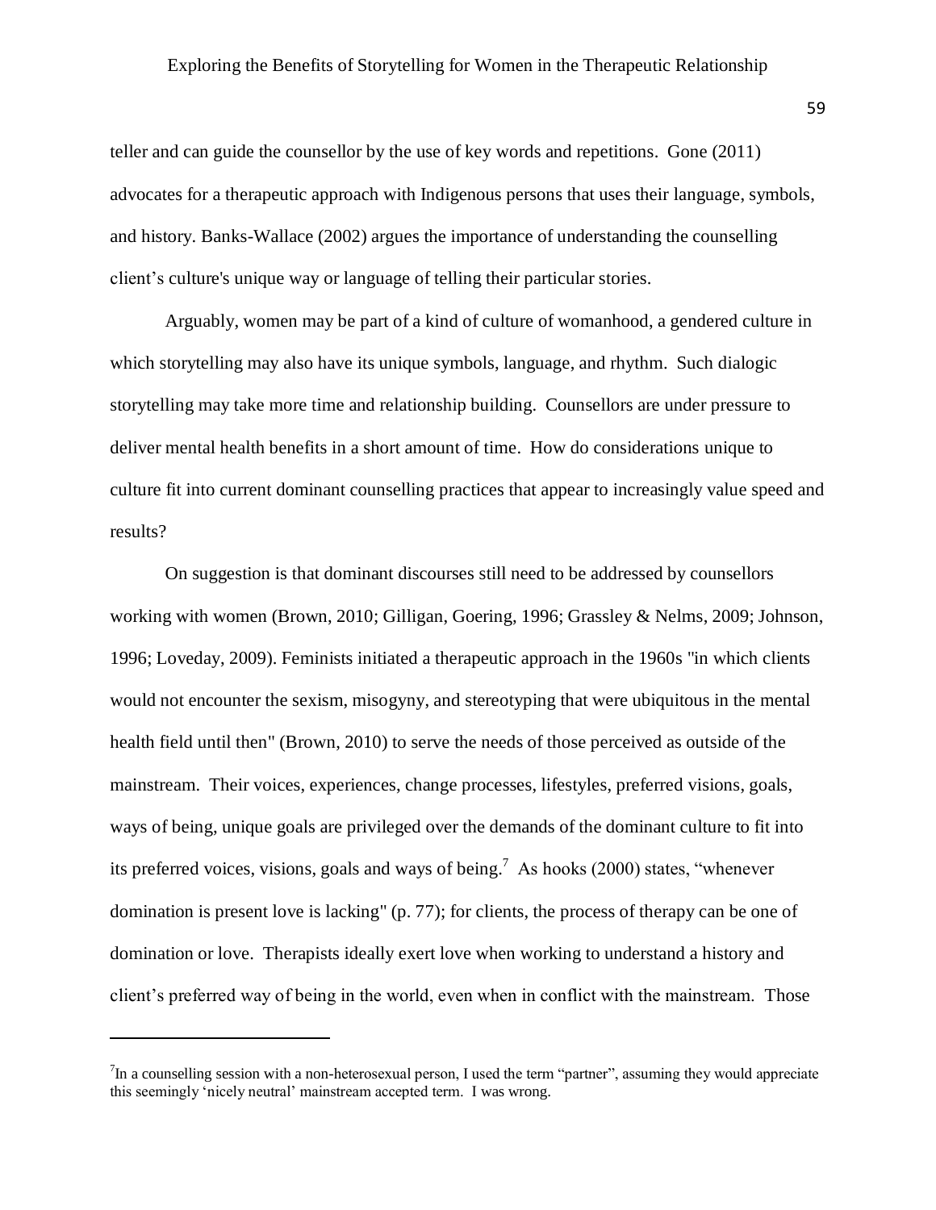teller and can guide the counsellor by the use of key words and repetitions. Gone (2011) advocates for a therapeutic approach with Indigenous persons that uses their language, symbols, and history. Banks-Wallace (2002) argues the importance of understanding the counselling client's culture's unique way or language of telling their particular stories.

Arguably, women may be part of a kind of culture of womanhood, a gendered culture in which storytelling may also have its unique symbols, language, and rhythm. Such dialogic storytelling may take more time and relationship building. Counsellors are under pressure to deliver mental health benefits in a short amount of time. How do considerations unique to culture fit into current dominant counselling practices that appear to increasingly value speed and results?

On suggestion is that dominant discourses still need to be addressed by counsellors working with women (Brown, 2010; Gilligan, Goering, 1996; Grassley & Nelms, 2009; Johnson, 1996; Loveday, 2009). Feminists initiated a therapeutic approach in the 1960s "in which clients would not encounter the sexism, misogyny, and stereotyping that were ubiquitous in the mental health field until then" (Brown, 2010) to serve the needs of those perceived as outside of the mainstream. Their voices, experiences, change processes, lifestyles, preferred visions, goals, ways of being, unique goals are privileged over the demands of the dominant culture to fit into its preferred voices, visions, goals and ways of being.[7] As hooks (2000) states, "whenever domination is present love is lacking" (p. 77); for clients, the process of therapy can be one of domination or love. Therapists ideally exert love when working to understand a history and client's preferred way of being in the world, even when in conflict with the mainstream. Those

---

[7]In a counselling session with a non-heterosexual person, I used the term "partner", assuming they would appreciate this seemingly 'nicely neutral' mainstream accepted term. I was wrong.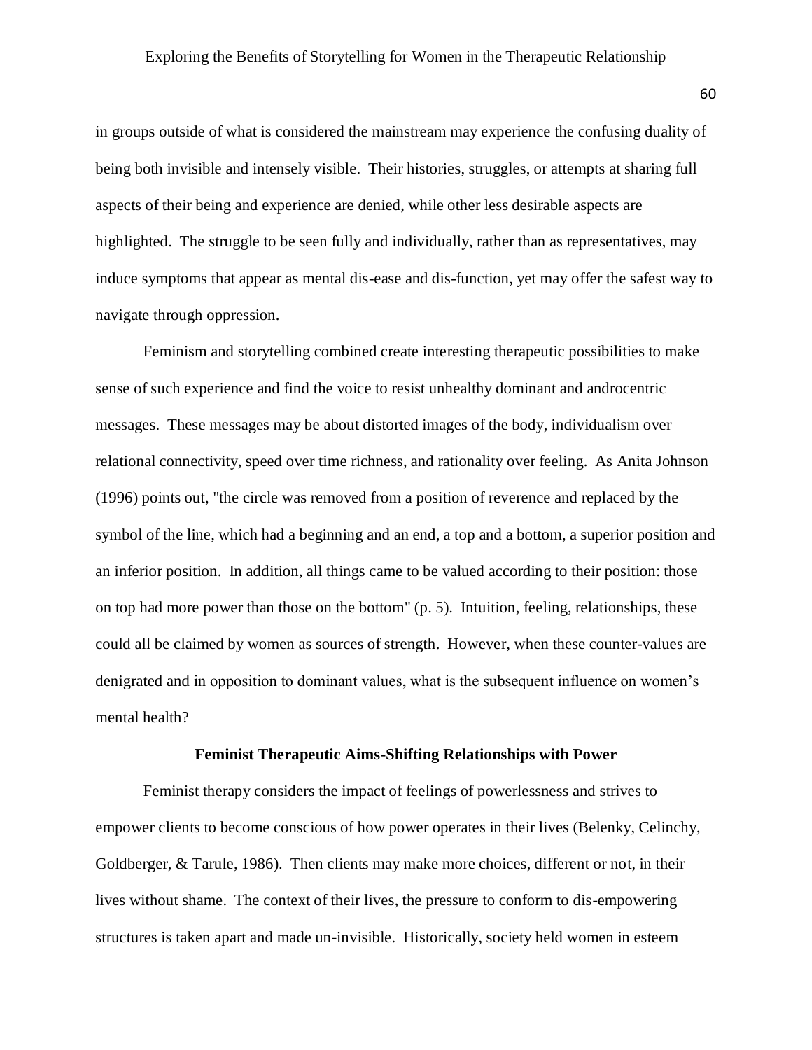in groups outside of what is considered the mainstream may experience the confusing duality of being both invisible and intensely visible. Their histories, struggles, or attempts at sharing full aspects of their being and experience are denied, while other less desirable aspects are highlighted. The struggle to be seen fully and individually, rather than as representatives, may induce symptoms that appear as mental dis-ease and dis-function, yet may offer the safest way to navigate through oppression.

Feminism and storytelling combined create interesting therapeutic possibilities to make sense of such experience and find the voice to resist unhealthy dominant and androcentric messages. These messages may be about distorted images of the body, individualism over relational connectivity, speed over time richness, and rationality over feeling. As Anita Johnson (1996) points out, "the circle was removed from a position of reverence and replaced by the symbol of the line, which had a beginning and an end, a top and a bottom, a superior position and an inferior position. In addition, all things came to be valued according to their position: those on top had more power than those on the bottom" (p. 5). Intuition, feeling, relationships, these could all be claimed by women as sources of strength. However, when these counter-values are denigrated and in opposition to dominant values, what is the subsequent influence on women's mental health?

### Feminist Therapeutic Aims-Shifting Relationships with Power

Feminist therapy considers the impact of feelings of powerlessness and strives to empower clients to become conscious of how power operates in their lives (Belenky, Celinchy, Goldberger, & Tarule, 1986). Then clients may make more choices, different or not, in their lives without shame. The context of their lives, the pressure to conform to dis-empowering structures is taken apart and made un-invisible. Historically, society held women in esteem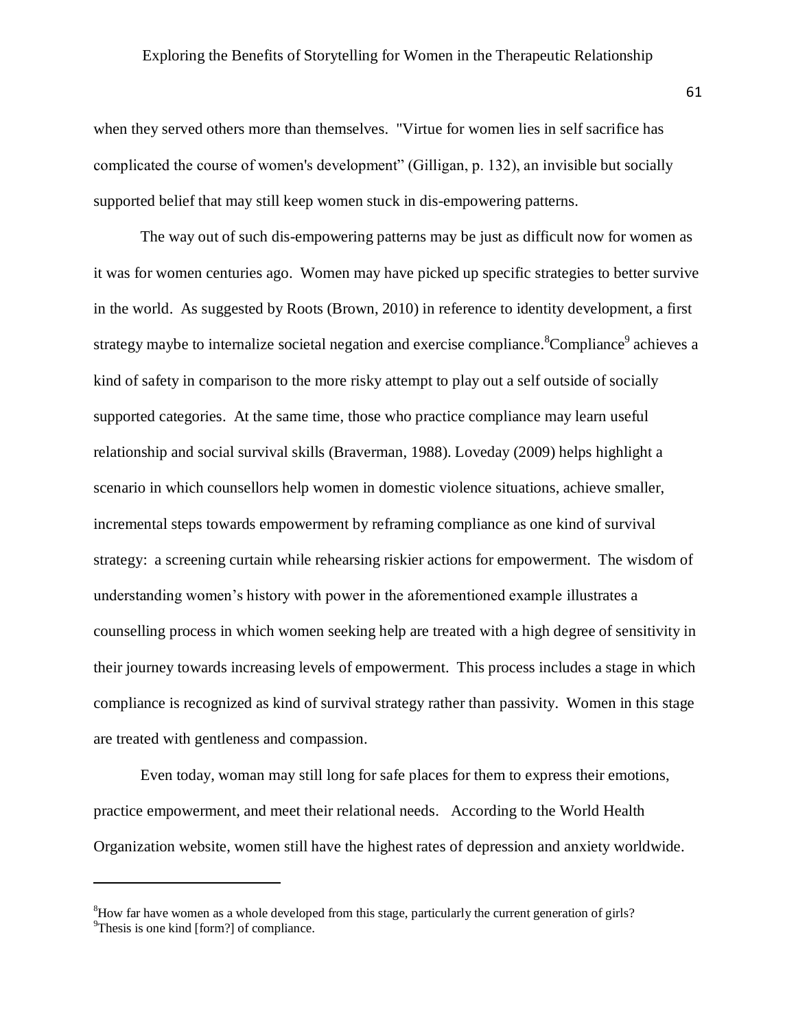when they served others more than themselves. "Virtue for women lies in self sacrifice has complicated the course of women's development" (Gilligan, p. 132), an invisible but socially supported belief that may still keep women stuck in dis-empowering patterns.

The way out of such dis-empowering patterns may be just as difficult now for women as it was for women centuries ago. Women may have picked up specific strategies to better survive in the world. As suggested by Roots (Brown, 2010) in reference to identity development, a first strategy maybe to internalize societal negation and exercise compliance.[8]Compliance[9] achieves a kind of safety in comparison to the more risky attempt to play out a self outside of socially supported categories. At the same time, those who practice compliance may learn useful relationship and social survival skills (Braverman, 1988). Loveday (2009) helps highlight a scenario in which counsellors help women in domestic violence situations, achieve smaller, incremental steps towards empowerment by reframing compliance as one kind of survival strategy: a screening curtain while rehearsing riskier actions for empowerment. The wisdom of understanding women's history with power in the aforementioned example illustrates a counselling process in which women seeking help are treated with a high degree of sensitivity in their journey towards increasing levels of empowerment. This process includes a stage in which compliance is recognized as kind of survival strategy rather than passivity. Women in this stage are treated with gentleness and compassion.

Even today, woman may still long for safe places for them to express their emotions, practice empowerment, and meet their relational needs. According to the World Health Organization website, women still have the highest rates of depression and anxiety worldwide.

---

[8]How far have women as a whole developed from this stage, particularly the current generation of girls?

[9]Thesis is one kind [form?] of compliance.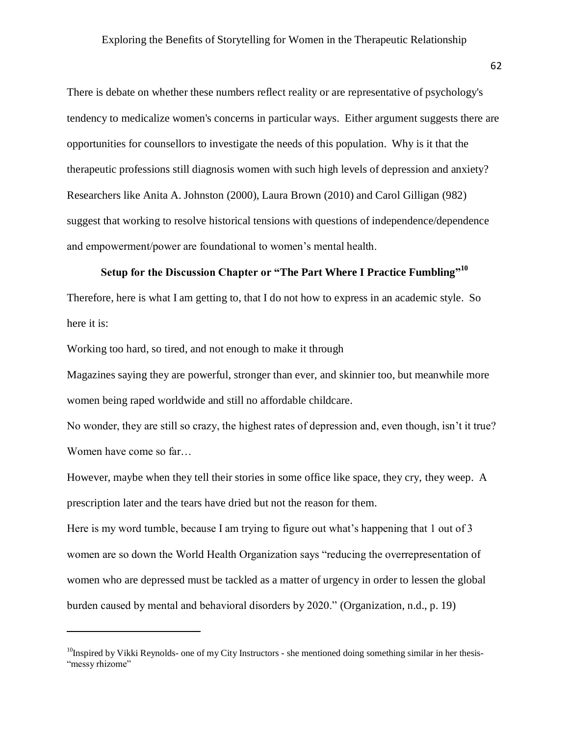There is debate on whether these numbers reflect reality or are representative of psychology's tendency to medicalize women's concerns in particular ways. Either argument suggests there are opportunities for counsellors to investigate the needs of this population. Why is it that the therapeutic professions still diagnosis women with such high levels of depression and anxiety? Researchers like Anita A. Johnston (2000), Laura Brown (2010) and Carol Gilligan (982) suggest that working to resolve historical tensions with questions of independence/dependence and empowerment/power are foundational to women's mental health.

## Setup for the Discussion Chapter or "The Part Where I Practice Fumbling"[10]

Therefore, here is what I am getting to, that I do not how to express in an academic style. So here it is:

Working too hard, so tired, and not enough to make it through

Magazines saying they are powerful, stronger than ever, and skinnier too, but meanwhile more women being raped worldwide and still no affordable childcare.

No wonder, they are still so crazy, the highest rates of depression and, even though, isn't it true? Women have come so far…

However, maybe when they tell their stories in some office like space, they cry, they weep. A prescription later and the tears have dried but not the reason for them.

Here is my word tumble, because I am trying to figure out what's happening that 1 out of 3 women are so down the World Health Organization says "reducing the overrepresentation of women who are depressed must be tackled as a matter of urgency in order to lessen the global burden caused by mental and behavioral disorders by 2020." (Organization, n.d., p. 19)

---

[10] Inspired by Vikki Reynolds- one of my City Instructors - she mentioned doing something similar in her thesis- "messy rhizome"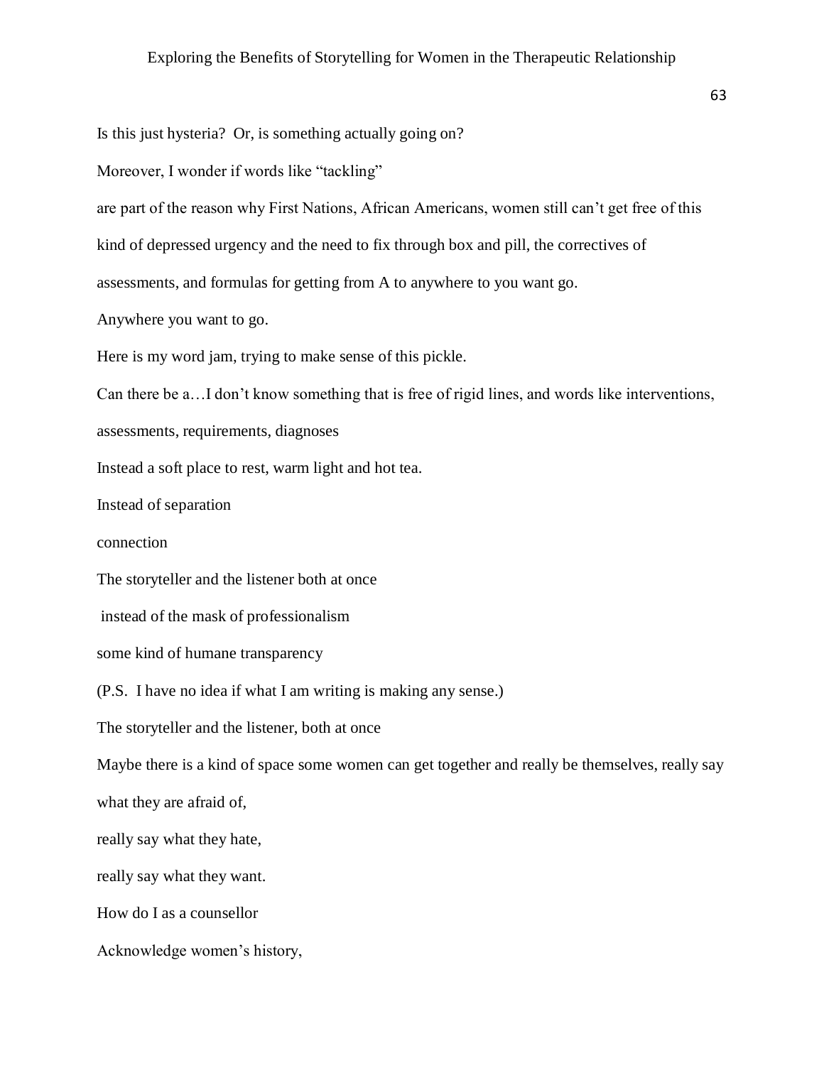Is this just hysteria? Or, is something actually going on?

Moreover, I wonder if words like "tackling"

are part of the reason why First Nations, African Americans, women still can't get free of this kind of depressed urgency and the need to fix through box and pill, the correctives of assessments, and formulas for getting from A to anywhere to you want go.

Anywhere you want to go.

Here is my word jam, trying to make sense of this pickle.

Can there be a…I don't know something that is free of rigid lines, and words like interventions, assessments, requirements, diagnoses

Instead a soft place to rest, warm light and hot tea.

Instead of separation

connection

The storyteller and the listener both at once

instead of the mask of professionalism

some kind of humane transparency

(P.S. I have no idea if what I am writing is making any sense.)

The storyteller and the listener, both at once

Maybe there is a kind of space some women can get together and really be themselves, really say what they are afraid of,

really say what they hate,

really say what they want.

How do I as a counsellor

Acknowledge women's history,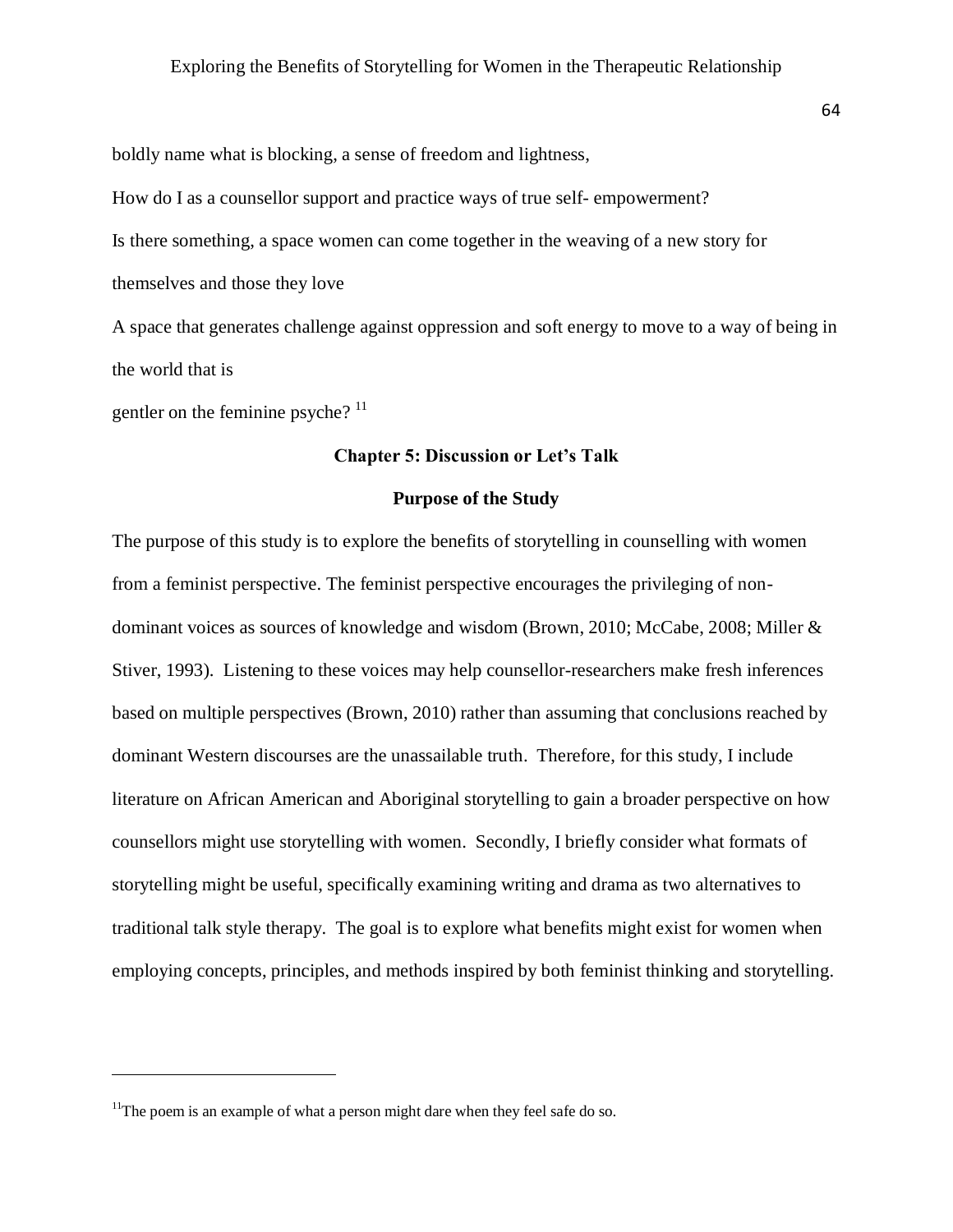boldly name what is blocking, a sense of freedom and lightness,

How do I as a counsellor support and practice ways of true self- empowerment?

Is there something, a space women can come together in the weaving of a new story for themselves and those they love

A space that generates challenge against oppression and soft energy to move to a way of being in the world that is

gentler on the feminine psyche? [11]

## Chapter 5: Discussion or Let's Talk

### Purpose of the Study

The purpose of this study is to explore the benefits of storytelling in counselling with women from a feminist perspective. The feminist perspective encourages the privileging of non-dominant voices as sources of knowledge and wisdom (Brown, 2010; McCabe, 2008; Miller & Stiver, 1993). Listening to these voices may help counsellor-researchers make fresh inferences based on multiple perspectives (Brown, 2010) rather than assuming that conclusions reached by dominant Western discourses are the unassailable truth. Therefore, for this study, I include literature on African American and Aboriginal storytelling to gain a broader perspective on how counsellors might use storytelling with women. Secondly, I briefly consider what formats of storytelling might be useful, specifically examining writing and drama as two alternatives to traditional talk style therapy. The goal is to explore what benefits might exist for women when employing concepts, principles, and methods inspired by both feminist thinking and storytelling.

---

[11] The poem is an example of what a person might dare when they feel safe do so.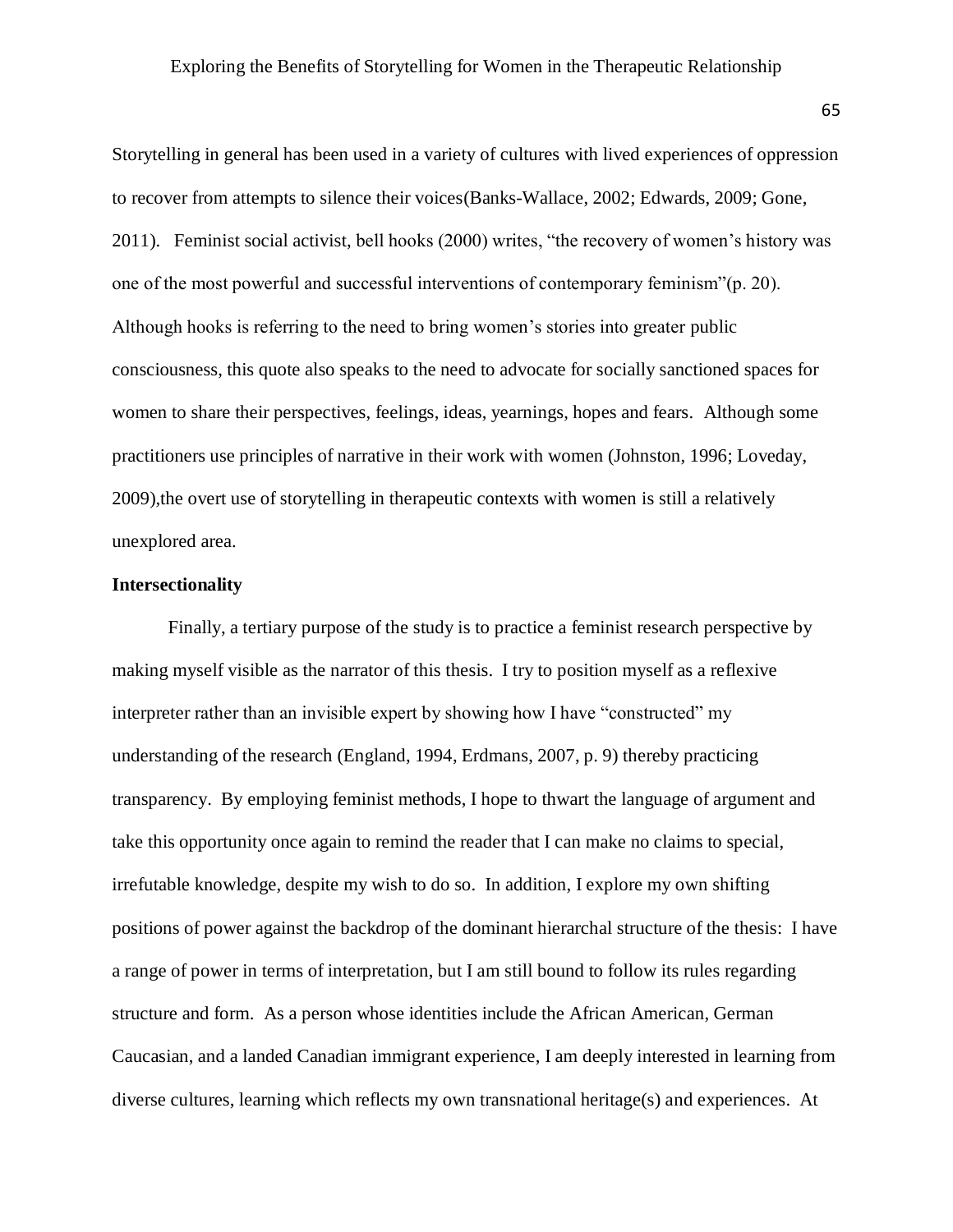Storytelling in general has been used in a variety of cultures with lived experiences of oppression to recover from attempts to silence their voices(Banks-Wallace, 2002; Edwards, 2009; Gone, 2011). Feminist social activist, bell hooks (2000) writes, "the recovery of women's history was one of the most powerful and successful interventions of contemporary feminism"(p. 20). Although hooks is referring to the need to bring women's stories into greater public consciousness, this quote also speaks to the need to advocate for socially sanctioned spaces for women to share their perspectives, feelings, ideas, yearnings, hopes and fears. Although some practitioners use principles of narrative in their work with women (Johnston, 1996; Loveday, 2009),the overt use of storytelling in therapeutic contexts with women is still a relatively unexplored area.

**Intersectionality**

Finally, a tertiary purpose of the study is to practice a feminist research perspective by making myself visible as the narrator of this thesis. I try to position myself as a reflexive interpreter rather than an invisible expert by showing how I have "constructed" my understanding of the research (England, 1994, Erdmans, 2007, p. 9) thereby practicing transparency. By employing feminist methods, I hope to thwart the language of argument and take this opportunity once again to remind the reader that I can make no claims to special, irrefutable knowledge, despite my wish to do so. In addition, I explore my own shifting positions of power against the backdrop of the dominant hierarchal structure of the thesis: I have a range of power in terms of interpretation, but I am still bound to follow its rules regarding structure and form. As a person whose identities include the African American, German Caucasian, and a landed Canadian immigrant experience, I am deeply interested in learning from diverse cultures, learning which reflects my own transnational heritage(s) and experiences. At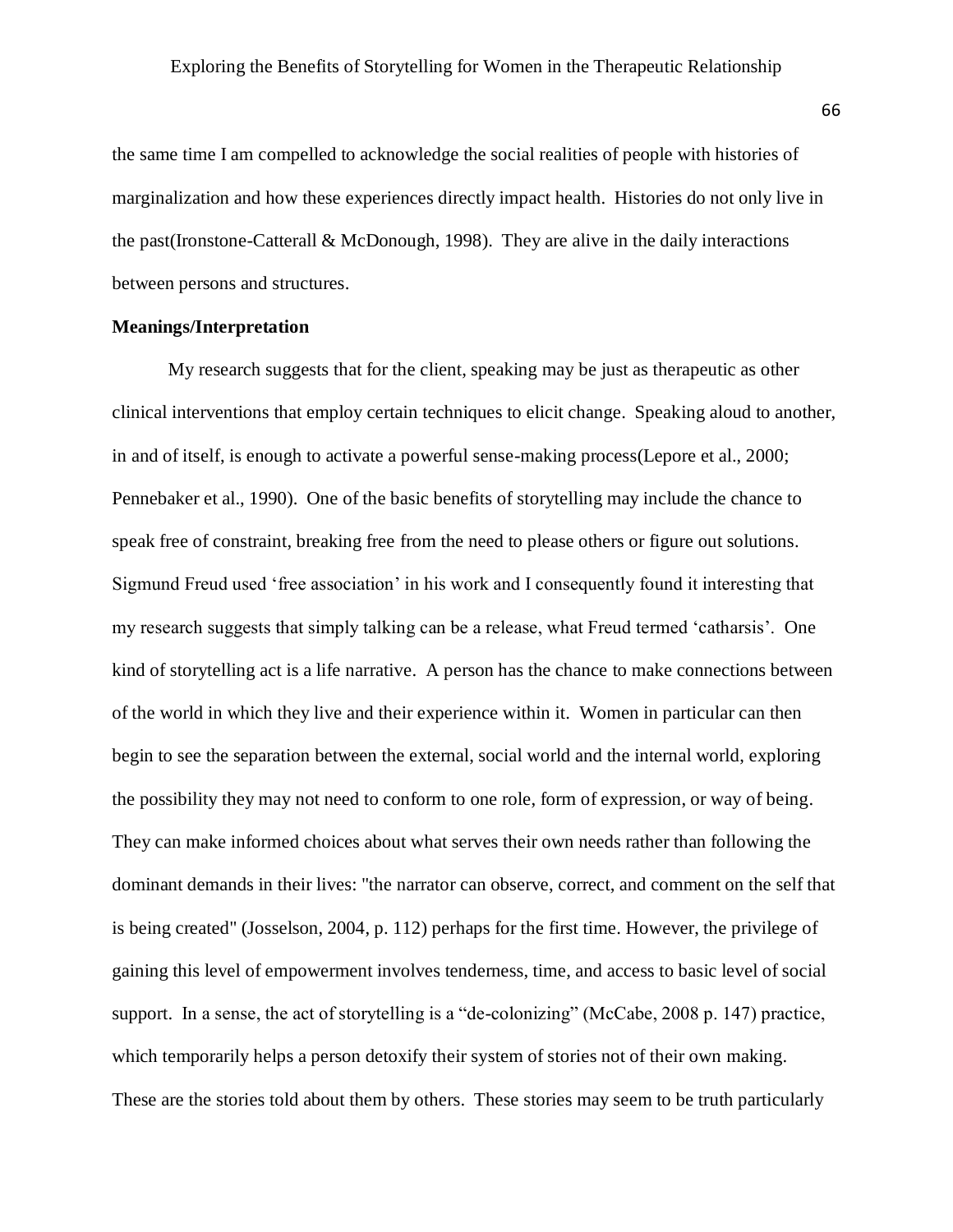the same time I am compelled to acknowledge the social realities of people with histories of marginalization and how these experiences directly impact health. Histories do not only live in the past(Ironstone-Catterall & McDonough, 1998). They are alive in the daily interactions between persons and structures.

**Meanings/Interpretation**

My research suggests that for the client, speaking may be just as therapeutic as other clinical interventions that employ certain techniques to elicit change. Speaking aloud to another, in and of itself, is enough to activate a powerful sense-making process(Lepore et al., 2000; Pennebaker et al., 1990). One of the basic benefits of storytelling may include the chance to speak free of constraint, breaking free from the need to please others or figure out solutions. Sigmund Freud used 'free association' in his work and I consequently found it interesting that my research suggests that simply talking can be a release, what Freud termed 'catharsis'. One kind of storytelling act is a life narrative. A person has the chance to make connections between of the world in which they live and their experience within it. Women in particular can then begin to see the separation between the external, social world and the internal world, exploring the possibility they may not need to conform to one role, form of expression, or way of being. They can make informed choices about what serves their own needs rather than following the dominant demands in their lives: "the narrator can observe, correct, and comment on the self that is being created" (Josselson, 2004, p. 112) perhaps for the first time. However, the privilege of gaining this level of empowerment involves tenderness, time, and access to basic level of social support. In a sense, the act of storytelling is a "de-colonizing" (McCabe, 2008 p. 147) practice, which temporarily helps a person detoxify their system of stories not of their own making. These are the stories told about them by others. These stories may seem to be truth particularly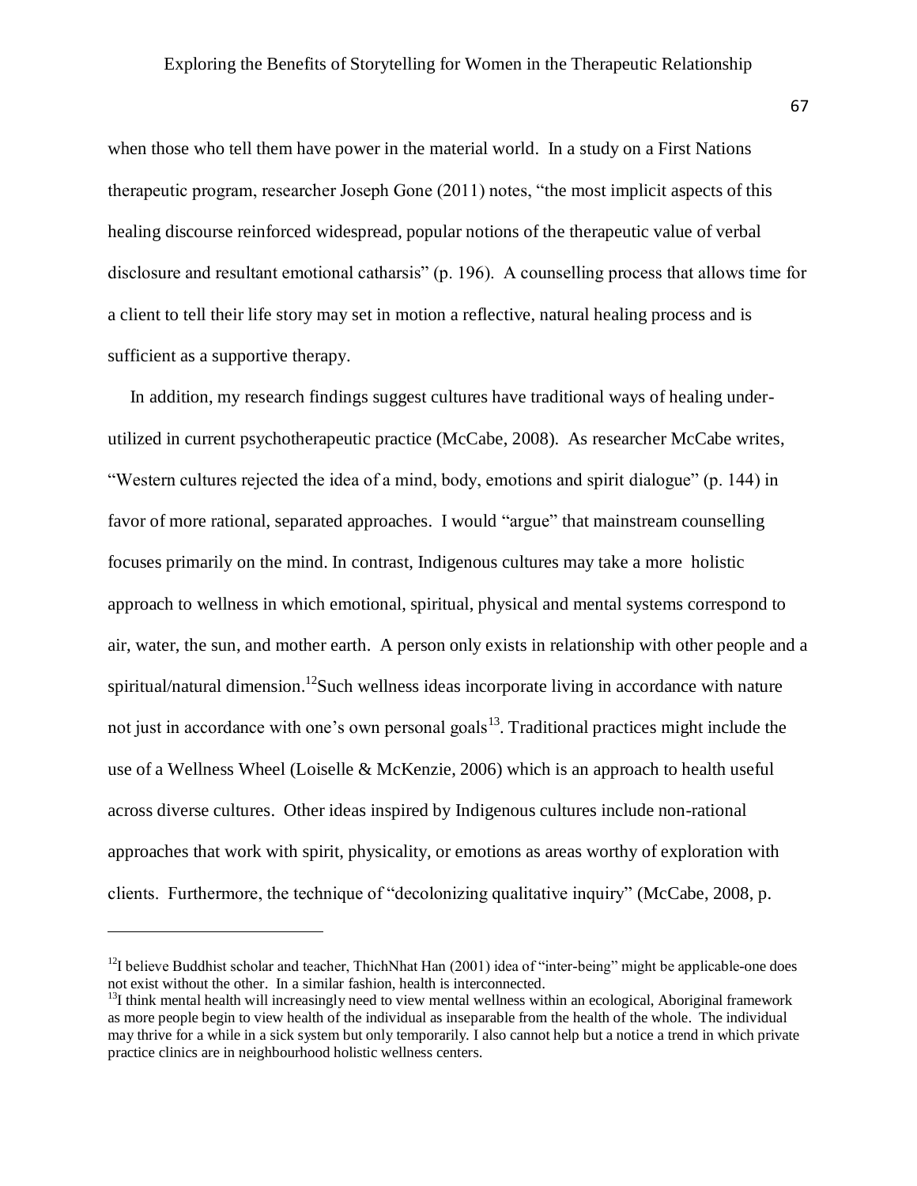when those who tell them have power in the material world. In a study on a First Nations therapeutic program, researcher Joseph Gone (2011) notes, "the most implicit aspects of this healing discourse reinforced widespread, popular notions of the therapeutic value of verbal disclosure and resultant emotional catharsis" (p. 196). A counselling process that allows time for a client to tell their life story may set in motion a reflective, natural healing process and is sufficient as a supportive therapy.

In addition, my research findings suggest cultures have traditional ways of healing under-utilized in current psychotherapeutic practice (McCabe, 2008). As researcher McCabe writes, "Western cultures rejected the idea of a mind, body, emotions and spirit dialogue" (p. 144) in favor of more rational, separated approaches. I would "argue" that mainstream counselling focuses primarily on the mind. In contrast, Indigenous cultures may take a more holistic approach to wellness in which emotional, spiritual, physical and mental systems correspond to air, water, the sun, and mother earth. A person only exists in relationship with other people and a spiritual/natural dimension.[12]Such wellness ideas incorporate living in accordance with nature not just in accordance with one's own personal goals[13]. Traditional practices might include the use of a Wellness Wheel (Loiselle & McKenzie, 2006) which is an approach to health useful across diverse cultures. Other ideas inspired by Indigenous cultures include non-rational approaches that work with spirit, physicality, or emotions as areas worthy of exploration with clients. Furthermore, the technique of "decolonizing qualitative inquiry" (McCabe, 2008, p.

---

[12]I believe Buddhist scholar and teacher, ThichNhat Han (2001) idea of "inter-being" might be applicable-one does not exist without the other. In a similar fashion, health is interconnected.

[13]I think mental health will increasingly need to view mental wellness within an ecological, Aboriginal framework as more people begin to view health of the individual as inseparable from the health of the whole. The individual may thrive for a while in a sick system but only temporarily. I also cannot help but a notice a trend in which private practice clinics are in neighbourhood holistic wellness centers.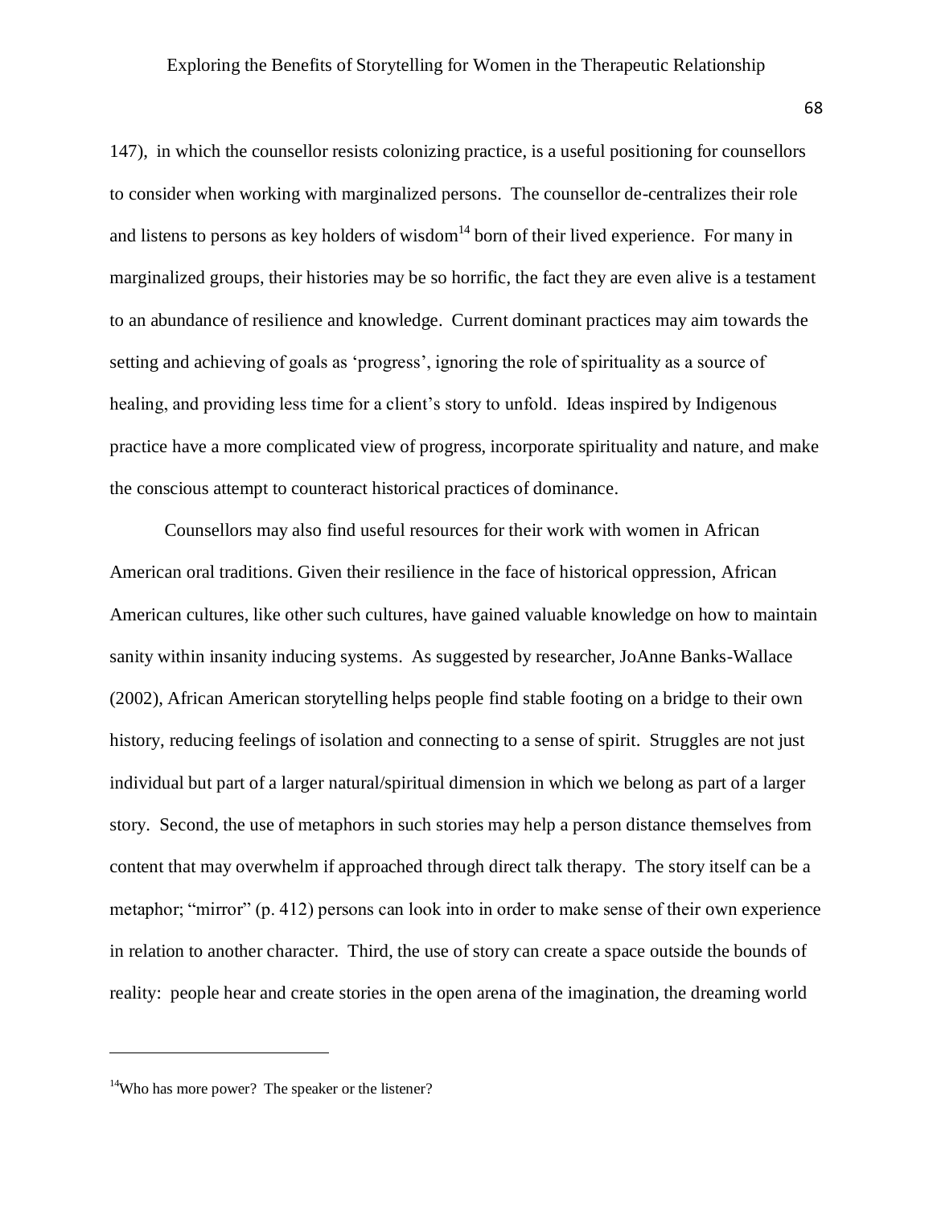147), in which the counsellor resists colonizing practice, is a useful positioning for counsellors to consider when working with marginalized persons. The counsellor de-centralizes their role and listens to persons as key holders of wisdom[14] born of their lived experience. For many in marginalized groups, their histories may be so horrific, the fact they are even alive is a testament to an abundance of resilience and knowledge. Current dominant practices may aim towards the setting and achieving of goals as 'progress', ignoring the role of spirituality as a source of healing, and providing less time for a client's story to unfold. Ideas inspired by Indigenous practice have a more complicated view of progress, incorporate spirituality and nature, and make the conscious attempt to counteract historical practices of dominance.

Counsellors may also find useful resources for their work with women in African American oral traditions. Given their resilience in the face of historical oppression, African American cultures, like other such cultures, have gained valuable knowledge on how to maintain sanity within insanity inducing systems. As suggested by researcher, JoAnne Banks-Wallace (2002), African American storytelling helps people find stable footing on a bridge to their own history, reducing feelings of isolation and connecting to a sense of spirit. Struggles are not just individual but part of a larger natural/spiritual dimension in which we belong as part of a larger story. Second, the use of metaphors in such stories may help a person distance themselves from content that may overwhelm if approached through direct talk therapy. The story itself can be a metaphor; "mirror" (p. 412) persons can look into in order to make sense of their own experience in relation to another character. Third, the use of story can create a space outside the bounds of reality: people hear and create stories in the open arena of the imagination, the dreaming world

---

[14] Who has more power? The speaker or the listener?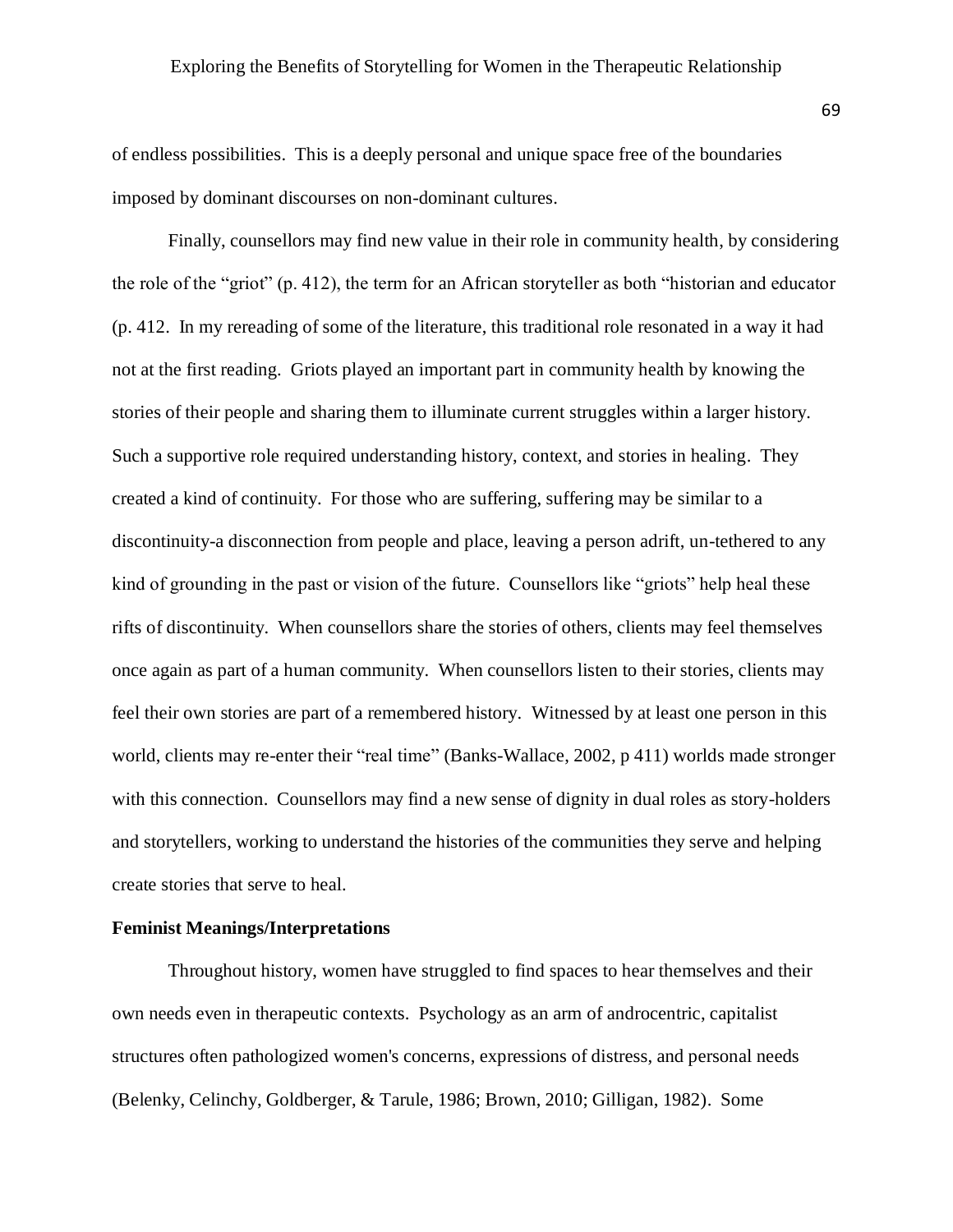of endless possibilities. This is a deeply personal and unique space free of the boundaries imposed by dominant discourses on non-dominant cultures.

Finally, counsellors may find new value in their role in community health, by considering the role of the "griot" (p. 412), the term for an African storyteller as both "historian and educator (p. 412. In my rereading of some of the literature, this traditional role resonated in a way it had not at the first reading. Griots played an important part in community health by knowing the stories of their people and sharing them to illuminate current struggles within a larger history. Such a supportive role required understanding history, context, and stories in healing. They created a kind of continuity. For those who are suffering, suffering may be similar to a discontinuity-a disconnection from people and place, leaving a person adrift, un-tethered to any kind of grounding in the past or vision of the future. Counsellors like "griots" help heal these rifts of discontinuity. When counsellors share the stories of others, clients may feel themselves once again as part of a human community. When counsellors listen to their stories, clients may feel their own stories are part of a remembered history. Witnessed by at least one person in this world, clients may re-enter their "real time" (Banks-Wallace, 2002, p 411) worlds made stronger with this connection. Counsellors may find a new sense of dignity in dual roles as story-holders and storytellers, working to understand the histories of the communities they serve and helping create stories that serve to heal.

**Feminist Meanings/Interpretations**

Throughout history, women have struggled to find spaces to hear themselves and their own needs even in therapeutic contexts. Psychology as an arm of androcentric, capitalist structures often pathologized women's concerns, expressions of distress, and personal needs (Belenky, Celinchy, Goldberger, & Tarule, 1986; Brown, 2010; Gilligan, 1982). Some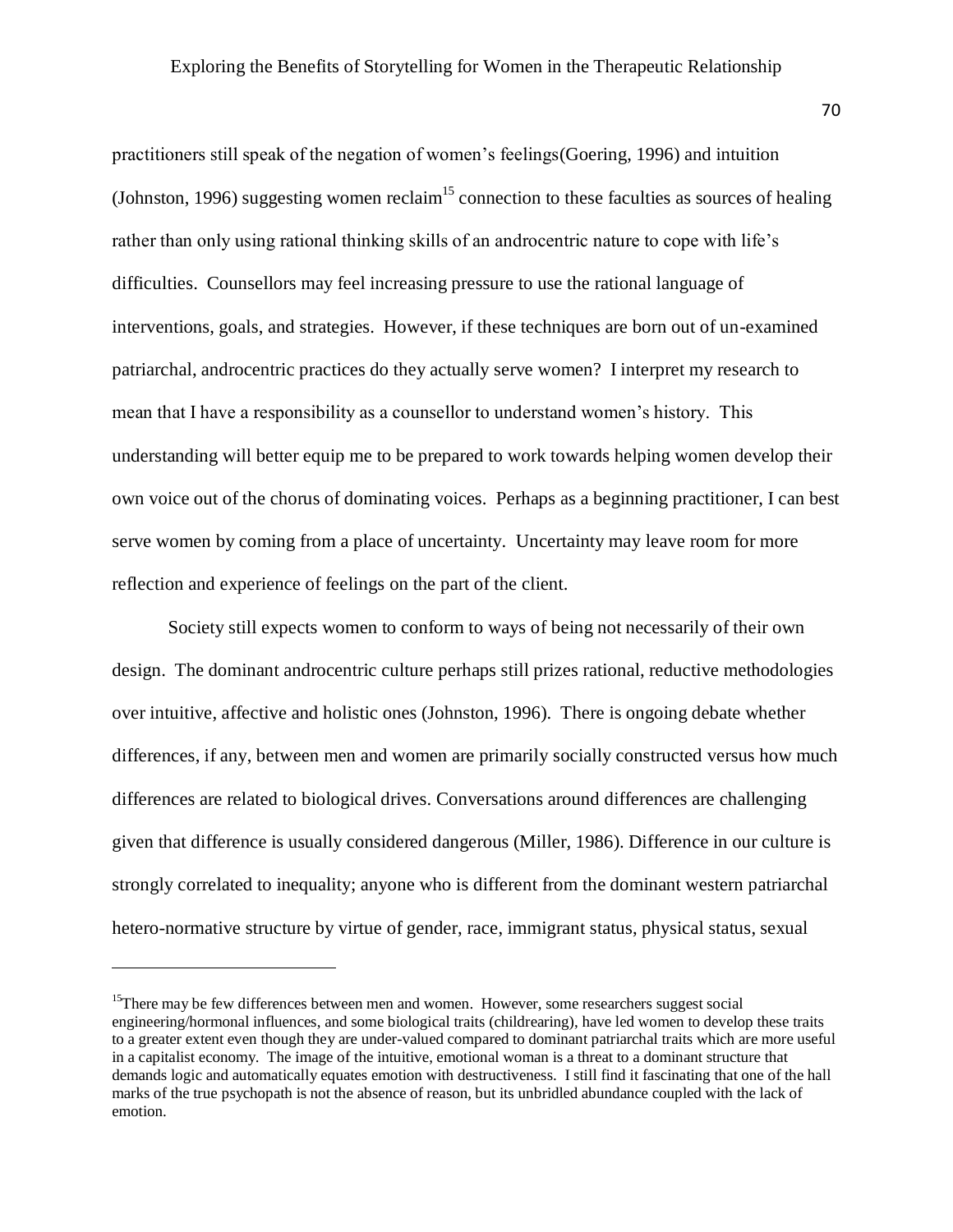practitioners still speak of the negation of women's feelings(Goering, 1996) and intuition (Johnston, 1996) suggesting women reclaim[15] connection to these faculties as sources of healing rather than only using rational thinking skills of an androcentric nature to cope with life's difficulties. Counsellors may feel increasing pressure to use the rational language of interventions, goals, and strategies. However, if these techniques are born out of un-examined patriarchal, androcentric practices do they actually serve women? I interpret my research to mean that I have a responsibility as a counsellor to understand women's history. This understanding will better equip me to be prepared to work towards helping women develop their own voice out of the chorus of dominating voices. Perhaps as a beginning practitioner, I can best serve women by coming from a place of uncertainty. Uncertainty may leave room for more reflection and experience of feelings on the part of the client.

Society still expects women to conform to ways of being not necessarily of their own design. The dominant androcentric culture perhaps still prizes rational, reductive methodologies over intuitive, affective and holistic ones (Johnston, 1996). There is ongoing debate whether differences, if any, between men and women are primarily socially constructed versus how much differences are related to biological drives. Conversations around differences are challenging given that difference is usually considered dangerous (Miller, 1986). Difference in our culture is strongly correlated to inequality; anyone who is different from the dominant western patriarchal hetero-normative structure by virtue of gender, race, immigrant status, physical status, sexual

---

[15]There may be few differences between men and women. However, some researchers suggest social engineering/hormonal influences, and some biological traits (childrearing), have led women to develop these traits to a greater extent even though they are under-valued compared to dominant patriarchal traits which are more useful in a capitalist economy. The image of the intuitive, emotional woman is a threat to a dominant structure that demands logic and automatically equates emotion with destructiveness. I still find it fascinating that one of the hall marks of the true psychopath is not the absence of reason, but its unbridled abundance coupled with the lack of emotion.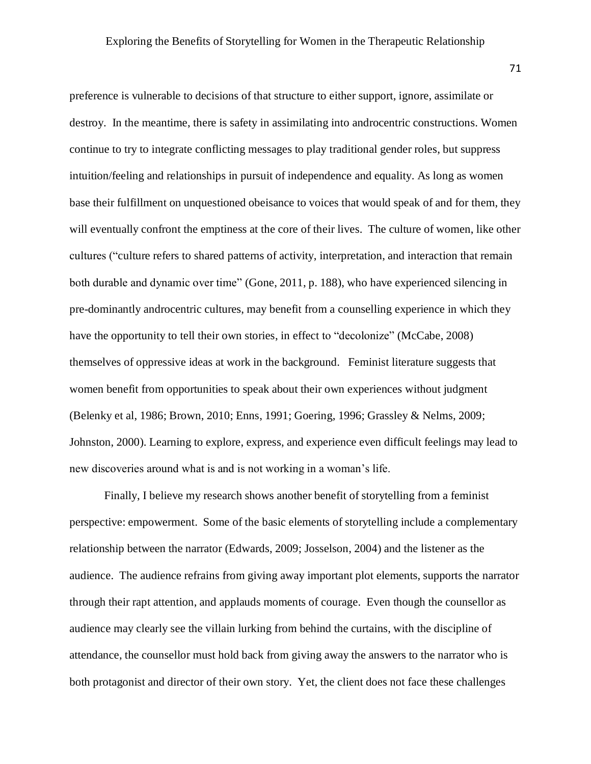preference is vulnerable to decisions of that structure to either support, ignore, assimilate or destroy. In the meantime, there is safety in assimilating into androcentric constructions. Women continue to try to integrate conflicting messages to play traditional gender roles, but suppress intuition/feeling and relationships in pursuit of independence and equality. As long as women base their fulfillment on unquestioned obeisance to voices that would speak of and for them, they will eventually confront the emptiness at the core of their lives. The culture of women, like other cultures ("culture refers to shared patterns of activity, interpretation, and interaction that remain both durable and dynamic over time" (Gone, 2011, p. 188), who have experienced silencing in pre-dominantly androcentric cultures, may benefit from a counselling experience in which they have the opportunity to tell their own stories, in effect to "decolonize" (McCabe, 2008) themselves of oppressive ideas at work in the background. Feminist literature suggests that women benefit from opportunities to speak about their own experiences without judgment (Belenky et al, 1986; Brown, 2010; Enns, 1991; Goering, 1996; Grassley & Nelms, 2009; Johnston, 2000). Learning to explore, express, and experience even difficult feelings may lead to new discoveries around what is and is not working in a woman's life.

Finally, I believe my research shows another benefit of storytelling from a feminist perspective: empowerment. Some of the basic elements of storytelling include a complementary relationship between the narrator (Edwards, 2009; Josselson, 2004) and the listener as the audience. The audience refrains from giving away important plot elements, supports the narrator through their rapt attention, and applauds moments of courage. Even though the counsellor as audience may clearly see the villain lurking from behind the curtains, with the discipline of attendance, the counsellor must hold back from giving away the answers to the narrator who is both protagonist and director of their own story. Yet, the client does not face these challenges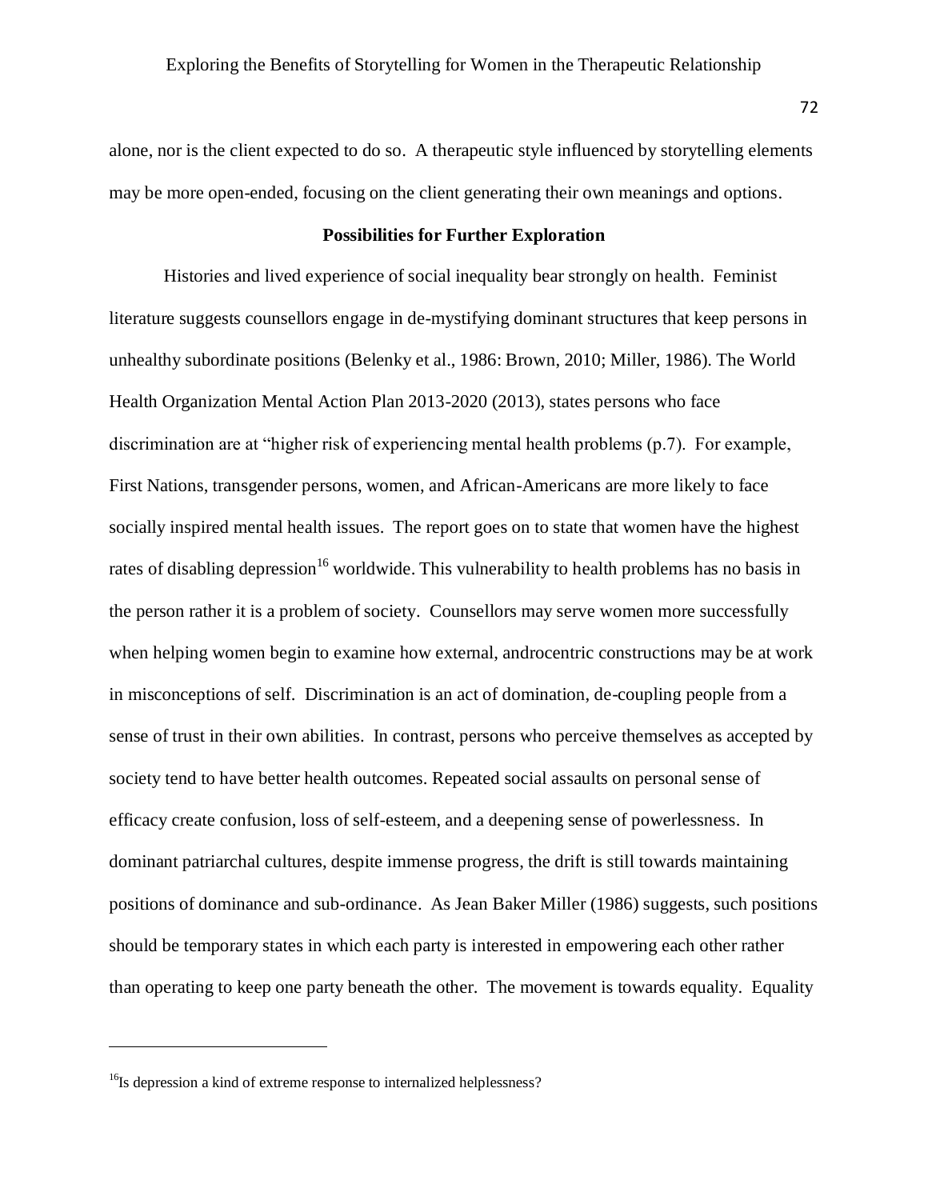alone, nor is the client expected to do so. A therapeutic style influenced by storytelling elements may be more open-ended, focusing on the client generating their own meanings and options.

**Possibilities for Further Exploration**

Histories and lived experience of social inequality bear strongly on health. Feminist literature suggests counsellors engage in de-mystifying dominant structures that keep persons in unhealthy subordinate positions (Belenky et al., 1986: Brown, 2010; Miller, 1986). The World Health Organization Mental Action Plan 2013-2020 (2013), states persons who face discrimination are at "higher risk of experiencing mental health problems (p.7). For example, First Nations, transgender persons, women, and African-Americans are more likely to face socially inspired mental health issues. The report goes on to state that women have the highest rates of disabling depression[16] worldwide. This vulnerability to health problems has no basis in the person rather it is a problem of society. Counsellors may serve women more successfully when helping women begin to examine how external, androcentric constructions may be at work in misconceptions of self. Discrimination is an act of domination, de-coupling people from a sense of trust in their own abilities. In contrast, persons who perceive themselves as accepted by society tend to have better health outcomes. Repeated social assaults on personal sense of efficacy create confusion, loss of self-esteem, and a deepening sense of powerlessness. In dominant patriarchal cultures, despite immense progress, the drift is still towards maintaining positions of dominance and sub-ordinance. As Jean Baker Miller (1986) suggests, such positions should be temporary states in which each party is interested in empowering each other rather than operating to keep one party beneath the other. The movement is towards equality. Equality

---

[16]Is depression a kind of extreme response to internalized helplessness?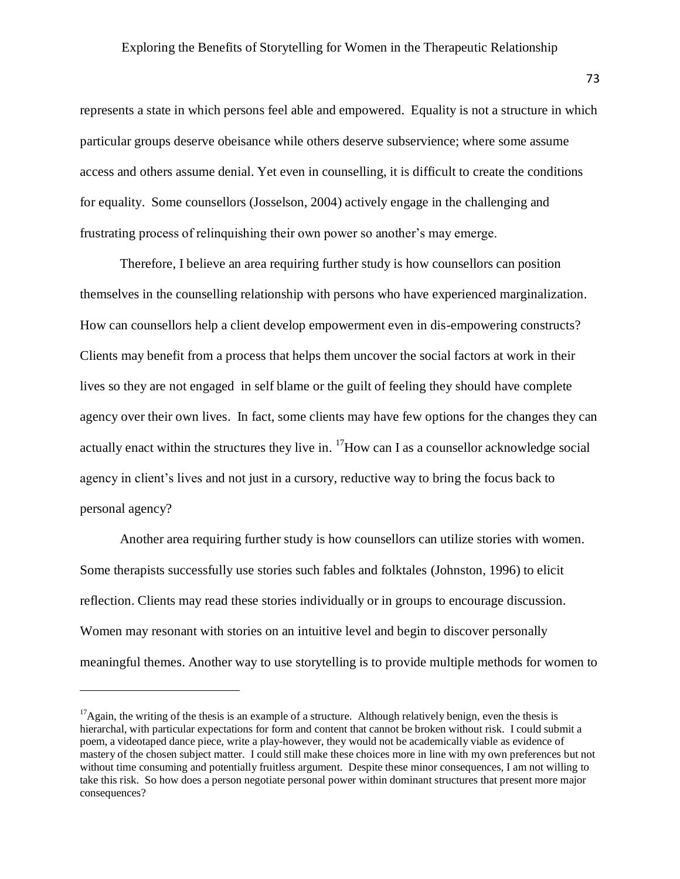represents a state in which persons feel able and empowered. Equality is not a structure in which particular groups deserve obeisance while others deserve subservience; where some assume access and others assume denial. Yet even in counselling, it is difficult to create the conditions for equality. Some counsellors (Josselson, 2004) actively engage in the challenging and frustrating process of relinquishing their own power so another's may emerge.

Therefore, I believe an area requiring further study is how counsellors can position themselves in the counselling relationship with persons who have experienced marginalization. How can counsellors help a client develop empowerment even in dis-empowering constructs? Clients may benefit from a process that helps them uncover the social factors at work in their lives so they are not engaged in self blame or the guilt of feeling they should have complete agency over their own lives. In fact, some clients may have few options for the changes they can actually enact within the structures they live in. [17]How can I as a counsellor acknowledge social agency in client's lives and not just in a cursory, reductive way to bring the focus back to personal agency?

Another area requiring further study is how counsellors can utilize stories with women. Some therapists successfully use stories such fables and folktales (Johnston, 1996) to elicit reflection. Clients may read these stories individually or in groups to encourage discussion. Women may resonant with stories on an intuitive level and begin to discover personally meaningful themes. Another way to use storytelling is to provide multiple methods for women to

---

[17]Again, the writing of the thesis is an example of a structure. Although relatively benign, even the thesis is hierarchal, with particular expectations for form and content that cannot be broken without risk. I could submit a poem, a videotaped dance piece, write a play-however, they would not be academically viable as evidence of mastery of the chosen subject matter. I could still make these choices more in line with my own preferences but not without time consuming and potentially fruitless argument. Despite these minor consequences, I am not willing to take this risk. So how does a person negotiate personal power within dominant structures that present more major consequences?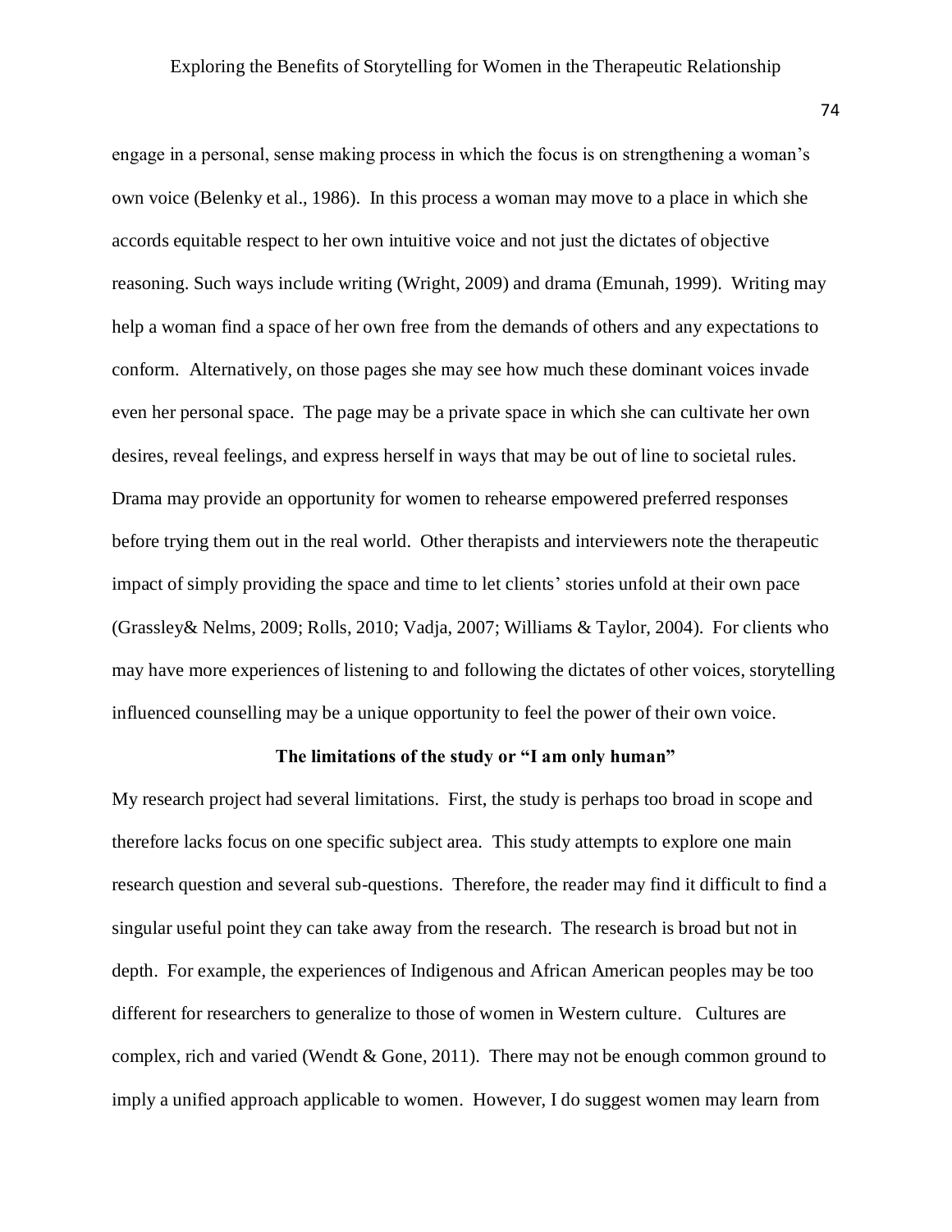engage in a personal, sense making process in which the focus is on strengthening a woman's own voice (Belenky et al., 1986). In this process a woman may move to a place in which she accords equitable respect to her own intuitive voice and not just the dictates of objective reasoning. Such ways include writing (Wright, 2009) and drama (Emunah, 1999). Writing may help a woman find a space of her own free from the demands of others and any expectations to conform. Alternatively, on those pages she may see how much these dominant voices invade even her personal space. The page may be a private space in which she can cultivate her own desires, reveal feelings, and express herself in ways that may be out of line to societal rules. Drama may provide an opportunity for women to rehearse empowered preferred responses before trying them out in the real world. Other therapists and interviewers note the therapeutic impact of simply providing the space and time to let clients' stories unfold at their own pace (Grassley& Nelms, 2009; Rolls, 2010; Vadja, 2007; Williams & Taylor, 2004). For clients who may have more experiences of listening to and following the dictates of other voices, storytelling influenced counselling may be a unique opportunity to feel the power of their own voice.

## The limitations of the study or "I am only human"

My research project had several limitations. First, the study is perhaps too broad in scope and therefore lacks focus on one specific subject area. This study attempts to explore one main research question and several sub-questions. Therefore, the reader may find it difficult to find a singular useful point they can take away from the research. The research is broad but not in depth. For example, the experiences of Indigenous and African American peoples may be too different for researchers to generalize to those of women in Western culture. Cultures are complex, rich and varied (Wendt & Gone, 2011). There may not be enough common ground to imply a unified approach applicable to women. However, I do suggest women may learn from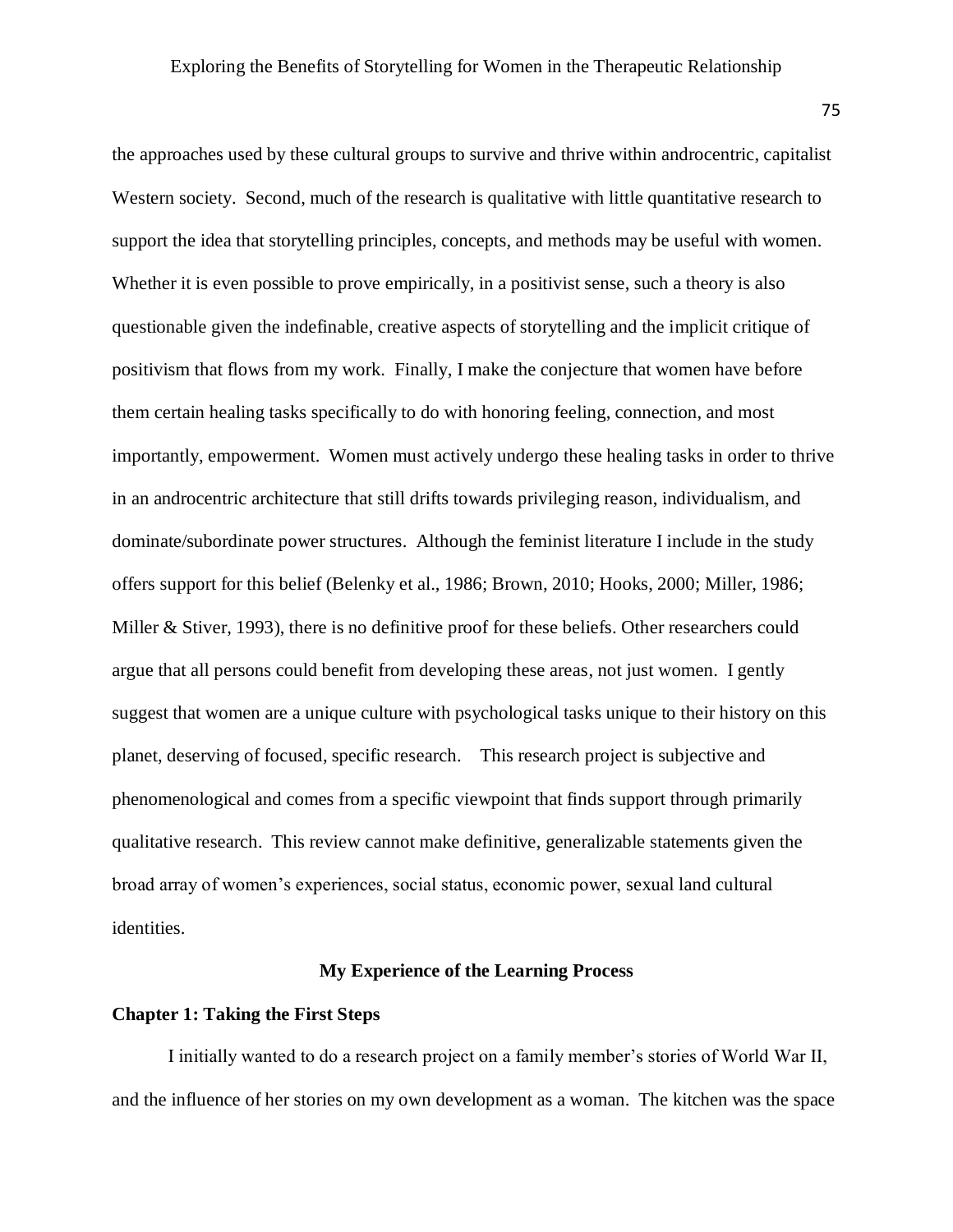the approaches used by these cultural groups to survive and thrive within androcentric, capitalist Western society. Second, much of the research is qualitative with little quantitative research to support the idea that storytelling principles, concepts, and methods may be useful with women. Whether it is even possible to prove empirically, in a positivist sense, such a theory is also questionable given the indefinable, creative aspects of storytelling and the implicit critique of positivism that flows from my work. Finally, I make the conjecture that women have before them certain healing tasks specifically to do with honoring feeling, connection, and most importantly, empowerment. Women must actively undergo these healing tasks in order to thrive in an androcentric architecture that still drifts towards privileging reason, individualism, and dominate/subordinate power structures. Although the feminist literature I include in the study offers support for this belief (Belenky et al., 1986; Brown, 2010; Hooks, 2000; Miller, 1986; Miller & Stiver, 1993), there is no definitive proof for these beliefs. Other researchers could argue that all persons could benefit from developing these areas, not just women. I gently suggest that women are a unique culture with psychological tasks unique to their history on this planet, deserving of focused, specific research. This research project is subjective and phenomenological and comes from a specific viewpoint that finds support through primarily qualitative research. This review cannot make definitive, generalizable statements given the broad array of women's experiences, social status, economic power, sexual land cultural identities.

## My Experience of the Learning Process

### Chapter 1: Taking the First Steps

I initially wanted to do a research project on a family member's stories of World War II, and the influence of her stories on my own development as a woman. The kitchen was the space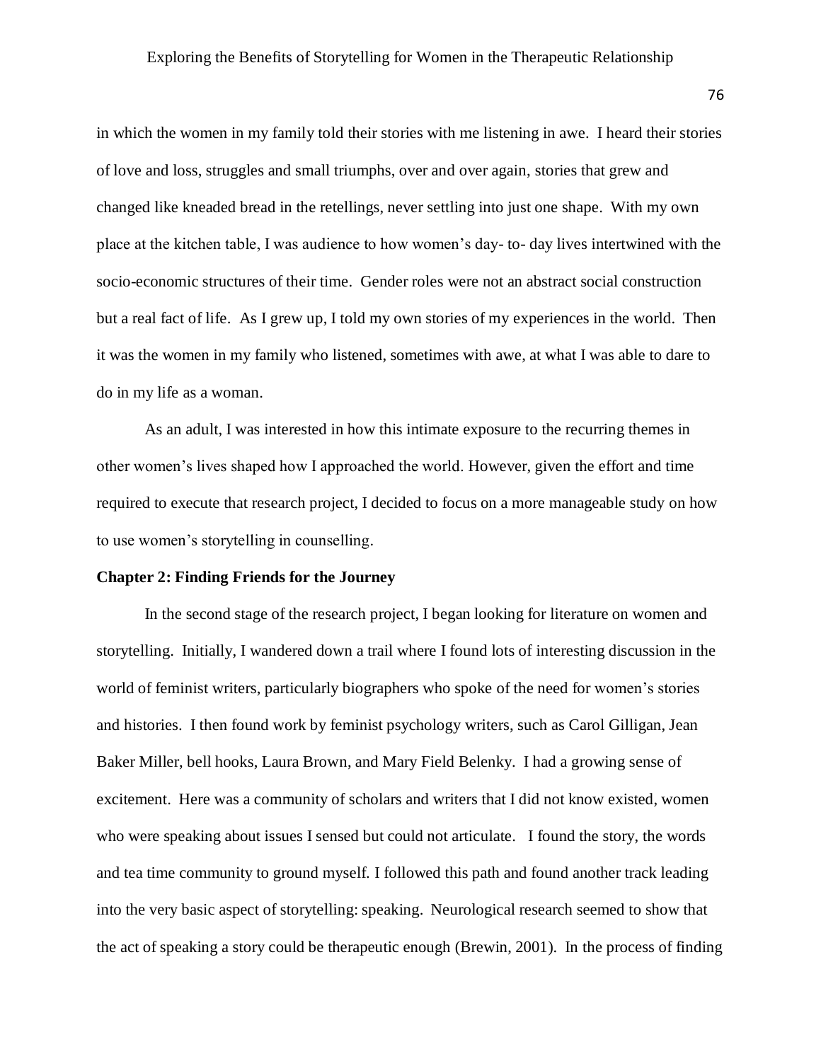in which the women in my family told their stories with me listening in awe. I heard their stories of love and loss, struggles and small triumphs, over and over again, stories that grew and changed like kneaded bread in the retellings, never settling into just one shape. With my own place at the kitchen table, I was audience to how women's day- to- day lives intertwined with the socio-economic structures of their time. Gender roles were not an abstract social construction but a real fact of life. As I grew up, I told my own stories of my experiences in the world. Then it was the women in my family who listened, sometimes with awe, at what I was able to dare to do in my life as a woman.

As an adult, I was interested in how this intimate exposure to the recurring themes in other women's lives shaped how I approached the world. However, given the effort and time required to execute that research project, I decided to focus on a more manageable study on how to use women's storytelling in counselling.

**Chapter 2: Finding Friends for the Journey**

In the second stage of the research project, I began looking for literature on women and storytelling. Initially, I wandered down a trail where I found lots of interesting discussion in the world of feminist writers, particularly biographers who spoke of the need for women's stories and histories. I then found work by feminist psychology writers, such as Carol Gilligan, Jean Baker Miller, bell hooks, Laura Brown, and Mary Field Belenky. I had a growing sense of excitement. Here was a community of scholars and writers that I did not know existed, women who were speaking about issues I sensed but could not articulate. I found the story, the words and tea time community to ground myself. I followed this path and found another track leading into the very basic aspect of storytelling: speaking. Neurological research seemed to show that the act of speaking a story could be therapeutic enough (Brewin, 2001). In the process of finding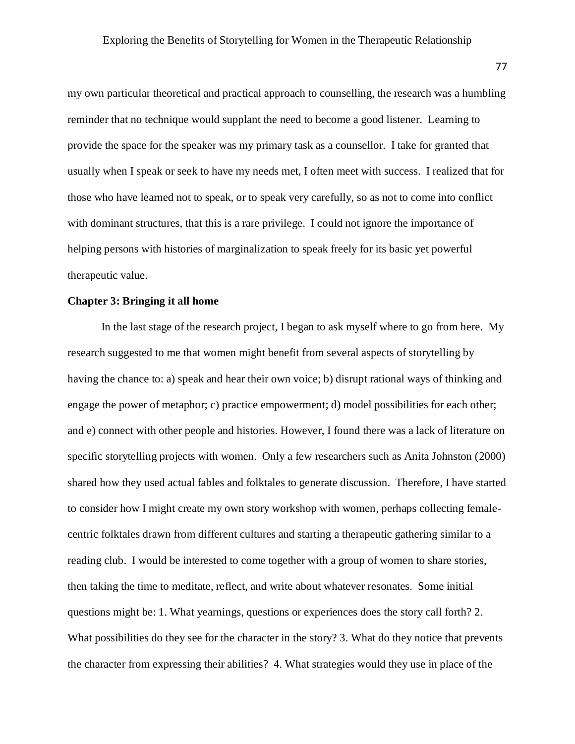my own particular theoretical and practical approach to counselling, the research was a humbling reminder that no technique would supplant the need to become a good listener. Learning to provide the space for the speaker was my primary task as a counsellor. I take for granted that usually when I speak or seek to have my needs met, I often meet with success. I realized that for those who have learned not to speak, or to speak very carefully, so as not to come into conflict with dominant structures, that this is a rare privilege. I could not ignore the importance of helping persons with histories of marginalization to speak freely for its basic yet powerful therapeutic value.

**Chapter 3: Bringing it all home**

In the last stage of the research project, I began to ask myself where to go from here. My research suggested to me that women might benefit from several aspects of storytelling by having the chance to: a) speak and hear their own voice; b) disrupt rational ways of thinking and engage the power of metaphor; c) practice empowerment; d) model possibilities for each other; and e) connect with other people and histories. However, I found there was a lack of literature on specific storytelling projects with women. Only a few researchers such as Anita Johnston (2000) shared how they used actual fables and folktales to generate discussion. Therefore, I have started to consider how I might create my own story workshop with women, perhaps collecting female-centric folktales drawn from different cultures and starting a therapeutic gathering similar to a reading club. I would be interested to come together with a group of women to share stories, then taking the time to meditate, reflect, and write about whatever resonates. Some initial questions might be: 1. What yearnings, questions or experiences does the story call forth? 2. What possibilities do they see for the character in the story? 3. What do they notice that prevents the character from expressing their abilities? 4. What strategies would they use in place of the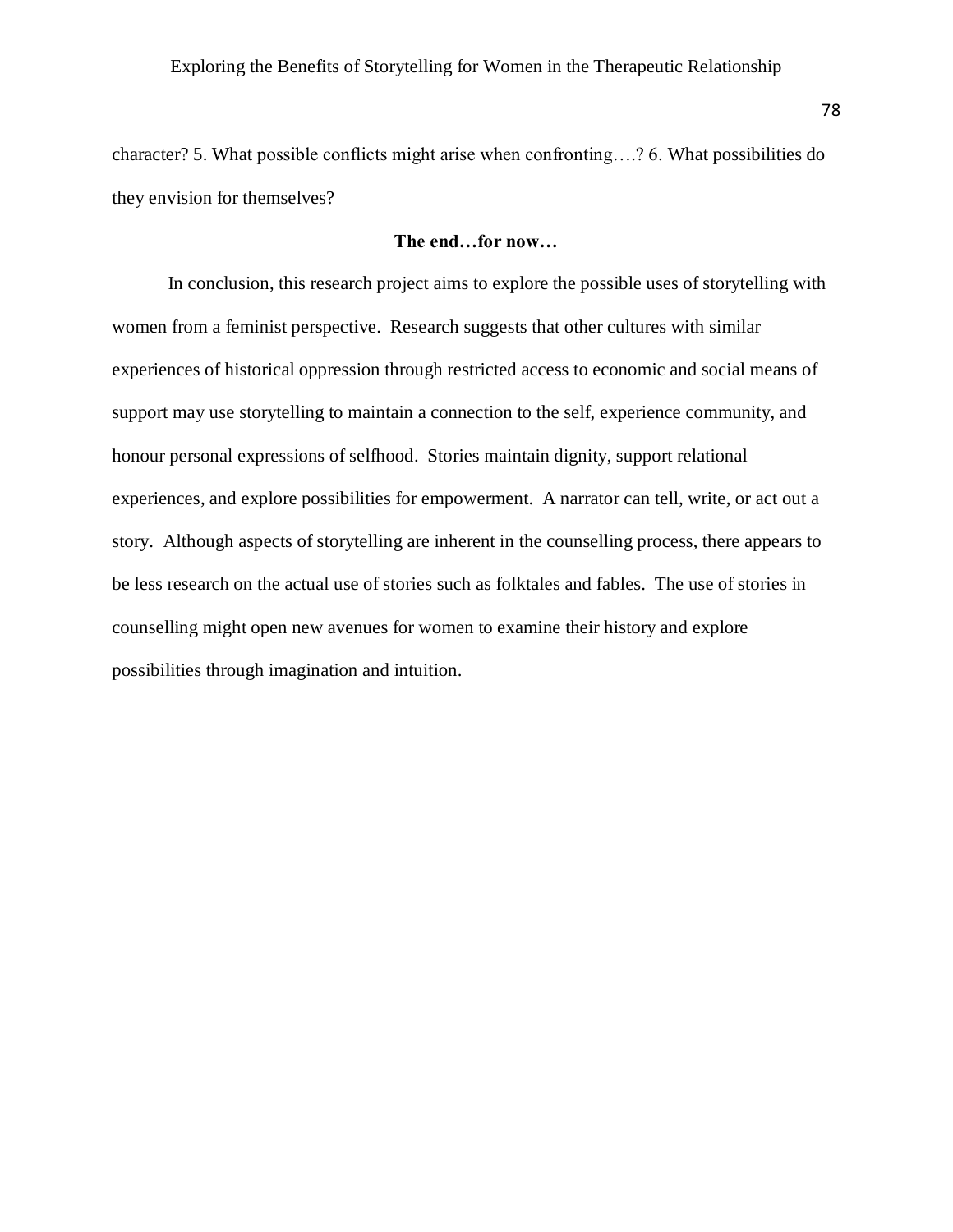character? 5. What possible conflicts might arise when confronting….? 6. What possibilities do they envision for themselves?

**The end…for now…**

In conclusion, this research project aims to explore the possible uses of storytelling with women from a feminist perspective. Research suggests that other cultures with similar experiences of historical oppression through restricted access to economic and social means of support may use storytelling to maintain a connection to the self, experience community, and honour personal expressions of selfhood. Stories maintain dignity, support relational experiences, and explore possibilities for empowerment. A narrator can tell, write, or act out a story. Although aspects of storytelling are inherent in the counselling process, there appears to be less research on the actual use of stories such as folktales and fables. The use of stories in counselling might open new avenues for women to examine their history and explore possibilities through imagination and intuition.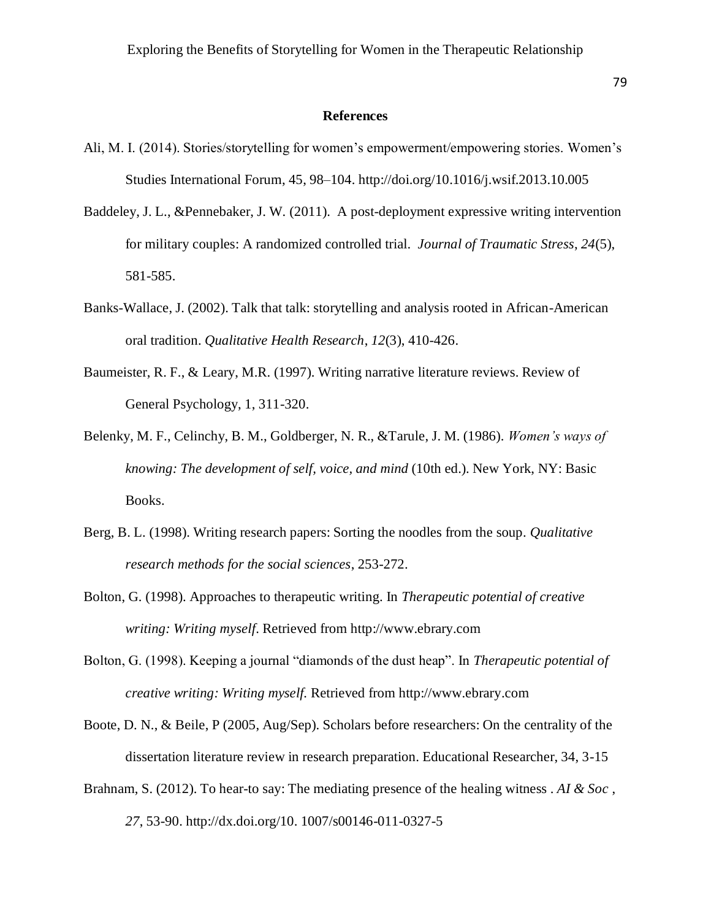## References

Ali, M. I. (2014). Stories/storytelling for women's empowerment/empowering stories. Women's Studies International Forum, 45, 98–104. http://doi.org/10.1016/j.wsif.2013.10.005

Baddeley, J. L., &Pennebaker, J. W. (2011). A post-deployment expressive writing intervention for military couples: A randomized controlled trial. *Journal of Traumatic Stress*, *24*(5), 581-585.

Banks-Wallace, J. (2002). Talk that talk: storytelling and analysis rooted in African-American oral tradition. *Qualitative Health Research*, *12*(3), 410-426.

Baumeister, R. F., & Leary, M.R. (1997). Writing narrative literature reviews. Review of General Psychology, 1, 311-320.

Belenky, M. F., Celinchy, B. M., Goldberger, N. R., &Tarule, J. M. (1986). *Women's ways of knowing: The development of self, voice, and mind* (10th ed.). New York, NY: Basic Books.

Berg, B. L. (1998). Writing research papers: Sorting the noodles from the soup. *Qualitative research methods for the social sciences*, 253-272.

Bolton, G. (1998). Approaches to therapeutic writing. In *Therapeutic potential of creative writing: Writing myself*. Retrieved from http://www.ebrary.com

Bolton, G. (1998). Keeping a journal "diamonds of the dust heap". In *Therapeutic potential of creative writing: Writing myself.* Retrieved from http://www.ebrary.com

Boote, D. N., & Beile, P (2005, Aug/Sep). Scholars before researchers: On the centrality of the dissertation literature review in research preparation. Educational Researcher, 34, 3-15

Brahnam, S. (2012). To hear-to say: The mediating presence of the healing witness . *AI & Soc* , *27*, 53-90. http://dx.doi.org/10. 1007/s00146-011-0327-5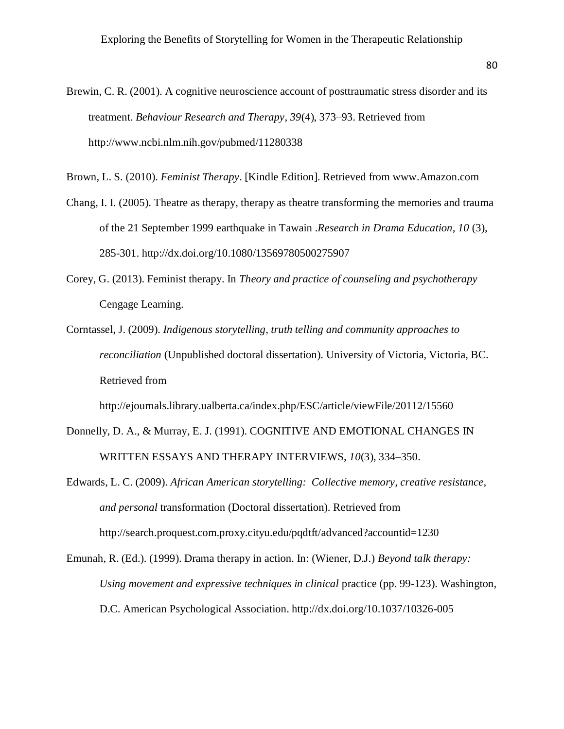Brewin, C. R. (2001). A cognitive neuroscience account of posttraumatic stress disorder and its treatment. *Behaviour Research and Therapy*, *39*(4), 373–93. Retrieved from http://www.ncbi.nlm.nih.gov/pubmed/11280338

Brown, L. S. (2010). *Feminist Therapy*. [Kindle Edition]. Retrieved from www.Amazon.com

Chang, I. I. (2005). Theatre as therapy, therapy as theatre transforming the memories and trauma of the 21 September 1999 earthquake in Tawain .*Research in Drama Education, 10* (3), 285-301. http://dx.doi.org/10.1080/13569780500275907

Corey, G. (2013). Feminist therapy. In *Theory and practice of counseling and psychotherapy* Cengage Learning.

Corntassel, J. (2009). *Indigenous storytelling, truth telling and community approaches to reconciliation* (Unpublished doctoral dissertation). University of Victoria, Victoria, BC. Retrieved from

http://ejournals.library.ualberta.ca/index.php/ESC/article/viewFile/20112/15560

Donnelly, D. A., & Murray, E. J. (1991). COGNITIVE AND EMOTIONAL CHANGES IN WRITTEN ESSAYS AND THERAPY INTERVIEWS, *10*(3), 334–350.

Edwards, L. C. (2009). *African American storytelling: Collective memory, creative resistance, and personal* transformation (Doctoral dissertation). Retrieved from http://search.proquest.com.proxy.cityu.edu/pqdtft/advanced?accountid=1230

Emunah, R. (Ed.). (1999). Drama therapy in action. In: (Wiener, D.J.) *Beyond talk therapy: Using movement and expressive techniques in clinical* practice (pp. 99-123). Washington, D.C. American Psychological Association. http://dx.doi.org/10.1037/10326-005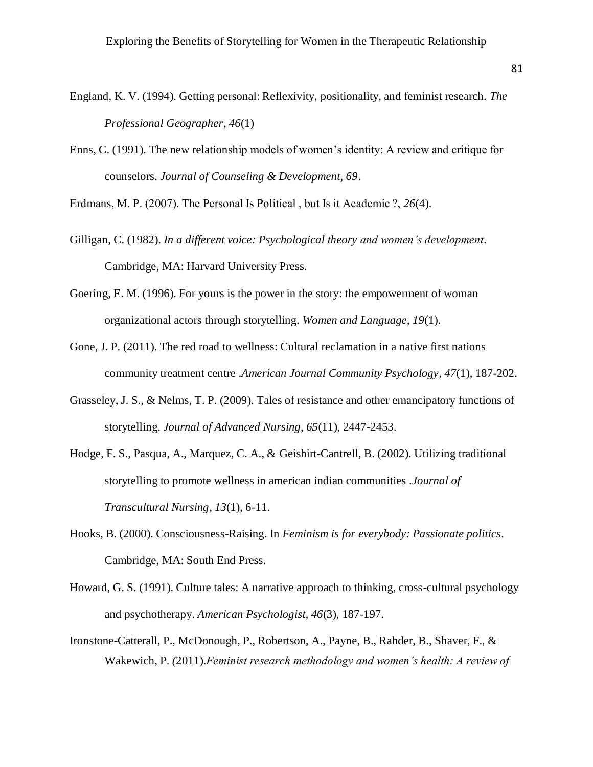England, K. V. (1994). Getting personal: Reflexivity, positionality, and feminist research. *The Professional Geographer*, *46*(1)

Enns, C. (1991). The new relationship models of women's identity: A review and critique for counselors. *Journal of Counseling & Development*, *69*.

Erdmans, M. P. (2007). The Personal Is Political , but Is it Academic ?, *26*(4).

Gilligan, C. (1982). *In a different voice: Psychological theory and women's development*. Cambridge, MA: Harvard University Press.

Goering, E. M. (1996). For yours is the power in the story: the empowerment of woman organizational actors through storytelling. *Women and Language*, *19*(1).

Gone, J. P. (2011). The red road to wellness: Cultural reclamation in a native first nations community treatment centre .*American Journal Community Psychology*, *47*(1), 187-202.

Grasseley, J. S., & Nelms, T. P. (2009). Tales of resistance and other emancipatory functions of storytelling. *Journal of Advanced Nursing*, *65*(11), 2447-2453.

Hodge, F. S., Pasqua, A., Marquez, C. A., & Geishirt-Cantrell, B. (2002). Utilizing traditional storytelling to promote wellness in american indian communities .*Journal of Transcultural Nursing*, *13*(1), 6-11.

Hooks, B. (2000). Consciousness-Raising. In *Feminism is for everybody: Passionate politics*. Cambridge, MA: South End Press.

Howard, G. S. (1991). Culture tales: A narrative approach to thinking, cross-cultural psychology and psychotherapy. *American Psychologist*, *46*(3), 187-197.

Ironstone-Catterall, P., McDonough, P., Robertson, A., Payne, B., Rahder, B., Shaver, F., & Wakewich, P. (2011).*Feminist research methodology and women's health: A review of*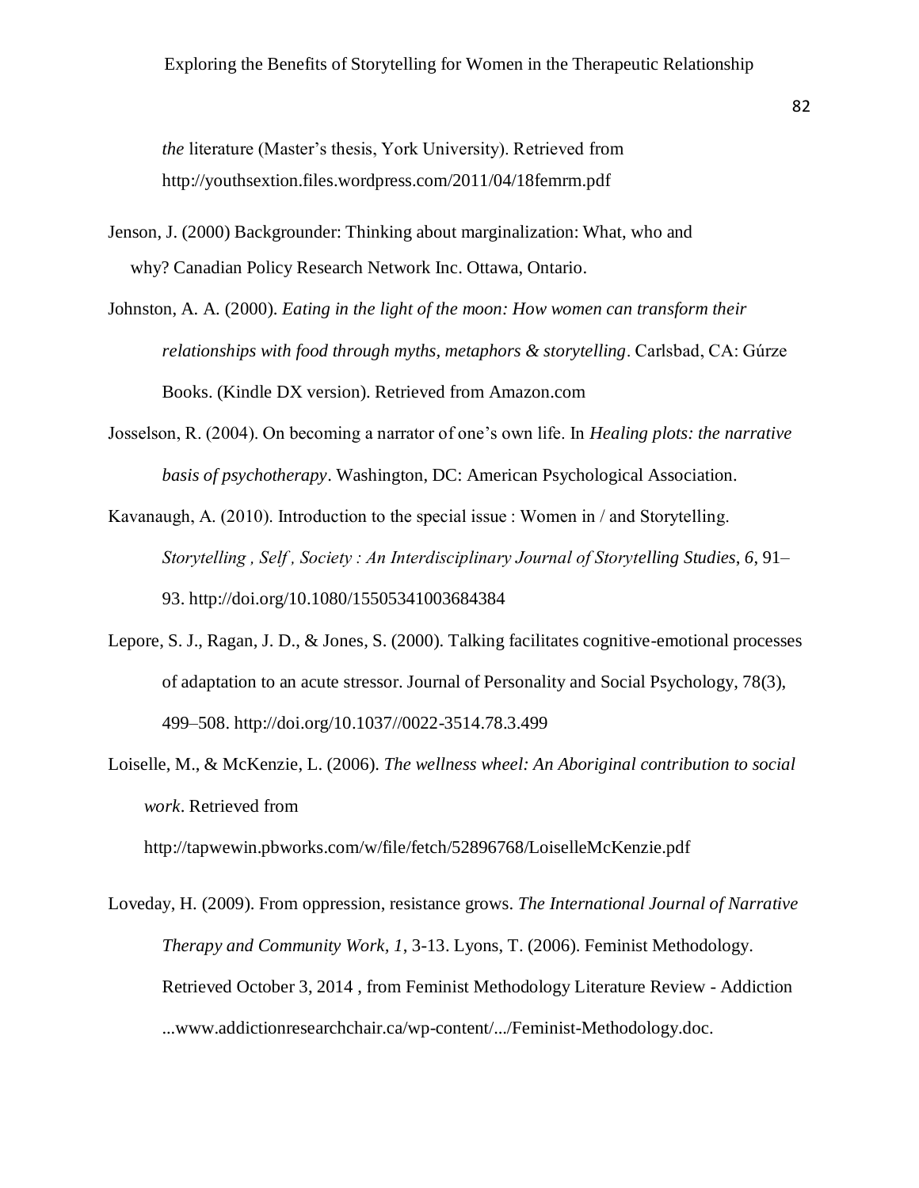*the* literature (Master's thesis, York University). Retrieved from http://youthsextion.files.wordpress.com/2011/04/18femrm.pdf

Jenson, J. (2000) Backgrounder: Thinking about marginalization: What, who and why? Canadian Policy Research Network Inc. Ottawa, Ontario.

Johnston, A. A. (2000). *Eating in the light of the moon: How women can transform their relationships with food through myths, metaphors & storytelling*. Carlsbad, CA: Gúrze Books. (Kindle DX version). Retrieved from Amazon.com

Josselson, R. (2004). On becoming a narrator of one's own life. In *Healing plots: the narrative basis of psychotherapy*. Washington, DC: American Psychological Association.

Kavanaugh, A. (2010). Introduction to the special issue : Women in / and Storytelling. *Storytelling , Self , Society : An Interdisciplinary Journal of Storytelling Studies*, *6*, 91–93. http://doi.org/10.1080/15505341003684384

Lepore, S. J., Ragan, J. D., & Jones, S. (2000). Talking facilitates cognitive-emotional processes of adaptation to an acute stressor. Journal of Personality and Social Psychology, 78(3), 499–508. http://doi.org/10.1037//0022-3514.78.3.499

Loiselle, M., & McKenzie, L. (2006). *The wellness wheel: An Aboriginal contribution to social work*. Retrieved from http://tapwewin.pbworks.com/w/file/fetch/52896768/LoiselleMcKenzie.pdf

Loveday, H. (2009). From oppression, resistance grows. *The International Journal of Narrative Therapy and Community Work, 1*, 3-13. Lyons, T. (2006). Feminist Methodology. Retrieved October 3, 2014 , from Feminist Methodology Literature Review - Addiction ...www.addictionresearchchair.ca/wp-content/.../Feminist-Methodology.doc.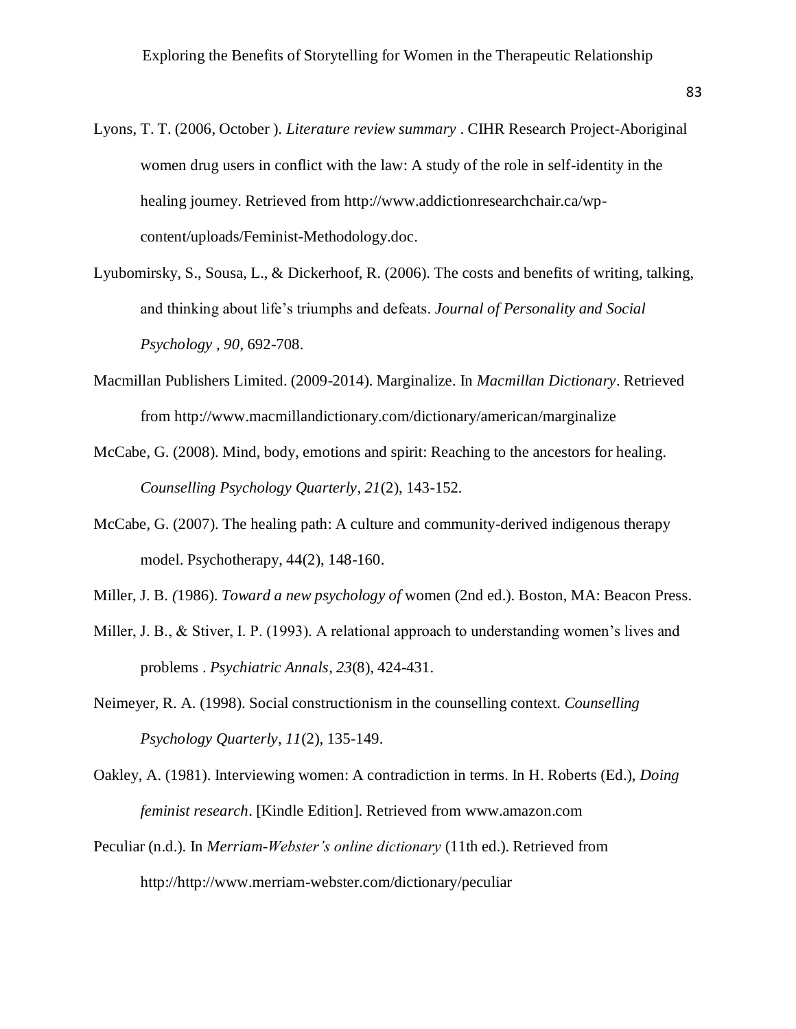Lyons, T. T. (2006, October ). *Literature review summary* . CIHR Research Project-Aboriginal women drug users in conflict with the law: A study of the role in self-identity in the healing journey. Retrieved from http://www.addictionresearchchair.ca/wp-content/uploads/Feminist-Methodology.doc.

Lyubomirsky, S., Sousa, L., & Dickerhoof, R. (2006). The costs and benefits of writing, talking, and thinking about life's triumphs and defeats. *Journal of Personality and Social Psychology* , *90*, 692-708.

Macmillan Publishers Limited. (2009-2014). Marginalize. In *Macmillan Dictionary*. Retrieved from http://www.macmillandictionary.com/dictionary/american/marginalize

McCabe, G. (2008). Mind, body, emotions and spirit: Reaching to the ancestors for healing. *Counselling Psychology Quarterly*, *21*(2), 143-152.

McCabe, G. (2007). The healing path: A culture and community-derived indigenous therapy model. Psychotherapy, 44(2), 148-160.

Miller, J. B. *(*1986). *Toward a new psychology of* women (2nd ed.). Boston, MA: Beacon Press.

Miller, J. B., & Stiver, I. P. (1993). A relational approach to understanding women's lives and problems . *Psychiatric Annals*, *23*(8), 424-431.

Neimeyer, R. A. (1998). Social constructionism in the counselling context. *Counselling Psychology Quarterly*, *11*(2), 135-149.

Oakley, A. (1981). Interviewing women: A contradiction in terms. In H. Roberts (Ed.), *Doing feminist research*. [Kindle Edition]. Retrieved from www.amazon.com

Peculiar (n.d.). In *Merriam-Webster's online dictionary* (11th ed.). Retrieved from http://http://www.merriam-webster.com/dictionary/peculiar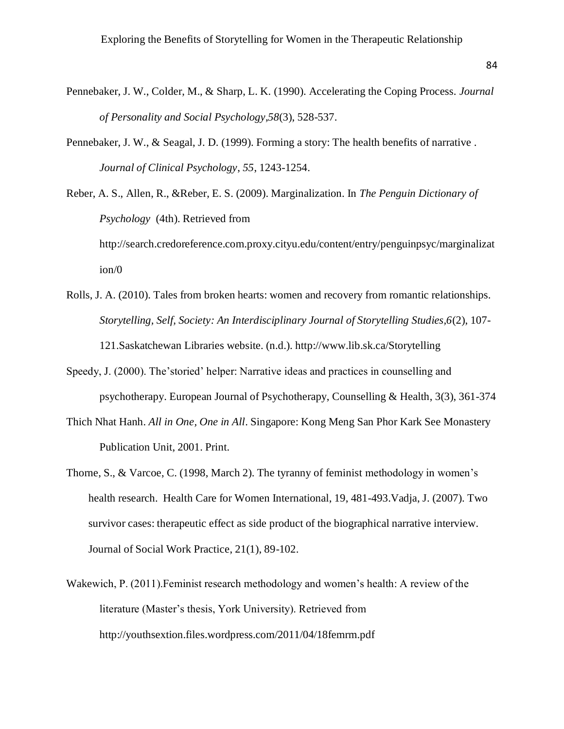Pennebaker, J. W., Colder, M., & Sharp, L. K. (1990). Accelerating the Coping Process. *Journal of Personality and Social Psychology,58*(3), 528-537.

Pennebaker, J. W., & Seagal, J. D. (1999). Forming a story: The health benefits of narrative . *Journal of Clinical Psychology*, *55*, 1243-1254.

Reber, A. S., Allen, R., &Reber, E. S. (2009). Marginalization. In *The Penguin Dictionary of Psychology* (4th). Retrieved from http://search.credoreference.com.proxy.cityu.edu/content/entry/penguinpsyc/marginalization/0

Rolls, J. A. (2010). Tales from broken hearts: women and recovery from romantic relationships. *Storytelling, Self, Society: An Interdisciplinary Journal of Storytelling Studies,6*(2), 107-121.Saskatchewan Libraries website. (n.d.). http://www.lib.sk.ca/Storytelling

Speedy, J. (2000). The'storied' helper: Narrative ideas and practices in counselling and psychotherapy. European Journal of Psychotherapy, Counselling & Health, 3(3), 361-374

Thich Nhat Hanh. *All in One, One in All*. Singapore: Kong Meng San Phor Kark See Monastery Publication Unit, 2001. Print.

Thorne, S., & Varcoe, C. (1998, March 2). The tyranny of feminist methodology in women's health research. Health Care for Women International, 19, 481-493.Vadja, J. (2007). Two survivor cases: therapeutic effect as side product of the biographical narrative interview. Journal of Social Work Practice, 21(1), 89-102.

Wakewich, P. (2011).Feminist research methodology and women's health: A review of the literature (Master's thesis, York University). Retrieved from http://youthsextion.files.wordpress.com/2011/04/18femrm.pdf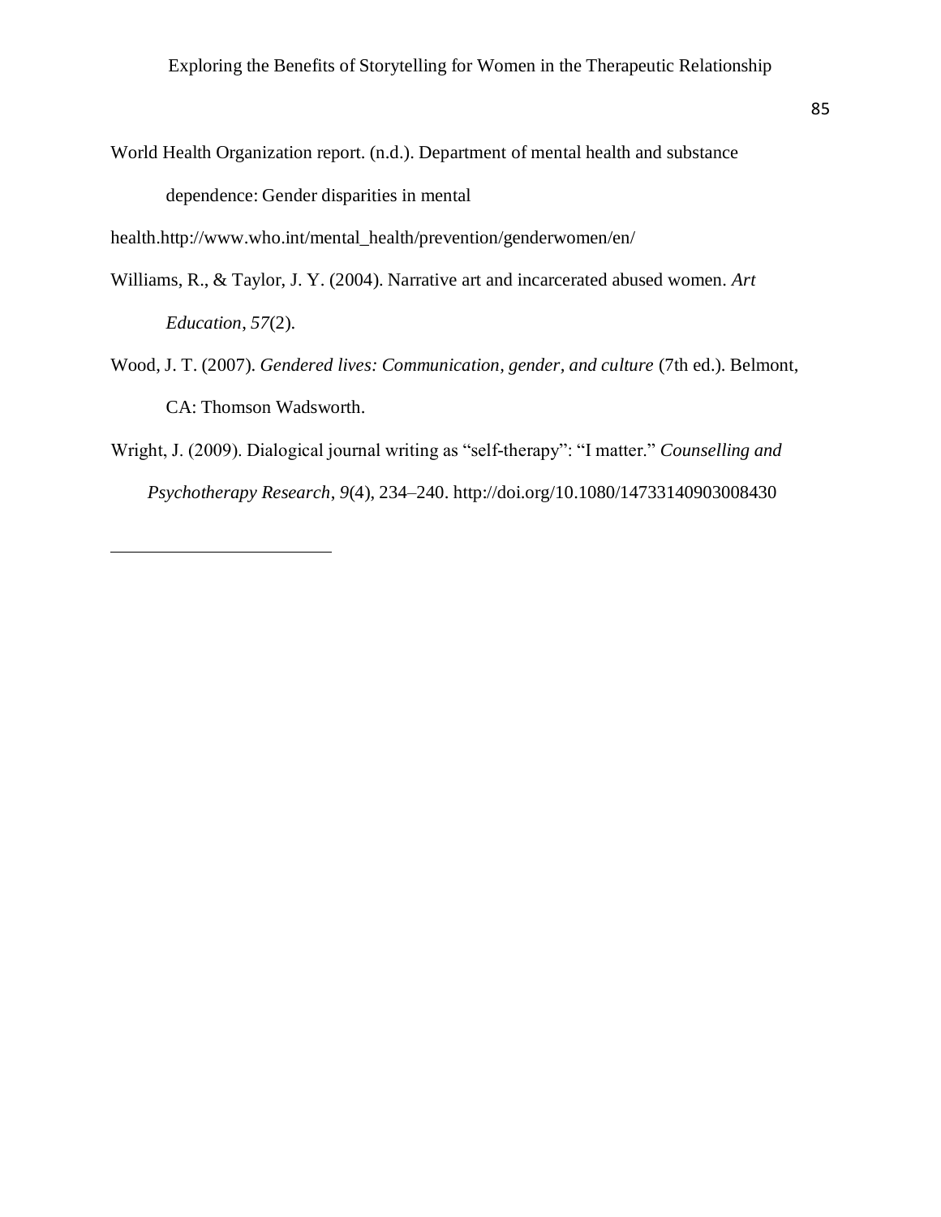World Health Organization report. (n.d.). Department of mental health and substance dependence: Gender disparities in mental health.http://www.who.int/mental_health/prevention/genderwomen/en/

Williams, R., & Taylor, J. Y. (2004). Narrative art and incarcerated abused women. *Art Education*, *57*(2).

Wood, J. T. (2007). *Gendered lives: Communication, gender, and culture* (7th ed.). Belmont, CA: Thomson Wadsworth.

Wright, J. (2009). Dialogical journal writing as "self-therapy": "I matter." *Counselling and Psychotherapy Research*, *9*(4), 234–240. http://doi.org/10.1080/14733140903008430